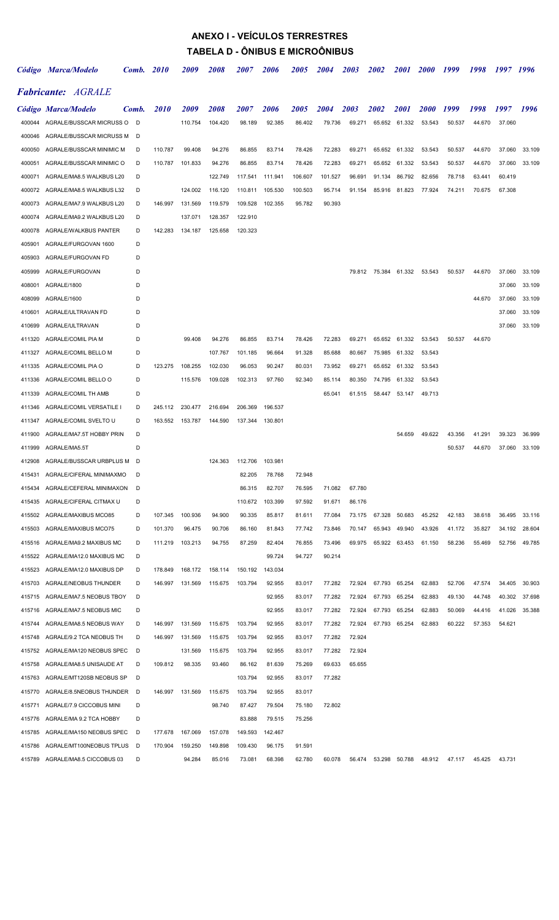# ANEXO I - VEÍCULOS TERRESTRES

## TABELA D - ÔNIBUS E MICROÔNIBUS

### *Fabricante: AGRALE*

| *Código* | *Marca/Modelo* | *Comb.* | *2010* | *2009* | *2008* | *2007* | *2006* | *2005* | *2004* | *2003* | *2002* | *2001* | *2000* | *1999* | *1998* | *1997* | *1996* |
|---|---|---|---|---|---|---|---|---|---|---|---|---|---|---|---|---|---|
| 400044 | AGRALE/BUSSCAR MICRUSS O | D | | 110.754 | 104.420 | 98.189 | 92.385 | 86.402 | 79.736 | 69.271 | 65.652 | 61.332 | 53.543 | 50.537 | 44.670 | 37.060 | |
| 400046 | AGRALE/BUSSCAR MICRUSS M | D | | | | | | | | | | | | | | | |
| 400050 | AGRALE/BUSSCAR MINIMIC M | D | 110.787 | 99.408 | 94.276 | 86.855 | 83.714 | 78.426 | 72.283 | 69.271 | 65.652 | 61.332 | 53.543 | 50.537 | 44.670 | 37.060 | 33.109 |
| 400051 | AGRALE/BUSSCAR MINIMIC O | D | 110.787 | 101.833 | 94.276 | 86.855 | 83.714 | 78.426 | 72.283 | 69.271 | 65.652 | 61.332 | 53.543 | 50.537 | 44.670 | 37.060 | 33.109 |
| 400071 | AGRALE/MA8.5 WALKBUS L20 | D | | | 122.749 | 117.541 | 111.941 | 106.607 | 101.527 | 96.691 | 91.134 | 86.792 | 82.656 | 78.718 | 63.441 | 60.419 | |
| 400072 | AGRALE/MA8.5 WALKBUS L32 | D | | 124.002 | 116.120 | 110.811 | 105.530 | 100.503 | 95.714 | 91.154 | 85.916 | 81.823 | 77.924 | 74.211 | 70.675 | 67.308 | |
| 400073 | AGRALE/MA7.9 WALKBUS L20 | D | 146.997 | 131.569 | 119.579 | 109.528 | 102.355 | 95.782 | 90.393 | | | | | | | | |
| 400074 | AGRALE/MA9.2 WALKBUS L20 | D | | 137.071 | 128.357 | 122.910 | | | | | | | | | | | |
| 400078 | AGRALE/WALKBUS PANTER | D | 142.283 | 134.187 | 125.658 | 120.323 | | | | | | | | | | | |
| 405901 | AGRALE/FURGOVAN 1600 | D | | | | | | | | | | | | | | | |
| 405903 | AGRALE/FURGOVAN FD | D | | | | | | | | | | | | | | | |
| 405999 | AGRALE/FURGOVAN | D | | | | | | | | 79.812 | 75.384 | 61.332 | 53.543 | 50.537 | 44.670 | 37.060 | 33.109 |
| 408001 | AGRALE/1800 | D | | | | | | | | | | | | | | 37.060 | 33.109 |
| 408099 | AGRALE/1600 | D | | | | | | | | | | | | | 44.670 | 37.060 | 33.109 |
| 410601 | AGRALE/ULTRAVAN FD | D | | | | | | | | | | | | | | 37.060 | 33.109 |
| 410699 | AGRALE/ULTRAVAN | D | | | | | | | | | | | | | | 37.060 | 33.109 |
| 411320 | AGRALE/COMIL PIA M | D | | 99.408 | 94.276 | 86.855 | 83.714 | 78.426 | 72.283 | 69.271 | 65.652 | 61.332 | 53.543 | 50.537 | 44.670 | | |
| 411327 | AGRALE/COMIL BELLO M | D | | | 107.767 | 101.185 | 96.664 | 91.328 | 85.688 | 80.667 | 75.985 | 61.332 | 53.543 | | | | |
| 411335 | AGRALE/COMIL PIA O | D | 123.275 | 108.255 | 102.030 | 96.053 | 90.247 | 80.031 | 73.952 | 69.271 | 65.652 | 61.332 | 53.543 | | | | |
| 411336 | AGRALE/COMIL BELLO O | D | | 115.576 | 109.028 | 102.313 | 97.760 | 92.340 | 85.114 | 80.350 | 74.795 | 61.332 | 53.543 | | | | |
| 411339 | AGRALE/COMIL TH AMB | D | | | | | | | 65.041 | 61.515 | 58.447 | 53.147 | 49.713 | | | | |
| 411346 | AGRALE/COMIL VERSATILE I | D | 245.112 | 230.477 | 216.694 | 206.369 | 196.537 | | | | | | | | | | |
| 411347 | AGRALE/COMIL SVELTO U | D | 163.552 | 153.787 | 144.590 | 137.344 | 130.801 | | | | | | | | | | |
| 411900 | AGRALE/MA7.5T HOBBY PRIN | D | | | | | | | | | | 54.659 | 49.622 | 43.356 | 41.291 | 39.323 | 36.999 |
| 411999 | AGRALE/MA5.5T | D | | | | | | | | | | | | 50.537 | 44.670 | 37.060 | 33.109 |
| 412908 | AGRALE/BUSSCAR URBPLUS M | D | | | 124.363 | 112.706 | 103.981 | | | | | | | | | | |
| 415431 | AGRALE/CIFERAL MINIMAXMO | D | | | | 82.205 | 78.768 | 72.948 | | | | | | | | | |
| 415434 | AGRALE/CEFERAL MINIMAXON | D | | | | 86.315 | 82.707 | 76.595 | 71.082 | 67.780 | | | | | | | |
| 415435 | AGRALE/CIFERAL CITMAX U | D | | | | 110.672 | 103.399 | 97.592 | 91.671 | 86.176 | | | | | | | |
| 415502 | AGRALE/MAXIBUS MCO85 | D | 107.345 | 100.936 | 94.900 | 90.335 | 85.817 | 81.611 | 77.084 | 73.175 | 67.328 | 50.683 | 45.252 | 42.183 | 38.618 | 36.495 | 33.116 |
| 415503 | AGRALE/MAXIBUS MCO75 | D | 101.370 | 96.475 | 90.706 | 86.160 | 81.843 | 77.742 | 73.846 | 70.147 | 65.943 | 49.940 | 43.926 | 41.172 | 35.827 | 34.192 | 28.604 |
| 415516 | AGRALE/MA9.2 MAXIBUS MC | D | 111.219 | 103.213 | 94.755 | 87.259 | 82.404 | 76.855 | 73.496 | 69.975 | 65.922 | 63.453 | 61.150 | 58.236 | 55.469 | 52.756 | 49.785 |
| 415522 | AGRALE/MA12.0 MAXIBUS MC | D | | | | | 99.724 | 94.727 | 90.214 | | | | | | | | |
| 415523 | AGRALE/MA12.0 MAXIBUS DP | D | 178.849 | 168.172 | 158.114 | 150.192 | 143.034 | | | | | | | | | | |
| 415703 | AGRALE/NEOBUS THUNDER | D | 146.997 | 131.569 | 115.675 | 103.794 | 92.955 | 83.017 | 77.282 | 72.924 | 67.793 | 65.254 | 62.883 | 52.706 | 47.574 | 34.405 | 30.903 |
| 415715 | AGRALE/MA7.5 NEOBUS TBOY | D | | | | | 92.955 | 83.017 | 77.282 | 72.924 | 67.793 | 65.254 | 62.883 | 49.130 | 44.748 | 40.302 | 37.698 |
| 415716 | AGRALE/MA7.5 NEOBUS MIC | D | | | | | 92.955 | 83.017 | 77.282 | 72.924 | 67.793 | 65.254 | 62.883 | 50.069 | 44.416 | 41.026 | 35.388 |
| 415744 | AGRALE/MA8.5 NEOBUS WAY | D | 146.997 | 131.569 | 115.675 | 103.794 | 92.955 | 83.017 | 77.282 | 72.924 | 67.793 | 65.254 | 62.883 | 60.222 | 57.353 | 54.621 | |
| 415748 | AGRALE/9.2 TCA NEOBUS TH | D | 146.997 | 131.569 | 115.675 | 103.794 | 92.955 | 83.017 | 77.282 | 72.924 | | | | | | | |
| 415752 | AGRALE/MA120 NEOBUS SPEC | D | | 131.569 | 115.675 | 103.794 | 92.955 | 83.017 | 77.282 | 72.924 | | | | | | | |
| 415758 | AGRALE/MA8.5 UNISAUDE AT | D | 109.812 | 98.335 | 93.460 | 86.162 | 81.639 | 75.269 | 69.633 | 65.655 | | | | | | | |
| 415763 | AGRALE/MT120SB NEOBUS SP | D | | | | 103.794 | 92.955 | 83.017 | 77.282 | | | | | | | | |
| 415770 | AGRALE/8.5NEOBUS THUNDER | D | 146.997 | 131.569 | 115.675 | 103.794 | 92.955 | 83.017 | | | | | | | | | |
| 415771 | AGRALE/7.9 CICCOBUS MINI | D | | | 98.740 | 87.427 | 79.504 | 75.180 | 72.802 | | | | | | | | |
| 415776 | AGRALE/MA 9.2 TCA HOBBY | D | | | | 83.888 | 79.515 | 75.256 | | | | | | | | | |
| 415785 | AGRALE/MA150 NEOBUS SPEC | D | 177.678 | 167.069 | 157.078 | 149.593 | 142.467 | | | | | | | | | | |
| 415786 | AGRALE/MT100NEOBUS TPLUS | D | 170.904 | 159.250 | 149.898 | 109.430 | 96.175 | 91.591 | | | | | | | | | |
| 415789 | AGRALE/MA8.5 CICCOBUS 03 | D | | 94.284 | 85.016 | 73.081 | 68.398 | 62.780 | 60.078 | 56.474 | 53.298 | 50.788 | 48.912 | 47.117 | 45.425 | 43.731 | |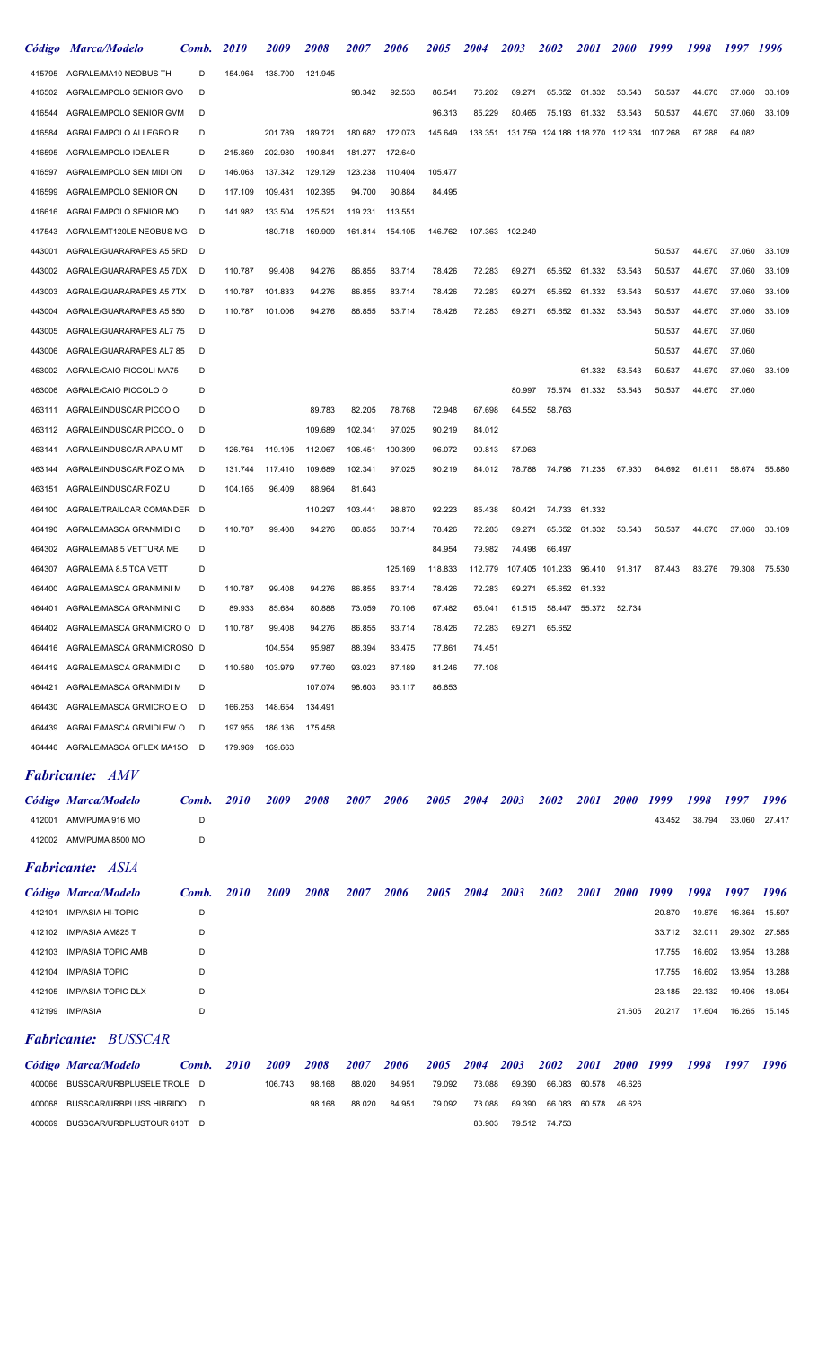| Código | Marca/Modelo | Comb. | 2010 | 2009 | 2008 | 2007 | 2006 | 2005 | 2004 | 2003 | 2002 | 2001 | 2000 | 1999 | 1998 | 1997 | 1996 |
|---|---|---|---|---|---|---|---|---|---|---|---|---|---|---|---|---|---|
| 415795 | AGRALE/MA10 NEOBUS TH | D | 154.964 | 138.700 | 121.945 | | | | | | | | | | | | |
| 416502 | AGRALE/MPOLO SENIOR GVO | D | | | | 98.342 | 92.533 | 86.541 | 76.202 | 69.271 | 65.652 | 61.332 | 53.543 | 50.537 | 44.670 | 37.060 | 33.109 |
| 416544 | AGRALE/MPOLO SENIOR GVM | D | | | | | | 96.313 | 85.229 | 80.465 | 75.193 | 61.332 | 53.543 | 50.537 | 44.670 | 37.060 | 33.109 |
| 416584 | AGRALE/MPOLO ALLEGRO R | D | | 201.789 | 189.721 | 180.682 | 172.073 | 145.649 | 138.351 | 131.759 | 124.188 | 118.270 | 112.634 | 107.268 | 67.288 | 64.082 | |
| 416595 | AGRALE/MPOLO IDEALE R | D | 215.869 | 202.980 | 190.841 | 181.277 | 172.640 | | | | | | | | | | |
| 416597 | AGRALE/MPOLO SEN MIDI ON | D | 146.063 | 137.342 | 129.129 | 123.238 | 110.404 | 105.477 | | | | | | | | | |
| 416599 | AGRALE/MPOLO SENIOR ON | D | 117.109 | 109.481 | 102.395 | 94.700 | 90.884 | 84.495 | | | | | | | | | |
| 416616 | AGRALE/MPOLO SENIOR MO | D | 141.982 | 133.504 | 125.521 | 119.231 | 113.551 | | | | | | | | | | |
| 417543 | AGRALE/MT120LE NEOBUS MG | D | | 180.718 | 169.909 | 161.814 | 154.105 | 146.762 | 107.363 | 102.249 | | | | | | | |
| 443001 | AGRALE/GUARARAPES A5 5RD | D | | | | | | | | | | | | 50.537 | 44.670 | 37.060 | 33.109 |
| 443002 | AGRALE/GUARARAPES A5 7DX | D | 110.787 | 99.408 | 94.276 | 86.855 | 83.714 | 78.426 | 72.283 | 69.271 | 65.652 | 61.332 | 53.543 | 50.537 | 44.670 | 37.060 | 33.109 |
| 443003 | AGRALE/GUARARAPES A5 7TX | D | 110.787 | 101.833 | 94.276 | 86.855 | 83.714 | 78.426 | 72.283 | 69.271 | 65.652 | 61.332 | 53.543 | 50.537 | 44.670 | 37.060 | 33.109 |
| 443004 | AGRALE/GUARARAPES A5 850 | D | 110.787 | 101.006 | 94.276 | 86.855 | 83.714 | 78.426 | 72.283 | 69.271 | 65.652 | 61.332 | 53.543 | 50.537 | 44.670 | 37.060 | 33.109 |
| 443005 | AGRALE/GUARARAPES AL7 75 | D | | | | | | | | | | | | 50.537 | 44.670 | 37.060 | |
| 443006 | AGRALE/GUARARAPES AL7 85 | D | | | | | | | | | | | | 50.537 | 44.670 | 37.060 | |
| 463002 | AGRALE/CAIO PICCOLI MA75 | D | | | | | | | | | | 61.332 | 53.543 | 50.537 | 44.670 | 37.060 | 33.109 |
| 463006 | AGRALE/CAIO PICCOLO O | D | | | | | | | | 80.997 | 75.574 | 61.332 | 53.543 | 50.537 | 44.670 | 37.060 | |
| 463111 | AGRALE/INDUSCAR PICCO O | D | | | 89.783 | 82.205 | 78.768 | 72.948 | 67.698 | 64.552 | 58.763 | | | | | | |
| 463112 | AGRALE/INDUSCAR PICCOL O | D | | | 109.689 | 102.341 | 97.025 | 90.219 | 84.012 | | | | | | | | |
| 463141 | AGRALE/INDUSCAR APA U MT | D | 126.764 | 119.195 | 112.067 | 106.451 | 100.399 | 96.072 | 90.813 | 87.063 | | | | | | | |
| 463144 | AGRALE/INDUSCAR FOZ O MA | D | 131.744 | 117.410 | 109.689 | 102.341 | 97.025 | 90.219 | 84.012 | 78.788 | 74.798 | 71.235 | 67.930 | 64.692 | 61.611 | 58.674 | 55.880 |
| 463151 | AGRALE/INDUSCAR FOZ U | D | 104.165 | 96.409 | 88.964 | 81.643 | | | | | | | | | | | |
| 464100 | AGRALE/TRAILCAR COMANDER | D | | | 110.297 | 103.441 | 98.870 | 92.223 | 85.438 | 80.421 | 74.733 | 61.332 | | | | | |
| 464190 | AGRALE/MASCA GRANMIDI O | D | 110.787 | 99.408 | 94.276 | 86.855 | 83.714 | 78.426 | 72.283 | 69.271 | 65.652 | 61.332 | 53.543 | 50.537 | 44.670 | 37.060 | 33.109 |
| 464302 | AGRALE/MA8.5 VETTURA ME | D | | | | | | 84.954 | 79.982 | 74.498 | 66.497 | | | | | | |
| 464307 | AGRALE/MA 8.5 TCA VETT | D | | | | | 125.169 | 118.833 | 112.779 | 107.405 | 101.233 | 96.410 | 91.817 | 87.443 | 83.276 | 79.308 | 75.530 |
| 464400 | AGRALE/MASCA GRANMINI M | D | 110.787 | 99.408 | 94.276 | 86.855 | 83.714 | 78.426 | 72.283 | 69.271 | 65.652 | 61.332 | | | | | |
| 464401 | AGRALE/MASCA GRANMINI O | D | 89.933 | 85.684 | 80.888 | 73.059 | 70.106 | 67.482 | 65.041 | 61.515 | 58.447 | 55.372 | 52.734 | | | | |
| 464402 | AGRALE/MASCA GRANMICRO O | D | 110.787 | 99.408 | 94.276 | 86.855 | 83.714 | 78.426 | 72.283 | 69.271 | 65.652 | | | | | | |
| 464416 | AGRALE/MASCA GRANMICROSO | D | | 104.554 | 95.987 | 88.394 | 83.475 | 77.861 | 74.451 | | | | | | | | |
| 464419 | AGRALE/MASCA GRANMIDI O | D | 110.580 | 103.979 | 97.760 | 93.023 | 87.189 | 81.246 | 77.108 | | | | | | | | |
| 464421 | AGRALE/MASCA GRANMIDI M | D | | | 107.074 | 98.603 | 93.117 | 86.853 | | | | | | | | | |
| 464430 | AGRALE/MASCA GRMICRO E O | D | 166.253 | 148.654 | 134.491 | | | | | | | | | | | | |
| 464439 | AGRALE/MASCA GRMIDI EW O | D | 197.955 | 186.136 | 175.458 | | | | | | | | | | | | |
| 464446 | AGRALE/MASCA GFLEX MA15O | D | 179.969 | 169.663 | | | | | | | | | | | | | |

## *Fabricante: AMV*

| Código | Marca/Modelo | Comb. | 2010 | 2009 | 2008 | 2007 | 2006 | 2005 | 2004 | 2003 | 2002 | 2001 | 2000 | 1999 | 1998 | 1997 | 1996 |
|---|---|---|---|---|---|---|---|---|---|---|---|---|---|---|---|---|---|
| 412001 | AMV/PUMA 916 MO | D | | | | | | | | | | | | 43.452 | 38.794 | 33.060 | 27.417 |
| 412002 | AMV/PUMA 8500 MO | D | | | | | | | | | | | | | | | |

## *Fabricante: ASIA*

| Código | Marca/Modelo | Comb. | 2010 | 2009 | 2008 | 2007 | 2006 | 2005 | 2004 | 2003 | 2002 | 2001 | 2000 | 1999 | 1998 | 1997 | 1996 |
|---|---|---|---|---|---|---|---|---|---|---|---|---|---|---|---|---|---|
| 412101 | IMP/ASIA HI-TOPIC | D | | | | | | | | | | | | 20.870 | 19.876 | 16.364 | 15.597 |
| 412102 | IMP/ASIA AM825 T | D | | | | | | | | | | | | 33.712 | 32.011 | 29.302 | 27.585 |
| 412103 | IMP/ASIA TOPIC AMB | D | | | | | | | | | | | | 17.755 | 16.602 | 13.954 | 13.288 |
| 412104 | IMP/ASIA TOPIC | D | | | | | | | | | | | | 17.755 | 16.602 | 13.954 | 13.288 |
| 412105 | IMP/ASIA TOPIC DLX | D | | | | | | | | | | | | 23.185 | 22.132 | 19.496 | 18.054 |
| 412199 | IMP/ASIA | D | | | | | | | | | | | 21.605 | 20.217 | 17.604 | 16.265 | 15.145 |

## *Fabricante: BUSSCAR*

| Código | Marca/Modelo | Comb. | 2010 | 2009 | 2008 | 2007 | 2006 | 2005 | 2004 | 2003 | 2002 | 2001 | 2000 | 1999 | 1998 | 1997 | 1996 |
|---|---|---|---|---|---|---|---|---|---|---|---|---|---|---|---|---|---|
| 400066 | BUSSCAR/URBPLUSELE TROLE | D | | 106.743 | 98.168 | 88.020 | 84.951 | 79.092 | 73.088 | 69.390 | 66.083 | 60.578 | 46.626 | | | | |
| 400068 | BUSSCAR/URBPLUSS HIBRIDO | D | | | 98.168 | 88.020 | 84.951 | 79.092 | 73.088 | 69.390 | 66.083 | 60.578 | 46.626 | | | | |
| 400069 | BUSSCAR/URBPLUSTOUR 610T | D | | | | | | | 83.903 | 79.512 | 74.753 | | | | | | |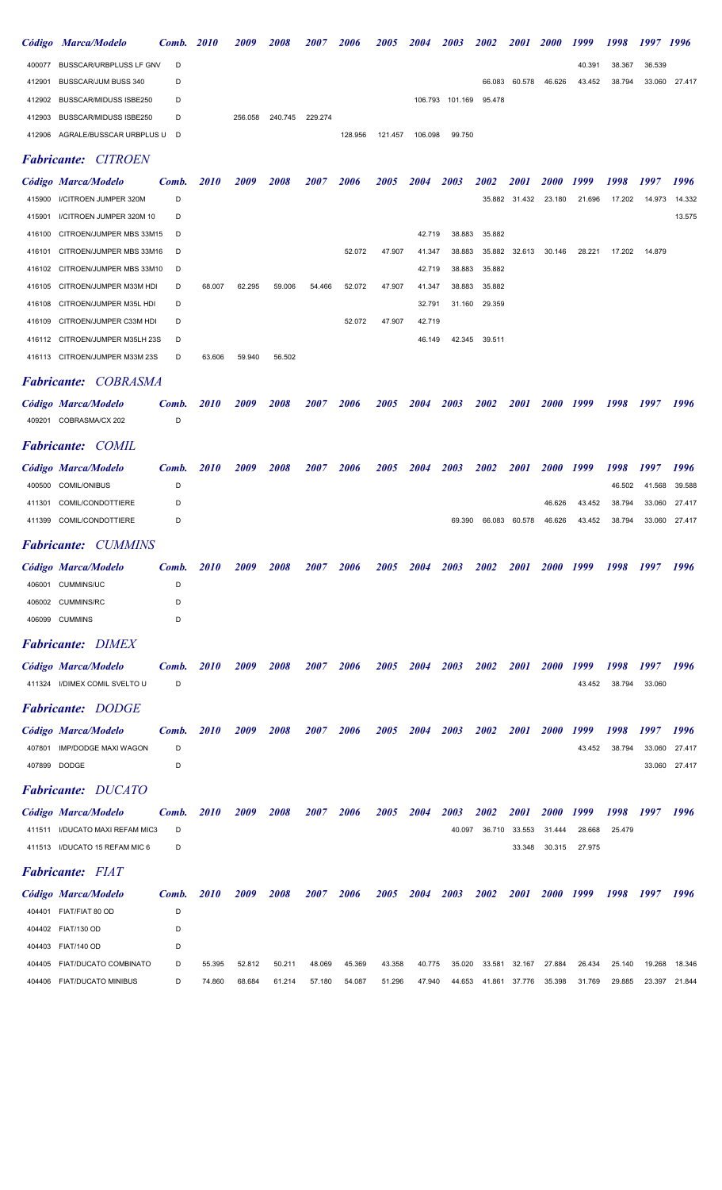| Código | Marca/Modelo | Comb. | 2010 | 2009 | 2008 | 2007 | 2006 | 2005 | 2004 | 2003 | 2002 | 2001 | 2000 | 1999 | 1998 | 1997 | 1996 |
|---|---|---|---|---|---|---|---|---|---|---|---|---|---|---|---|---|---|
| 400077 | BUSSCAR/URBPLUSS LF GNV | D | | | | | | | | | | | | 40.391 | 38.367 | 36.539 | |
| 412901 | BUSSCAR/JUM BUSS 340 | D | | | | | | | | | 66.083 | 60.578 | 46.626 | 43.452 | 38.794 | 33.060 | 27.417 |
| 412902 | BUSSCAR/MIDUSS ISBE250 | D | | | | | | | 106.793 | 101.169 | 95.478 | | | | | | |
| 412903 | BUSSCAR/MIDUSS ISBE250 | D | | 256.058 | 240.745 | 229.274 | | | | | | | | | | | |
| 412906 | AGRALE/BUSSCAR URBPLUS U | D | | | | | 128.956 | 121.457 | 106.098 | 99.750 | | | | | | | |

## *Fabricante: CITROEN*

| Código | Marca/Modelo | Comb. | 2010 | 2009 | 2008 | 2007 | 2006 | 2005 | 2004 | 2003 | 2002 | 2001 | 2000 | 1999 | 1998 | 1997 | 1996 |
|---|---|---|---|---|---|---|---|---|---|---|---|---|---|---|---|---|---|
| 415900 | I/CITROEN JUMPER 320M | D | | | | | | | | | 35.882 | 31.432 | 23.180 | 21.696 | 17.202 | 14.973 | 14.332 |
| 415901 | I/CITROEN JUMPER 320M 10 | D | | | | | | | | | | | | | | | 13.575 |
| 416100 | CITROEN/JUMPER MBS 33M15 | D | | | | | | | 42.719 | 38.883 | 35.882 | | | | | | |
| 416101 | CITROEN/JUMPER MBS 33M16 | D | | | | | 52.072 | 47.907 | 41.347 | 38.883 | 35.882 | 32.613 | 30.146 | 28.221 | 17.202 | 14.879 | |
| 416102 | CITROEN/JUMPER MBS 33M10 | D | | | | | | | 42.719 | 38.883 | 35.882 | | | | | | |
| 416105 | CITROEN/JUMPER M33M HDI | D | 68.007 | 62.295 | 59.006 | 54.466 | 52.072 | 47.907 | 41.347 | 38.883 | 35.882 | | | | | | |
| 416108 | CITROEN/JUMPER M35L HDI | D | | | | | | | 32.791 | 31.160 | 29.359 | | | | | | |
| 416109 | CITROEN/JUMPER C33M HDI | D | | | | | 52.072 | 47.907 | 42.719 | | | | | | | | |
| 416112 | CITROEN/JUMPER M35LH 23S | D | | | | | | | 46.149 | 42.345 | 39.511 | | | | | | |
| 416113 | CITROEN/JUMPER M33M 23S | D | 63.606 | 59.940 | 56.502 | | | | | | | | | | | | |

## *Fabricante: COBRASMA*

| Código | Marca/Modelo | Comb. | 2010 | 2009 | 2008 | 2007 | 2006 | 2005 | 2004 | 2003 | 2002 | 2001 | 2000 | 1999 | 1998 | 1997 | 1996 |
|---|---|---|---|---|---|---|---|---|---|---|---|---|---|---|---|---|---|
| 409201 | COBRASMA/CX 202 | D | | | | | | | | | | | | | | | |

## *Fabricante: COMIL*

| Código | Marca/Modelo | Comb. | 2010 | 2009 | 2008 | 2007 | 2006 | 2005 | 2004 | 2003 | 2002 | 2001 | 2000 | 1999 | 1998 | 1997 | 1996 |
|---|---|---|---|---|---|---|---|---|---|---|---|---|---|---|---|---|---|
| 400500 | COMIL/ONIBUS | D | | | | | | | | | | | | | 46.502 | 41.568 | 39.588 |
| 411301 | COMIL/CONDOTTIERE | D | | | | | | | | | | | 46.626 | 43.452 | 38.794 | 33.060 | 27.417 |
| 411399 | COMIL/CONDOTTIERE | D | | | | | | | | 69.390 | 66.083 | 60.578 | 46.626 | 43.452 | 38.794 | 33.060 | 27.417 |

## *Fabricante: CUMMINS*

| Código | Marca/Modelo | Comb. | 2010 | 2009 | 2008 | 2007 | 2006 | 2005 | 2004 | 2003 | 2002 | 2001 | 2000 | 1999 | 1998 | 1997 | 1996 |
|---|---|---|---|---|---|---|---|---|---|---|---|---|---|---|---|---|---|
| 406001 | CUMMINS/UC | D | | | | | | | | | | | | | | | |
| 406002 | CUMMINS/RC | D | | | | | | | | | | | | | | | |
| 406099 | CUMMINS | D | | | | | | | | | | | | | | | |

## *Fabricante: DIMEX*

| Código | Marca/Modelo | Comb. | 2010 | 2009 | 2008 | 2007 | 2006 | 2005 | 2004 | 2003 | 2002 | 2001 | 2000 | 1999 | 1998 | 1997 | 1996 |
|---|---|---|---|---|---|---|---|---|---|---|---|---|---|---|---|---|---|
| 411324 | I/DIMEX COMIL SVELTO U | D | | | | | | | | | | | | 43.452 | 38.794 | 33.060 | |

## *Fabricante: DODGE*

| Código | Marca/Modelo | Comb. | 2010 | 2009 | 2008 | 2007 | 2006 | 2005 | 2004 | 2003 | 2002 | 2001 | 2000 | 1999 | 1998 | 1997 | 1996 |
|---|---|---|---|---|---|---|---|---|---|---|---|---|---|---|---|---|---|
| 407801 | IMP/DODGE MAXI WAGON | D | | | | | | | | | | | | 43.452 | 38.794 | 33.060 | 27.417 |
| 407899 | DODGE | D | | | | | | | | | | | | | | 33.060 | 27.417 |

## *Fabricante: DUCATO*

| Código | Marca/Modelo | Comb. | 2010 | 2009 | 2008 | 2007 | 2006 | 2005 | 2004 | 2003 | 2002 | 2001 | 2000 | 1999 | 1998 | 1997 | 1996 |
|---|---|---|---|---|---|---|---|---|---|---|---|---|---|---|---|---|---|
| 411511 | I/DUCATO MAXI REFAM MIC3 | D | | | | | | | | 40.097 | 36.710 | 33.553 | 31.444 | 28.668 | 25.479 | | |
| 411513 | I/DUCATO 15 REFAM MIC 6 | D | | | | | | | | | | 33.348 | 30.315 | 27.975 | | | |

## *Fabricante: FIAT*

| Código | Marca/Modelo | Comb. | 2010 | 2009 | 2008 | 2007 | 2006 | 2005 | 2004 | 2003 | 2002 | 2001 | 2000 | 1999 | 1998 | 1997 | 1996 |
|---|---|---|---|---|---|---|---|---|---|---|---|---|---|---|---|---|---|
| 404401 | FIAT/FIAT 80 OD | D | | | | | | | | | | | | | | | |
| 404402 | FIAT/130 OD | D | | | | | | | | | | | | | | | |
| 404403 | FIAT/140 OD | D | | | | | | | | | | | | | | | |
| 404405 | FIAT/DUCATO COMBINATO | D | 55.395 | 52.812 | 50.211 | 48.069 | 45.369 | 43.358 | 40.775 | 35.020 | 33.581 | 32.167 | 27.884 | 26.434 | 25.140 | 19.268 | 18.346 |
| 404406 | FIAT/DUCATO MINIBUS | D | 74.860 | 68.684 | 61.214 | 57.180 | 54.087 | 51.296 | 47.940 | 44.653 | 41.861 | 37.776 | 35.398 | 31.769 | 29.885 | 23.397 | 21.844 |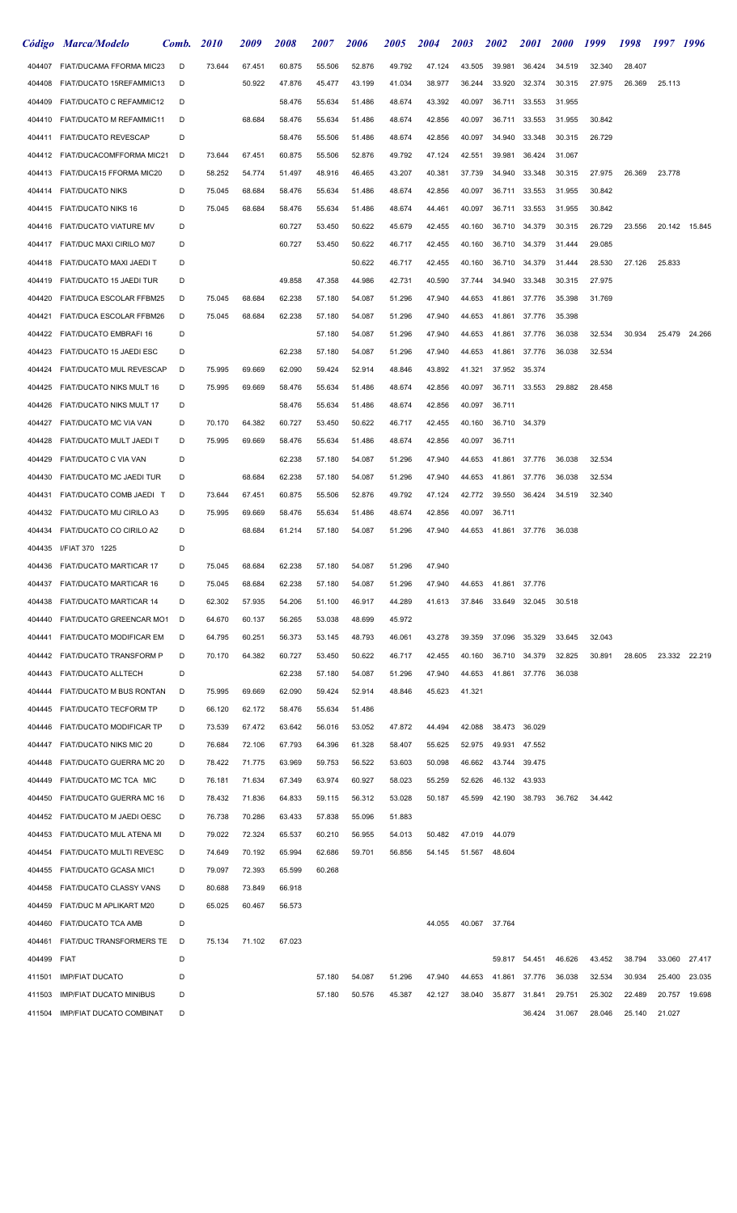| Código | Marca/Modelo | Comb. | 2010 | 2009 | 2008 | 2007 | 2006 | 2005 | 2004 | 2003 | 2002 | 2001 | 2000 | 1999 | 1998 | 1997 | 1996 |
|---|---|---|---|---|---|---|---|---|---|---|---|---|---|---|---|---|---|
| 404407 | FIAT/DUCAMA FFORMA MIC23 | D | 73.644 | 67.451 | 60.875 | 55.506 | 52.876 | 49.792 | 47.124 | 43.505 | 39.981 | 36.424 | 34.519 | 32.340 | 28.407 | | |
| 404408 | FIAT/DUCATO 15REFAMMIC13 | D | | 50.922 | 47.876 | 45.477 | 43.199 | 41.034 | 38.977 | 36.244 | 33.920 | 32.374 | 30.315 | 27.975 | 26.369 | 25.113 | |
| 404409 | FIAT/DUCATO C REFAMMIC12 | D | | | 58.476 | 55.634 | 51.486 | 48.674 | 43.392 | 40.097 | 36.711 | 33.553 | 31.955 | | | | |
| 404410 | FIAT/DUCATO M REFAMMIC11 | D | | 68.684 | 58.476 | 55.634 | 51.486 | 48.674 | 42.856 | 40.097 | 36.711 | 33.553 | 31.955 | 30.842 | | | |
| 404411 | FIAT/DUCATO REVESCAP | D | | | 58.476 | 55.506 | 51.486 | 48.674 | 42.856 | 40.097 | 34.940 | 33.348 | 30.315 | 26.729 | | | |
| 404412 | FIAT/DUCACOMFFORMA MIC21 | D | 73.644 | 67.451 | 60.875 | 55.506 | 52.876 | 49.792 | 47.124 | 42.551 | 39.981 | 36.424 | 31.067 | | | | |
| 404413 | FIAT/DUCA15 FFORMA MIC20 | D | 58.252 | 54.774 | 51.497 | 48.916 | 46.465 | 43.207 | 40.381 | 37.739 | 34.940 | 33.348 | 30.315 | 27.975 | 26.369 | 23.778 | |
| 404414 | FIAT/DUCATO NIKS | D | 75.045 | 68.684 | 58.476 | 55.634 | 51.486 | 48.674 | 42.856 | 40.097 | 36.711 | 33.553 | 31.955 | 30.842 | | | |
| 404415 | FIAT/DUCATO NIKS 16 | D | 75.045 | 68.684 | 58.476 | 55.634 | 51.486 | 48.674 | 44.461 | 40.097 | 36.711 | 33.553 | 31.955 | 30.842 | | | |
| 404416 | FIAT/DUCATO VIATURE MV | D | | | 60.727 | 53.450 | 50.622 | 45.679 | 42.455 | 40.160 | 36.710 | 34.379 | 30.315 | 26.729 | 23.556 | 20.142 | 15.845 |
| 404417 | FIAT/DUC MAXI CIRILO M07 | D | | | 60.727 | 53.450 | 50.622 | 46.717 | 42.455 | 40.160 | 36.710 | 34.379 | 31.444 | 29.085 | | | |
| 404418 | FIAT/DUCATO MAXI JAEDI T | D | | | | | 50.622 | 46.717 | 42.455 | 40.160 | 36.710 | 34.379 | 31.444 | 28.530 | 27.126 | 25.833 | |
| 404419 | FIAT/DUCATO 15 JAEDI TUR | D | | | 49.858 | 47.358 | 44.986 | 42.731 | 40.590 | 37.744 | 34.940 | 33.348 | 30.315 | 27.975 | | | |
| 404420 | FIAT/DUCA ESCOLAR FFBM25 | D | 75.045 | 68.684 | 62.238 | 57.180 | 54.087 | 51.296 | 47.940 | 44.653 | 41.861 | 37.776 | 35.398 | 31.769 | | | |
| 404421 | FIAT/DUCA ESCOLAR FFBM26 | D | 75.045 | 68.684 | 62.238 | 57.180 | 54.087 | 51.296 | 47.940 | 44.653 | 41.861 | 37.776 | 35.398 | | | | |
| 404422 | FIAT/DUCATO EMBRAFI 16 | D | | | | 57.180 | 54.087 | 51.296 | 47.940 | 44.653 | 41.861 | 37.776 | 36.038 | 32.534 | 30.934 | 25.479 | 24.266 |
| 404423 | FIAT/DUCATO 15 JAEDI ESC | D | | | 62.238 | 57.180 | 54.087 | 51.296 | 47.940 | 44.653 | 41.861 | 37.776 | 36.038 | 32.534 | | | |
| 404424 | FIAT/DUCATO MUL REVESCAP | D | 75.995 | 69.669 | 62.090 | 59.424 | 52.914 | 48.846 | 43.892 | 41.321 | 37.952 | 35.374 | | | | | |
| 404425 | FIAT/DUCATO NIKS MULT 16 | D | 75.995 | 69.669 | 58.476 | 55.634 | 51.486 | 48.674 | 42.856 | 40.097 | 36.711 | 33.553 | 29.882 | 28.458 | | | |
| 404426 | FIAT/DUCATO NIKS MULT 17 | D | | | 58.476 | 55.634 | 51.486 | 48.674 | 42.856 | 40.097 | 36.711 | | | | | | |
| 404427 | FIAT/DUCATO MC VIA VAN | D | 70.170 | 64.382 | 60.727 | 53.450 | 50.622 | 46.717 | 42.455 | 40.160 | 36.710 | 34.379 | | | | | |
| 404428 | FIAT/DUCATO MULT JAEDI T | D | 75.995 | 69.669 | 58.476 | 55.634 | 51.486 | 48.674 | 42.856 | 40.097 | 36.711 | | | | | | |
| 404429 | FIAT/DUCATO C VIA VAN | D | | | 62.238 | 57.180 | 54.087 | 51.296 | 47.940 | 44.653 | 41.861 | 37.776 | 36.038 | 32.534 | | | |
| 404430 | FIAT/DUCATO MC JAEDI TUR | D | | 68.684 | 62.238 | 57.180 | 54.087 | 51.296 | 47.940 | 44.653 | 41.861 | 37.776 | 36.038 | 32.534 | | | |
| 404431 | FIAT/DUCATO COMB JAEDI T | D | 73.644 | 67.451 | 60.875 | 55.506 | 52.876 | 49.792 | 47.124 | 42.772 | 39.550 | 36.424 | 34.519 | 32.340 | | | |
| 404432 | FIAT/DUCATO MU CIRILO A3 | D | 75.995 | 69.669 | 58.476 | 55.634 | 51.486 | 48.674 | 42.856 | 40.097 | 36.711 | | | | | | |
| 404434 | FIAT/DUCATO CO CIRILO A2 | D | | 68.684 | 61.214 | 57.180 | 54.087 | 51.296 | 47.940 | 44.653 | 41.861 | 37.776 | 36.038 | | | | |
| 404435 | I/FIAT 370 1225 | D | | | | | | | | | | | | | | | |
| 404436 | FIAT/DUCATO MARTICAR 17 | D | 75.045 | 68.684 | 62.238 | 57.180 | 54.087 | 51.296 | 47.940 | | | | | | | | |
| 404437 | FIAT/DUCATO MARTICAR 16 | D | 75.045 | 68.684 | 62.238 | 57.180 | 54.087 | 51.296 | 47.940 | 44.653 | 41.861 | 37.776 | | | | | |
| 404438 | FIAT/DUCATO MARTICAR 14 | D | 62.302 | 57.935 | 54.206 | 51.100 | 46.917 | 44.289 | 41.613 | 37.846 | 33.649 | 32.045 | 30.518 | | | | |
| 404440 | FIAT/DUCATO GREENCAR MO1 | D | 64.670 | 60.137 | 56.265 | 53.038 | 48.699 | 45.972 | | | | | | | | | |
| 404441 | FIAT/DUCATO MODIFICAR EM | D | 64.795 | 60.251 | 56.373 | 53.145 | 48.793 | 46.061 | 43.278 | 39.359 | 37.096 | 35.329 | 33.645 | 32.043 | | | |
| 404442 | FIAT/DUCATO TRANSFORM P | D | 70.170 | 64.382 | 60.727 | 53.450 | 50.622 | 46.717 | 42.455 | 40.160 | 36.710 | 34.379 | 32.825 | 30.891 | 28.605 | 23.332 | 22.219 |
| 404443 | FIAT/DUCATO ALLTECH | D | | | 62.238 | 57.180 | 54.087 | 51.296 | 47.940 | 44.653 | 41.861 | 37.776 | 36.038 | | | | |
| 404444 | FIAT/DUCATO M BUS RONTAN | D | 75.995 | 69.669 | 62.090 | 59.424 | 52.914 | 48.846 | 45.623 | 41.321 | | | | | | | |
| 404445 | FIAT/DUCATO TECFORM TP | D | 66.120 | 62.172 | 58.476 | 55.634 | 51.486 | | | | | | | | | | |
| 404446 | FIAT/DUCATO MODIFICAR TP | D | 73.539 | 67.472 | 63.642 | 56.016 | 53.052 | 47.872 | 44.494 | 42.088 | 38.473 | 36.029 | | | | | |
| 404447 | FIAT/DUCATO NIKS MIC 20 | D | 76.684 | 72.106 | 67.793 | 64.396 | 61.328 | 58.407 | 55.625 | 52.975 | 49.931 | 47.552 | | | | | |
| 404448 | FIAT/DUCATO GUERRA MC 20 | D | 78.422 | 71.775 | 63.969 | 59.753 | 56.522 | 53.603 | 50.098 | 46.662 | 43.744 | 39.475 | | | | | |
| 404449 | FIAT/DUCATO MC TCA MIC | D | 76.181 | 71.634 | 67.349 | 63.974 | 60.927 | 58.023 | 55.259 | 52.626 | 46.132 | 43.933 | | | | | |
| 404450 | FIAT/DUCATO GUERRA MC 16 | D | 78.432 | 71.836 | 64.833 | 59.115 | 56.312 | 53.028 | 50.187 | 45.599 | 42.190 | 38.793 | 36.762 | 34.442 | | | |
| 404452 | FIAT/DUCATO M JAEDI OESC | D | 76.738 | 70.286 | 63.433 | 57.838 | 55.096 | 51.883 | | | | | | | | | |
| 404453 | FIAT/DUCATO MUL ATENA MI | D | 79.022 | 72.324 | 65.537 | 60.210 | 56.955 | 54.013 | 50.482 | 47.019 | 44.079 | | | | | | |
| 404454 | FIAT/DUCATO MULTI REVESC | D | 74.649 | 70.192 | 65.994 | 62.686 | 59.701 | 56.856 | 54.145 | 51.567 | 48.604 | | | | | | |
| 404455 | FIAT/DUCATO GCASA MIC1 | D | 79.097 | 72.393 | 65.599 | 60.268 | | | | | | | | | | | |
| 404458 | FIAT/DUCATO CLASSY VANS | D | 80.688 | 73.849 | 66.918 | | | | | | | | | | | | |
| 404459 | FIAT/DUC M APLIKART M20 | D | 65.025 | 60.467 | 56.573 | | | | | | | | | | | | |
| 404460 | FIAT/DUCATO TCA AMB | D | | | | | | | 44.055 | 40.067 | 37.764 | | | | | | |
| 404461 | FIAT/DUC TRANSFORMERS TE | D | 75.134 | 71.102 | 67.023 | | | | | | | | | | | | |
| 404499 | FIAT | D | | | | | | | | | 59.817 | 54.451 | 46.626 | 43.452 | 38.794 | 33.060 | 27.417 |
| 411501 | IMP/FIAT DUCATO | D | | | | 57.180 | 54.087 | 51.296 | 47.940 | 44.653 | 41.861 | 37.776 | 36.038 | 32.534 | 30.934 | 25.400 | 23.035 |
| 411503 | IMP/FIAT DUCATO MINIBUS | D | | | | 57.180 | 50.576 | 45.387 | 42.127 | 38.040 | 35.877 | 31.841 | 29.751 | 25.302 | 22.489 | 20.757 | 19.698 |
| 411504 | IMP/FIAT DUCATO COMBINAT | D | | | | | | | | | | 36.424 | 31.067 | 28.046 | 25.140 | 21.027 | |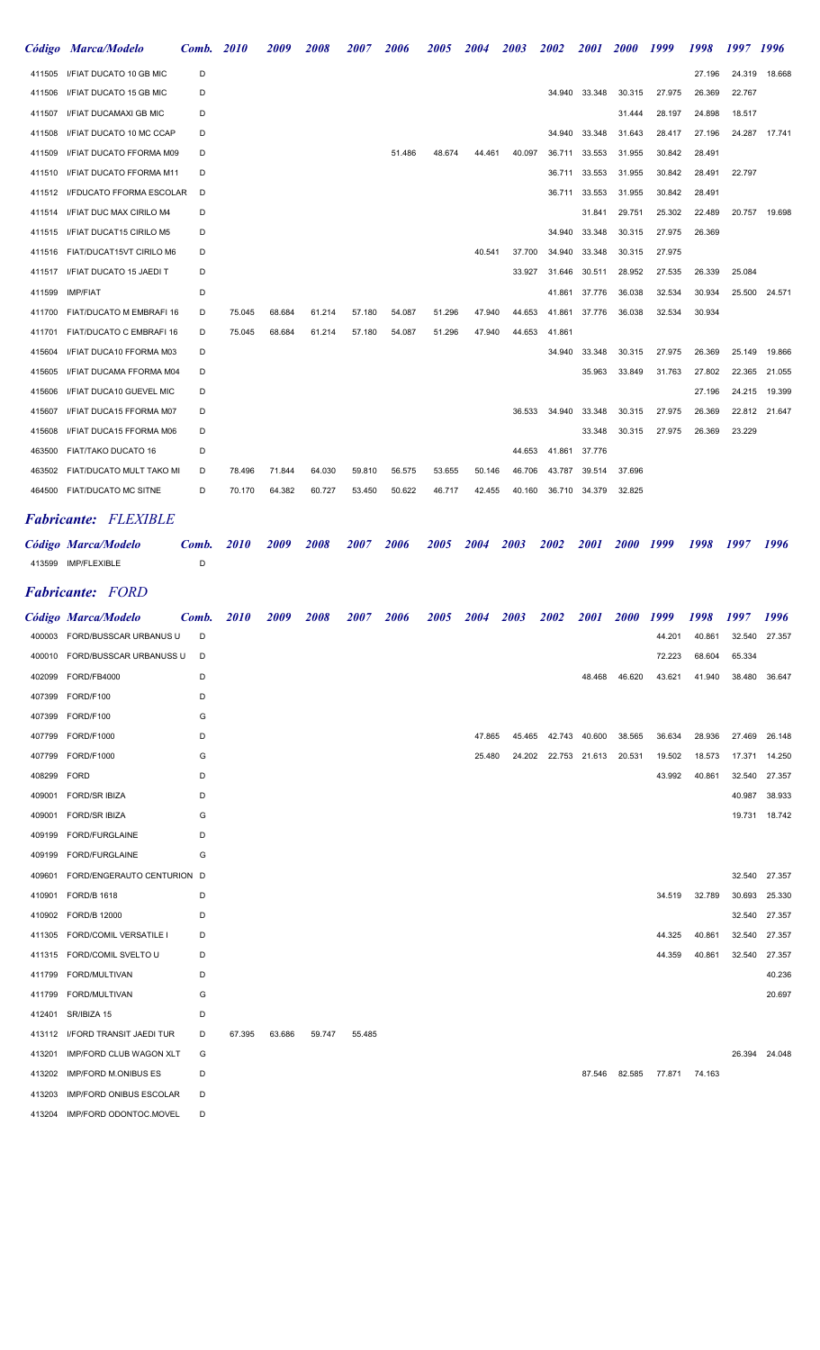| Código | Marca/Modelo | Comb. | 2010 | 2009 | 2008 | 2007 | 2006 | 2005 | 2004 | 2003 | 2002 | 2001 | 2000 | 1999 | 1998 | 1997 | 1996 |
|---|---|---|---|---|---|---|---|---|---|---|---|---|---|---|---|---|---|
| 411505 | I/FIAT DUCATO 10 GB MIC | D | | | | | | | | | | | | | 27.196 | 24.319 | 18.668 |
| 411506 | I/FIAT DUCATO 15 GB MIC | D | | | | | | | | | 34.940 | 33.348 | 30.315 | 27.975 | 26.369 | 22.767 | |
| 411507 | I/FIAT DUCAMAXI GB MIC | D | | | | | | | | | | | 31.444 | 28.197 | 24.898 | 18.517 | |
| 411508 | I/FIAT DUCATO 10 MC CCAP | D | | | | | | | | | 34.940 | 33.348 | 31.643 | 28.417 | 27.196 | 24.287 | 17.741 |
| 411509 | I/FIAT DUCATO FFORMA M09 | D | | | | | 51.486 | 48.674 | 44.461 | 40.097 | 36.711 | 33.553 | 31.955 | 30.842 | 28.491 | | |
| 411510 | I/FIAT DUCATO FFORMA M11 | D | | | | | | | | | 36.711 | 33.553 | 31.955 | 30.842 | 28.491 | 22.797 | |
| 411512 | I/FDUCATO FFORMA ESCOLAR | D | | | | | | | | | 36.711 | 33.553 | 31.955 | 30.842 | 28.491 | | |
| 411514 | I/FIAT DUC MAX CIRILO M4 | D | | | | | | | | | | 31.841 | 29.751 | 25.302 | 22.489 | 20.757 | 19.698 |
| 411515 | I/FIAT DUCAT15 CIRILO M5 | D | | | | | | | | | 34.940 | 33.348 | 30.315 | 27.975 | 26.369 | | |
| 411516 | FIAT/DUCAT15VT CIRILO M6 | D | | | | | | | 40.541 | 37.700 | 34.940 | 33.348 | 30.315 | 27.975 | | | |
| 411517 | I/FIAT DUCATO 15 JAEDI T | D | | | | | | | | 33.927 | 31.646 | 30.511 | 28.952 | 27.535 | 26.339 | 25.084 | |
| 411599 | IMP/FIAT | D | | | | | | | | | 41.861 | 37.776 | 36.038 | 32.534 | 30.934 | 25.500 | 24.571 |
| 411700 | FIAT/DUCATO M EMBRAFI 16 | D | 75.045 | 68.684 | 61.214 | 57.180 | 54.087 | 51.296 | 47.940 | 44.653 | 41.861 | 37.776 | 36.038 | 32.534 | 30.934 | | |
| 411701 | FIAT/DUCATO C EMBRAFI 16 | D | 75.045 | 68.684 | 61.214 | 57.180 | 54.087 | 51.296 | 47.940 | 44.653 | 41.861 | | | | | | |
| 415604 | I/FIAT DUCA10 FFORMA M03 | D | | | | | | | | | 34.940 | 33.348 | 30.315 | 27.975 | 26.369 | 25.149 | 19.866 |
| 415605 | I/FIAT DUCAMA FFORMA M04 | D | | | | | | | | | | 35.963 | 33.849 | 31.763 | 27.802 | 22.365 | 21.055 |
| 415606 | I/FIAT DUCA10 GUEVEL MIC | D | | | | | | | | | | | | | 27.196 | 24.215 | 19.399 |
| 415607 | I/FIAT DUCA15 FFORMA M07 | D | | | | | | | | 36.533 | 34.940 | 33.348 | 30.315 | 27.975 | 26.369 | 22.812 | 21.647 |
| 415608 | I/FIAT DUCA15 FFORMA M06 | D | | | | | | | | | | 33.348 | 30.315 | 27.975 | 26.369 | 23.229 | |
| 463500 | FIAT/TAKO DUCATO 16 | D | | | | | | | | 44.653 | 41.861 | 37.776 | | | | | |
| 463502 | FIAT/DUCATO MULT TAKO MI | D | 78.496 | 71.844 | 64.030 | 59.810 | 56.575 | 53.655 | 50.146 | 46.706 | 43.787 | 39.514 | 37.696 | | | | |
| 464500 | FIAT/DUCATO MC SITNE | D | 70.170 | 64.382 | 60.727 | 53.450 | 50.622 | 46.717 | 42.455 | 40.160 | 36.710 | 34.379 | 32.825 | | | | |

## *Fabricante: FLEXIBLE*

| Código | Marca/Modelo | Comb. | 2010 | 2009 | 2008 | 2007 | 2006 | 2005 | 2004 | 2003 | 2002 | 2001 | 2000 | 1999 | 1998 | 1997 | 1996 |
|---|---|---|---|---|---|---|---|---|---|---|---|---|---|---|---|---|---|
| 413599 | IMP/FLEXIBLE | D | | | | | | | | | | | | | | | |

## *Fabricante: FORD*

| Código | Marca/Modelo | Comb. | 2010 | 2009 | 2008 | 2007 | 2006 | 2005 | 2004 | 2003 | 2002 | 2001 | 2000 | 1999 | 1998 | 1997 | 1996 |
|---|---|---|---|---|---|---|---|---|---|---|---|---|---|---|---|---|---|
| 400003 | FORD/BUSSCAR URBANUS U | D | | | | | | | | | | | | 44.201 | 40.861 | 32.540 | 27.357 |
| 400010 | FORD/BUSSCAR URBANUSS U | D | | | | | | | | | | | | 72.223 | 68.604 | 65.334 | |
| 402099 | FORD/FB4000 | D | | | | | | | | | | 48.468 | 46.620 | 43.621 | 41.940 | 38.480 | 36.647 |
| 407399 | FORD/F100 | D | | | | | | | | | | | | | | | |
| 407399 | FORD/F100 | G | | | | | | | | | | | | | | | |
| 407799 | FORD/F1000 | D | | | | | | | 47.865 | 45.465 | 42.743 | 40.600 | 38.565 | 36.634 | 28.936 | 27.469 | 26.148 |
| 407799 | FORD/F1000 | G | | | | | | | 25.480 | 24.202 | 22.753 | 21.613 | 20.531 | 19.502 | 18.573 | 17.371 | 14.250 |
| 408299 | FORD | D | | | | | | | | | | | | 43.992 | 40.861 | 32.540 | 27.357 |
| 409001 | FORD/SR IBIZA | D | | | | | | | | | | | | | | 40.987 | 38.933 |
| 409001 | FORD/SR IBIZA | G | | | | | | | | | | | | | | 19.731 | 18.742 |
| 409199 | FORD/FURGLAINE | D | | | | | | | | | | | | | | | |
| 409199 | FORD/FURGLAINE | G | | | | | | | | | | | | | | | |
| 409601 | FORD/ENGERAUTO CENTURION | D | | | | | | | | | | | | | | 32.540 | 27.357 |
| 410901 | FORD/B 1618 | D | | | | | | | | | | | | 34.519 | 32.789 | 30.693 | 25.330 |
| 410902 | FORD/B 12000 | D | | | | | | | | | | | | | | 32.540 | 27.357 |
| 411305 | FORD/COMIL VERSATILE I | D | | | | | | | | | | | | 44.325 | 40.861 | 32.540 | 27.357 |
| 411315 | FORD/COMIL SVELTO U | D | | | | | | | | | | | | 44.359 | 40.861 | 32.540 | 27.357 |
| 411799 | FORD/MULTIVAN | D | | | | | | | | | | | | | | | 40.236 |
| 411799 | FORD/MULTIVAN | G | | | | | | | | | | | | | | | 20.697 |
| 412401 | SR/IBIZA 15 | D | | | | | | | | | | | | | | | |
| 413112 | I/FORD TRANSIT JAEDI TUR | D | 67.395 | 63.686 | 59.747 | 55.485 | | | | | | | | | | | |
| 413201 | IMP/FORD CLUB WAGON XLT | G | | | | | | | | | | | | | | 26.394 | 24.048 |
| 413202 | IMP/FORD M.ONIBUS ES | D | | | | | | | | | | 87.546 | 82.585 | 77.871 | 74.163 | | |
| 413203 | IMP/FORD ONIBUS ESCOLAR | D | | | | | | | | | | | | | | | |
| 413204 | IMP/FORD ODONTOC.MOVEL | D | | | | | | | | | | | | | | | |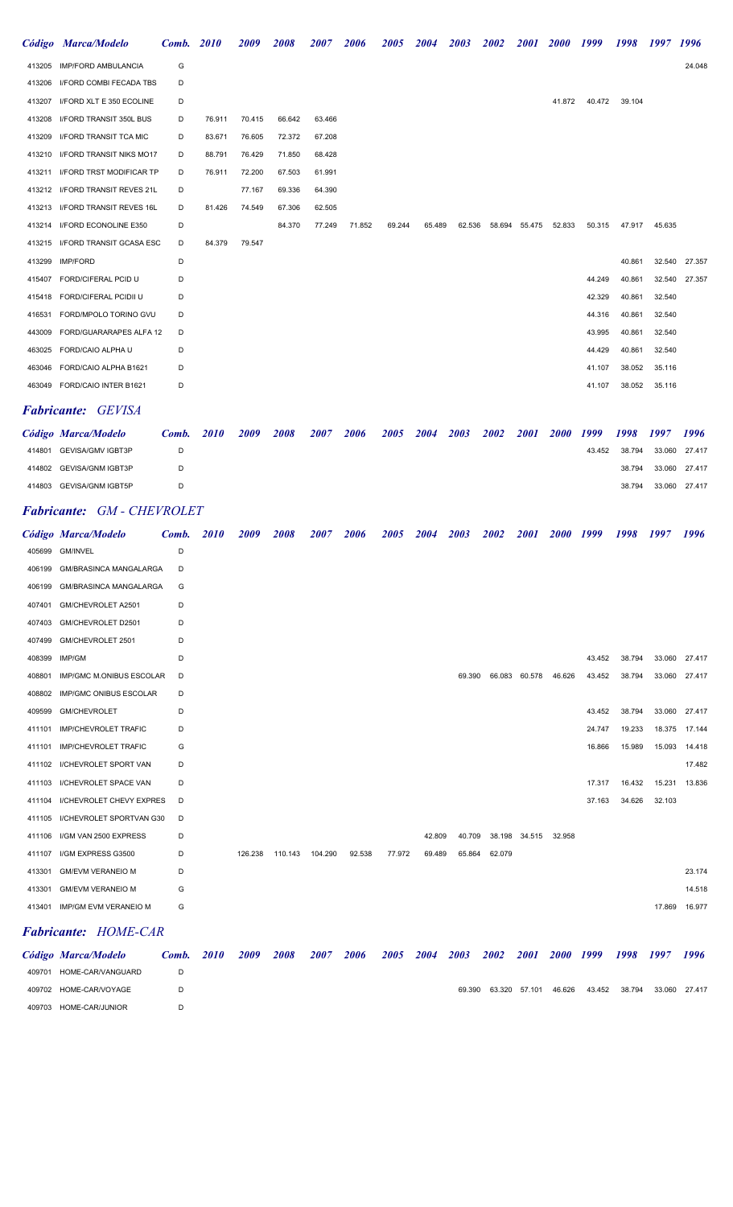| Código | Marca/Modelo | Comb. | 2010 | 2009 | 2008 | 2007 | 2006 | 2005 | 2004 | 2003 | 2002 | 2001 | 2000 | 1999 | 1998 | 1997 | 1996 |
|---|---|---|---|---|---|---|---|---|---|---|---|---|---|---|---|---|---|
| 413205 | IMP/FORD AMBULANCIA | G | | | | | | | | | | | | | | | 24.048 |
| 413206 | I/FORD COMBI FECADA TBS | D | | | | | | | | | | | | | | | |
| 413207 | I/FORD XLT E 350 ECOLINE | D | | | | | | | | | | | 41.872 | 40.472 | 39.104 | | |
| 413208 | I/FORD TRANSIT 350L BUS | D | 76.911 | 70.415 | 66.642 | 63.466 | | | | | | | | | | | |
| 413209 | I/FORD TRANSIT TCA MIC | D | 83.671 | 76.605 | 72.372 | 67.208 | | | | | | | | | | | |
| 413210 | I/FORD TRANSIT NIKS MO17 | D | 88.791 | 76.429 | 71.850 | 68.428 | | | | | | | | | | | |
| 413211 | I/FORD TRST MODIFICAR TP | D | 76.911 | 72.200 | 67.503 | 61.991 | | | | | | | | | | | |
| 413212 | I/FORD TRANSIT REVES 21L | D | | 77.167 | 69.336 | 64.390 | | | | | | | | | | | |
| 413213 | I/FORD TRANSIT REVES 16L | D | 81.426 | 74.549 | 67.306 | 62.505 | | | | | | | | | | | |
| 413214 | I/FORD ECONOLINE E350 | D | | | 84.370 | 77.249 | 71.852 | 69.244 | 65.489 | 62.536 | 58.694 | 55.475 | 52.833 | 50.315 | 47.917 | 45.635 | |
| 413215 | I/FORD TRANSIT GCASA ESC | D | 84.379 | 79.547 | | | | | | | | | | | | | |
| 413299 | IMP/FORD | D | | | | | | | | | | | | | 40.861 | 32.540 | 27.357 |
| 415407 | FORD/CIFERAL PCID U | D | | | | | | | | | | | | 44.249 | 40.861 | 32.540 | 27.357 |
| 415418 | FORD/CIFERAL PCIDII U | D | | | | | | | | | | | | 42.329 | 40.861 | 32.540 | |
| 416531 | FORD/MPOLO TORINO GVU | D | | | | | | | | | | | | 44.316 | 40.861 | 32.540 | |
| 443009 | FORD/GUARARAPES ALFA 12 | D | | | | | | | | | | | | 43.995 | 40.861 | 32.540 | |
| 463025 | FORD/CAIO ALPHA U | D | | | | | | | | | | | | 44.429 | 40.861 | 32.540 | |
| 463046 | FORD/CAIO ALPHA B1621 | D | | | | | | | | | | | | 41.107 | 38.052 | 35.116 | |
| 463049 | FORD/CAIO INTER B1621 | D | | | | | | | | | | | | 41.107 | 38.052 | 35.116 | |

## *Fabricante: GEVISA*

| Código | Marca/Modelo | Comb. | 2010 | 2009 | 2008 | 2007 | 2006 | 2005 | 2004 | 2003 | 2002 | 2001 | 2000 | 1999 | 1998 | 1997 | 1996 |
|---|---|---|---|---|---|---|---|---|---|---|---|---|---|---|---|---|---|
| 414801 | GEVISA/GMV IGBT3P | D | | | | | | | | | | | | 43.452 | 38.794 | 33.060 | 27.417 |
| 414802 | GEVISA/GNM IGBT3P | D | | | | | | | | | | | | | 38.794 | 33.060 | 27.417 |
| 414803 | GEVISA/GNM IGBT5P | D | | | | | | | | | | | | | 38.794 | 33.060 | 27.417 |

## *Fabricante: GM - CHEVROLET*

| Código | Marca/Modelo | Comb. | 2010 | 2009 | 2008 | 2007 | 2006 | 2005 | 2004 | 2003 | 2002 | 2001 | 2000 | 1999 | 1998 | 1997 | 1996 |
|---|---|---|---|---|---|---|---|---|---|---|---|---|---|---|---|---|---|
| 405699 | GM/INVEL | D | | | | | | | | | | | | | | | |
| 406199 | GM/BRASINCA MANGALARGA | D | | | | | | | | | | | | | | | |
| 406199 | GM/BRASINCA MANGALARGA | G | | | | | | | | | | | | | | | |
| 407401 | GM/CHEVROLET A2501 | D | | | | | | | | | | | | | | | |
| 407403 | GM/CHEVROLET D2501 | D | | | | | | | | | | | | | | | |
| 407499 | GM/CHEVROLET 2501 | D | | | | | | | | | | | | | | | |
| 408399 | IMP/GM | D | | | | | | | | | | | | 43.452 | 38.794 | 33.060 | 27.417 |
| 408801 | IMP/GMC M.ONIBUS ESCOLAR | D | | | | | | | | 69.390 | 66.083 | 60.578 | 46.626 | 43.452 | 38.794 | 33.060 | 27.417 |
| 408802 | IMP/GMC ONIBUS ESCOLAR | D | | | | | | | | | | | | | | | |
| 409599 | GM/CHEVROLET | D | | | | | | | | | | | | 43.452 | 38.794 | 33.060 | 27.417 |
| 411101 | IMP/CHEVROLET TRAFIC | D | | | | | | | | | | | | 24.747 | 19.233 | 18.375 | 17.144 |
| 411101 | IMP/CHEVROLET TRAFIC | G | | | | | | | | | | | | 16.866 | 15.989 | 15.093 | 14.418 |
| 411102 | I/CHEVROLET SPORT VAN | D | | | | | | | | | | | | | | | 17.482 |
| 411103 | I/CHEVROLET SPACE VAN | D | | | | | | | | | | | | 17.317 | 16.432 | 15.231 | 13.836 |
| 411104 | I/CHEVROLET CHEVY EXPRES | D | | | | | | | | | | | | 37.163 | 34.626 | 32.103 | |
| 411105 | I/CHEVROLET SPORTVAN G30 | D | | | | | | | | | | | | | | | |
| 411106 | I/GM VAN 2500 EXPRESS | D | | | | | | | 42.809 | 40.709 | 38.198 | 34.515 | 32.958 | | | | |
| 411107 | I/GM EXPRESS G3500 | D | | 126.238 | 110.143 | 104.290 | 92.538 | 77.972 | 69.489 | 65.864 | 62.079 | | | | | | |
| 413301 | GM/EVM VERANEIO M | D | | | | | | | | | | | | | | | 23.174 |
| 413301 | GM/EVM VERANEIO M | G | | | | | | | | | | | | | | | 14.518 |
| 413401 | IMP/GM EVM VERANEIO M | G | | | | | | | | | | | | | | 17.869 | 16.977 |

## *Fabricante: HOME-CAR*

| Código | Marca/Modelo | Comb. | 2010 | 2009 | 2008 | 2007 | 2006 | 2005 | 2004 | 2003 | 2002 | 2001 | 2000 | 1999 | 1998 | 1997 | 1996 |
|---|---|---|---|---|---|---|---|---|---|---|---|---|---|---|---|---|---|
| 409701 | HOME-CAR/VANGUARD | D | | | | | | | | | | | | | | | |
| 409702 | HOME-CAR/VOYAGE | D | | | | | | | | 69.390 | 63.320 | 57.101 | 46.626 | 43.452 | 38.794 | 33.060 | 27.417 |
| 409703 | HOME-CAR/JUNIOR | D | | | | | | | | | | | | | | | |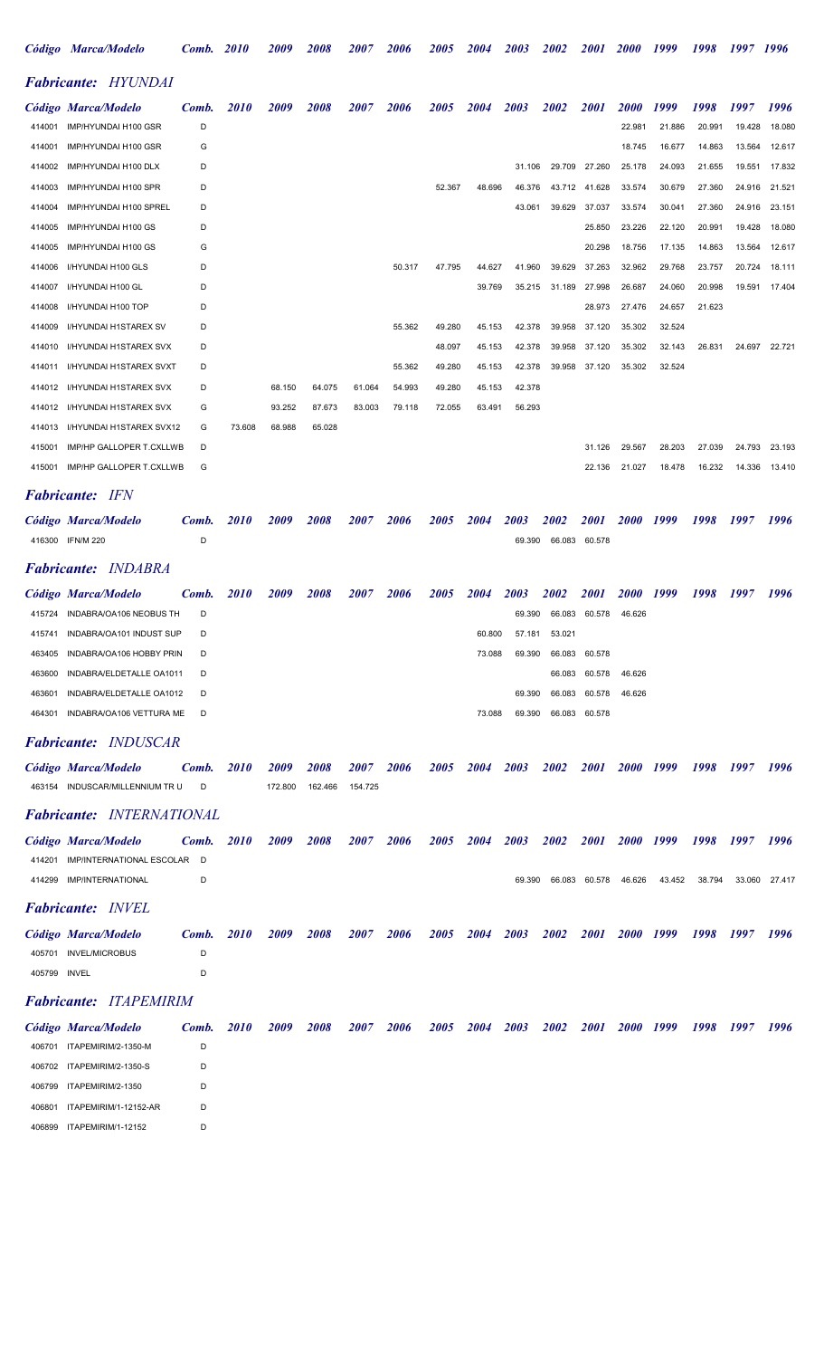## *Fabricante: HYUNDAI*

| Código | Marca/Modelo | Comb. | 2010 | 2009 | 2008 | 2007 | 2006 | 2005 | 2004 | 2003 | 2002 | 2001 | 2000 | 1999 | 1998 | 1997 | 1996 |
|---|---|---|---|---|---|---|---|---|---|---|---|---|---|---|---|---|---|
| 414001 | IMP/HYUNDAI H100 GSR | D | | | | | | | | | | | 22.981 | 21.886 | 20.991 | 19.428 | 18.080 |
| 414001 | IMP/HYUNDAI H100 GSR | G | | | | | | | | | | | 18.745 | 16.677 | 14.863 | 13.564 | 12.617 |
| 414002 | IMP/HYUNDAI H100 DLX | D | | | | | | | | 31.106 | 29.709 | 27.260 | 25.178 | 24.093 | 21.655 | 19.551 | 17.832 |
| 414003 | IMP/HYUNDAI H100 SPR | D | | | | | | 52.367 | 48.696 | 46.376 | 43.712 | 41.628 | 33.574 | 30.679 | 27.360 | 24.916 | 21.521 |
| 414004 | IMP/HYUNDAI H100 SPREL | D | | | | | | | | 43.061 | 39.629 | 37.037 | 33.574 | 30.041 | 27.360 | 24.916 | 23.151 |
| 414005 | IMP/HYUNDAI H100 GS | D | | | | | | | | | | 25.850 | 23.226 | 22.120 | 20.991 | 19.428 | 18.080 |
| 414005 | IMP/HYUNDAI H100 GS | G | | | | | | | | | | 20.298 | 18.756 | 17.135 | 14.863 | 13.564 | 12.617 |
| 414006 | I/HYUNDAI H100 GLS | D | | | | | 50.317 | 47.795 | 44.627 | 41.960 | 39.629 | 37.263 | 32.962 | 29.768 | 23.757 | 20.724 | 18.111 |
| 414007 | I/HYUNDAI H100 GL | D | | | | | | | 39.769 | 35.215 | 31.189 | 27.998 | 26.687 | 24.060 | 20.998 | 19.591 | 17.404 |
| 414008 | I/HYUNDAI H100 TOP | D | | | | | | | | | | 28.973 | 27.476 | 24.657 | 21.623 | | |
| 414009 | I/HYUNDAI H1STAREX SV | D | | | | | 55.362 | 49.280 | 45.153 | 42.378 | 39.958 | 37.120 | 35.302 | 32.524 | | | |
| 414010 | I/HYUNDAI H1STAREX SVX | D | | | | | | 48.097 | 45.153 | 42.378 | 39.958 | 37.120 | 35.302 | 32.143 | 26.831 | 24.697 | 22.721 |
| 414011 | I/HYUNDAI H1STAREX SVXT | D | | | | | 55.362 | 49.280 | 45.153 | 42.378 | 39.958 | 37.120 | 35.302 | 32.524 | | | |
| 414012 | I/HYUNDAI H1STAREX SVX | D | | 68.150 | 64.075 | 61.064 | 54.993 | 49.280 | 45.153 | 42.378 | | | | | | | |
| 414012 | I/HYUNDAI H1STAREX SVX | G | | 93.252 | 87.673 | 83.003 | 79.118 | 72.055 | 63.491 | 56.293 | | | | | | | |
| 414013 | I/HYUNDAI H1STAREX SVX12 | G | 73.608 | 68.988 | 65.028 | | | | | | | | | | | | |
| 415001 | IMP/HP GALLOPER T.CXLLWB | D | | | | | | | | | | 31.126 | 29.567 | 28.203 | 27.039 | 24.793 | 23.193 |
| 415001 | IMP/HP GALLOPER T.CXLLWB | G | | | | | | | | | | 22.136 | 21.027 | 18.478 | 16.232 | 14.336 | 13.410 |

## *Fabricante: IFN*

| Código | Marca/Modelo | Comb. | 2010 | 2009 | 2008 | 2007 | 2006 | 2005 | 2004 | 2003 | 2002 | 2001 | 2000 | 1999 | 1998 | 1997 | 1996 |
|---|---|---|---|---|---|---|---|---|---|---|---|---|---|---|---|---|---|
| 416300 | IFN/M 220 | D | | | | | | | | 69.390 | 66.083 | 60.578 | | | | | |

## *Fabricante: INDABRA*

| Código | Marca/Modelo | Comb. | 2010 | 2009 | 2008 | 2007 | 2006 | 2005 | 2004 | 2003 | 2002 | 2001 | 2000 | 1999 | 1998 | 1997 | 1996 |
|---|---|---|---|---|---|---|---|---|---|---|---|---|---|---|---|---|---|
| 415724 | INDABRA/OA106 NEOBUS TH | D | | | | | | | | 69.390 | 66.083 | 60.578 | 46.626 | | | | |
| 415741 | INDABRA/OA101 INDUST SUP | D | | | | | | | 60.800 | 57.181 | 53.021 | | | | | | |
| 463405 | INDABRA/OA106 HOBBY PRIN | D | | | | | | | 73.088 | 69.390 | 66.083 | 60.578 | | | | | |
| 463600 | INDABRA/ELDETALLE OA1011 | D | | | | | | | | | 66.083 | 60.578 | 46.626 | | | | |
| 463601 | INDABRA/ELDETALLE OA1012 | D | | | | | | | | 69.390 | 66.083 | 60.578 | 46.626 | | | | |
| 464301 | INDABRA/OA106 VETTURA ME | D | | | | | | | 73.088 | 69.390 | 66.083 | 60.578 | | | | | |

## *Fabricante: INDUSCAR*

| Código | Marca/Modelo | Comb. | 2010 | 2009 | 2008 | 2007 | 2006 | 2005 | 2004 | 2003 | 2002 | 2001 | 2000 | 1999 | 1998 | 1997 | 1996 |
|---|---|---|---|---|---|---|---|---|---|---|---|---|---|---|---|---|---|
| 463154 | INDUSCAR/MILLENNIUM TR U | D | | 172.800 | 162.466 | 154.725 | | | | | | | | | | | |

## *Fabricante: INTERNATIONAL*

| Código | Marca/Modelo | Comb. | 2010 | 2009 | 2008 | 2007 | 2006 | 2005 | 2004 | 2003 | 2002 | 2001 | 2000 | 1999 | 1998 | 1997 | 1996 |
|---|---|---|---|---|---|---|---|---|---|---|---|---|---|---|---|---|---|
| 414201 | IMP/INTERNATIONAL ESCOLAR | D | | | | | | | | | | | | | | | |
| 414299 | IMP/INTERNATIONAL | D | | | | | | | | 69.390 | 66.083 | 60.578 | 46.626 | 43.452 | 38.794 | 33.060 | 27.417 |

## *Fabricante: INVEL*

| Código | Marca/Modelo | Comb. | 2010 | 2009 | 2008 | 2007 | 2006 | 2005 | 2004 | 2003 | 2002 | 2001 | 2000 | 1999 | 1998 | 1997 | 1996 |
|---|---|---|---|---|---|---|---|---|---|---|---|---|---|---|---|---|---|
| 405701 | INVEL/MICROBUS | D | | | | | | | | | | | | | | | |
| 405799 | INVEL | D | | | | | | | | | | | | | | | |

## *Fabricante: ITAPEMIRIM*

| Código | Marca/Modelo | Comb. | 2010 | 2009 | 2008 | 2007 | 2006 | 2005 | 2004 | 2003 | 2002 | 2001 | 2000 | 1999 | 1998 | 1997 | 1996 |
|---|---|---|---|---|---|---|---|---|---|---|---|---|---|---|---|---|---|
| 406701 | ITAPEMIRIM/2-1350-M | D | | | | | | | | | | | | | | | |
| 406702 | ITAPEMIRIM/2-1350-S | D | | | | | | | | | | | | | | | |
| 406799 | ITAPEMIRIM/2-1350 | D | | | | | | | | | | | | | | | |
| 406801 | ITAPEMIRIM/1-12152-AR | D | | | | | | | | | | | | | | | |
| 406899 | ITAPEMIRIM/1-12152 | D | | | | | | | | | | | | | | | |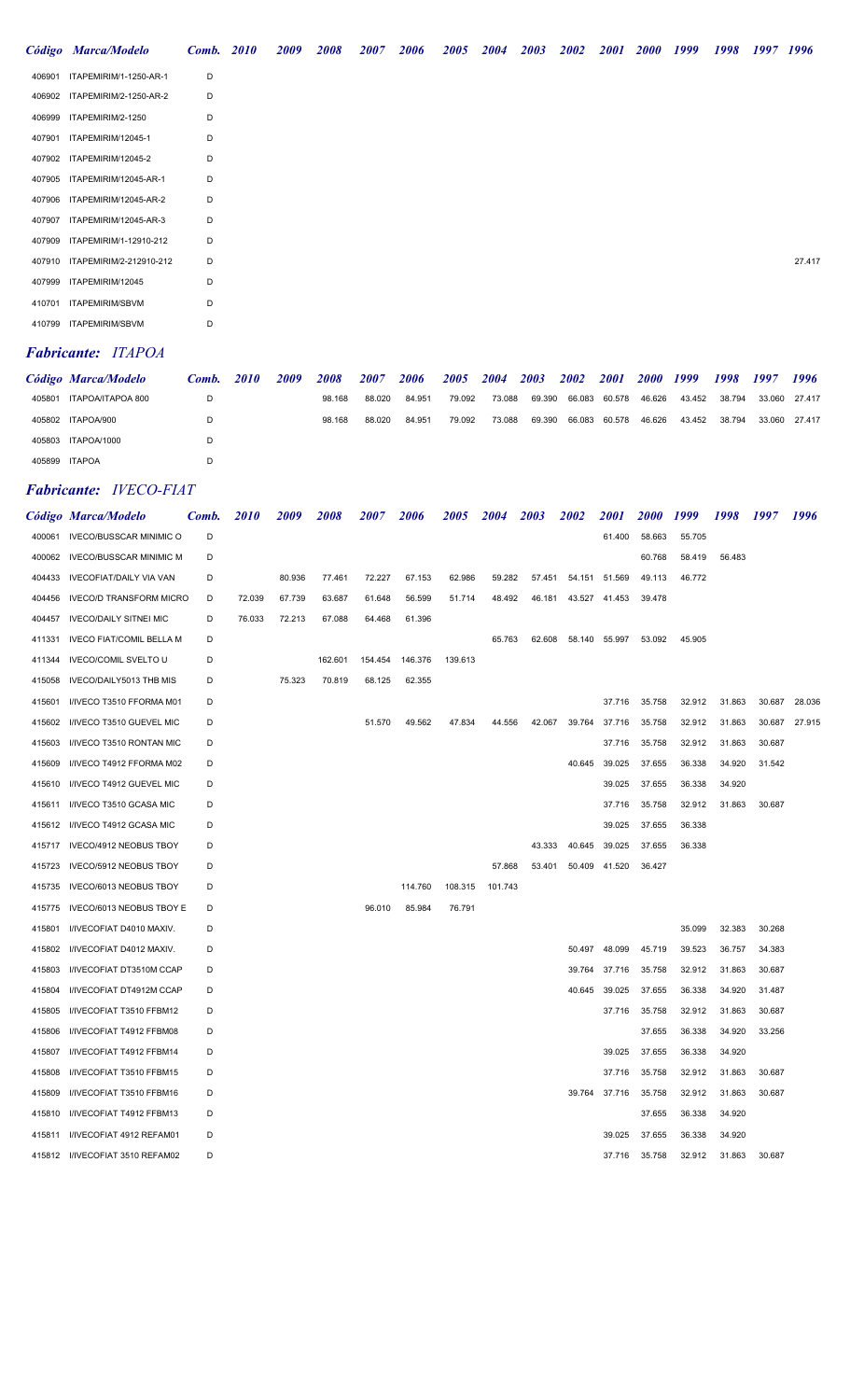| Código | Marca/Modelo | Comb. | 2010 | 2009 | 2008 | 2007 | 2006 | 2005 | 2004 | 2003 | 2002 | 2001 | 2000 | 1999 | 1998 | 1997 | 1996 |
|---|---|---|---|---|---|---|---|---|---|---|---|---|---|---|---|---|---|
| 406901 | ITAPEMIRIM/1-1250-AR-1 | D | | | | | | | | | | | | | | | |
| 406902 | ITAPEMIRIM/2-1250-AR-2 | D | | | | | | | | | | | | | | | |
| 406999 | ITAPEMIRIM/2-1250 | D | | | | | | | | | | | | | | | |
| 407901 | ITAPEMIRIM/12045-1 | D | | | | | | | | | | | | | | | |
| 407902 | ITAPEMIRIM/12045-2 | D | | | | | | | | | | | | | | | |
| 407905 | ITAPEMIRIM/12045-AR-1 | D | | | | | | | | | | | | | | | |
| 407906 | ITAPEMIRIM/12045-AR-2 | D | | | | | | | | | | | | | | | |
| 407907 | ITAPEMIRIM/12045-AR-3 | D | | | | | | | | | | | | | | | |
| 407909 | ITAPEMIRIM/1-12910-212 | D | | | | | | | | | | | | | | | |
| 407910 | ITAPEMIRIM/2-212910-212 | D | | | | | | | | | | | | | | | 27.417 |
| 407999 | ITAPEMIRIM/12045 | D | | | | | | | | | | | | | | | |
| 410701 | ITAPEMIRIM/SBVM | D | | | | | | | | | | | | | | | |
| 410799 | ITAPEMIRIM/SBVM | D | | | | | | | | | | | | | | | |

## *Fabricante: ITAPOA*

| Código | Marca/Modelo | Comb. | 2010 | 2009 | 2008 | 2007 | 2006 | 2005 | 2004 | 2003 | 2002 | 2001 | 2000 | 1999 | 1998 | 1997 | 1996 |
|---|---|---|---|---|---|---|---|---|---|---|---|---|---|---|---|---|---|
| 405801 | ITAPOA/ITAPOA 800 | D | | | 98.168 | 88.020 | 84.951 | 79.092 | 73.088 | 69.390 | 66.083 | 60.578 | 46.626 | 43.452 | 38.794 | 33.060 | 27.417 |
| 405802 | ITAPOA/900 | D | | | 98.168 | 88.020 | 84.951 | 79.092 | 73.088 | 69.390 | 66.083 | 60.578 | 46.626 | 43.452 | 38.794 | 33.060 | 27.417 |
| 405803 | ITAPOA/1000 | D | | | | | | | | | | | | | | | |
| 405899 | ITAPOA | D | | | | | | | | | | | | | | | |

## *Fabricante: IVECO-FIAT*

| Código | Marca/Modelo | Comb. | 2010 | 2009 | 2008 | 2007 | 2006 | 2005 | 2004 | 2003 | 2002 | 2001 | 2000 | 1999 | 1998 | 1997 | 1996 |
|---|---|---|---|---|---|---|---|---|---|---|---|---|---|---|---|---|---|
| 400061 | IVECO/BUSSCAR MINIMIC O | D | | | | | | | | | | 61.400 | 58.663 | 55.705 | | | |
| 400062 | IVECO/BUSSCAR MINIMIC M | D | | | | | | | | | | | 60.768 | 58.419 | 56.483 | | |
| 404433 | IVECOFIAT/DAILY VIA VAN | D | | 80.936 | 77.461 | 72.227 | 67.153 | 62.986 | 59.282 | 57.451 | 54.151 | 51.569 | 49.113 | 46.772 | | | |
| 404456 | IVECO/D TRANSFORM MICRO | D | 72.039 | 67.739 | 63.687 | 61.648 | 56.599 | 51.714 | 48.492 | 46.181 | 43.527 | 41.453 | 39.478 | | | | |
| 404457 | IVECO/DAILY SITNEI MIC | D | 76.033 | 72.213 | 67.088 | 64.468 | 61.396 | | | | | | | | | | |
| 411331 | IVECO FIAT/COMIL BELLA M | D | | | | | | | 65.763 | 62.608 | 58.140 | 55.997 | 53.092 | 45.905 | | | |
| 411344 | IVECO/COMIL SVELTO U | D | | | 162.601 | 154.454 | 146.376 | 139.613 | | | | | | | | | |
| 415058 | IVECO/DAILY5013 THB MIS | D | | 75.323 | 70.819 | 68.125 | 62.355 | | | | | | | | | | |
| 415601 | I/IVECO T3510 FFORMA M01 | D | | | | | | | | | | 37.716 | 35.758 | 32.912 | 31.863 | 30.687 | 28.036 |
| 415602 | I/IVECO T3510 GUEVEL MIC | D | | | | 51.570 | 49.562 | 47.834 | 44.556 | 42.067 | 39.764 | 37.716 | 35.758 | 32.912 | 31.863 | 30.687 | 27.915 |
| 415603 | I/IVECO T3510 RONTAN MIC | D | | | | | | | | | | 37.716 | 35.758 | 32.912 | 31.863 | 30.687 | |
| 415609 | I/IVECO T4912 FFORMA M02 | D | | | | | | | | | 40.645 | 39.025 | 37.655 | 36.338 | 34.920 | 31.542 | |
| 415610 | I/IVECO T4912 GUEVEL MIC | D | | | | | | | | | | 39.025 | 37.655 | 36.338 | 34.920 | | |
| 415611 | I/IVECO T3510 GCASA MIC | D | | | | | | | | | | 37.716 | 35.758 | 32.912 | 31.863 | 30.687 | |
| 415612 | I/IVECO T4912 GCASA MIC | D | | | | | | | | | | 39.025 | 37.655 | 36.338 | | | |
| 415717 | IVECO/4912 NEOBUS TBOY | D | | | | | | | | 43.333 | 40.645 | 39.025 | 37.655 | 36.338 | | | |
| 415723 | IVECO/5912 NEOBUS TBOY | D | | | | | | | 57.868 | 53.401 | 50.409 | 41.520 | 36.427 | | | | |
| 415735 | IVECO/6013 NEOBUS TBOY | D | | | | | 114.760 | 108.315 | 101.743 | | | | | | | | |
| 415775 | IVECO/6013 NEOBUS TBOY E | D | | | | 96.010 | 85.984 | 76.791 | | | | | | | | | |
| 415801 | I/IVECOFIAT D4010 MAXIV. | D | | | | | | | | | | | | 35.099 | 32.383 | 30.268 | |
| 415802 | I/IVECOFIAT D4012 MAXIV. | D | | | | | | | | | 50.497 | 48.099 | 45.719 | 39.523 | 36.757 | 34.383 | |
| 415803 | I/IVECOFIAT DT3510M CCAP | D | | | | | | | | | 39.764 | 37.716 | 35.758 | 32.912 | 31.863 | 30.687 | |
| 415804 | I/IVECOFIAT DT4912M CCAP | D | | | | | | | | | 40.645 | 39.025 | 37.655 | 36.338 | 34.920 | 31.487 | |
| 415805 | I/IVECOFIAT T3510 FFBM12 | D | | | | | | | | | | 37.716 | 35.758 | 32.912 | 31.863 | 30.687 | |
| 415806 | I/IVECOFIAT T4912 FFBM08 | D | | | | | | | | | | | 37.655 | 36.338 | 34.920 | 33.256 | |
| 415807 | I/IVECOFIAT T4912 FFBM14 | D | | | | | | | | | | 39.025 | 37.655 | 36.338 | 34.920 | | |
| 415808 | I/IVECOFIAT T3510 FFBM15 | D | | | | | | | | | | 37.716 | 35.758 | 32.912 | 31.863 | 30.687 | |
| 415809 | I/IVECOFIAT T3510 FFBM16 | D | | | | | | | | | 39.764 | 37.716 | 35.758 | 32.912 | 31.863 | 30.687 | |
| 415810 | I/IVECOFIAT T4912 FFBM13 | D | | | | | | | | | | | 37.655 | 36.338 | 34.920 | | |
| 415811 | I/IVECOFIAT 4912 REFAM01 | D | | | | | | | | | | 39.025 | 37.655 | 36.338 | 34.920 | | |
| 415812 | I/IVECOFIAT 3510 REFAM02 | D | | | | | | | | | | 37.716 | 35.758 | 32.912 | 31.863 | 30.687 | |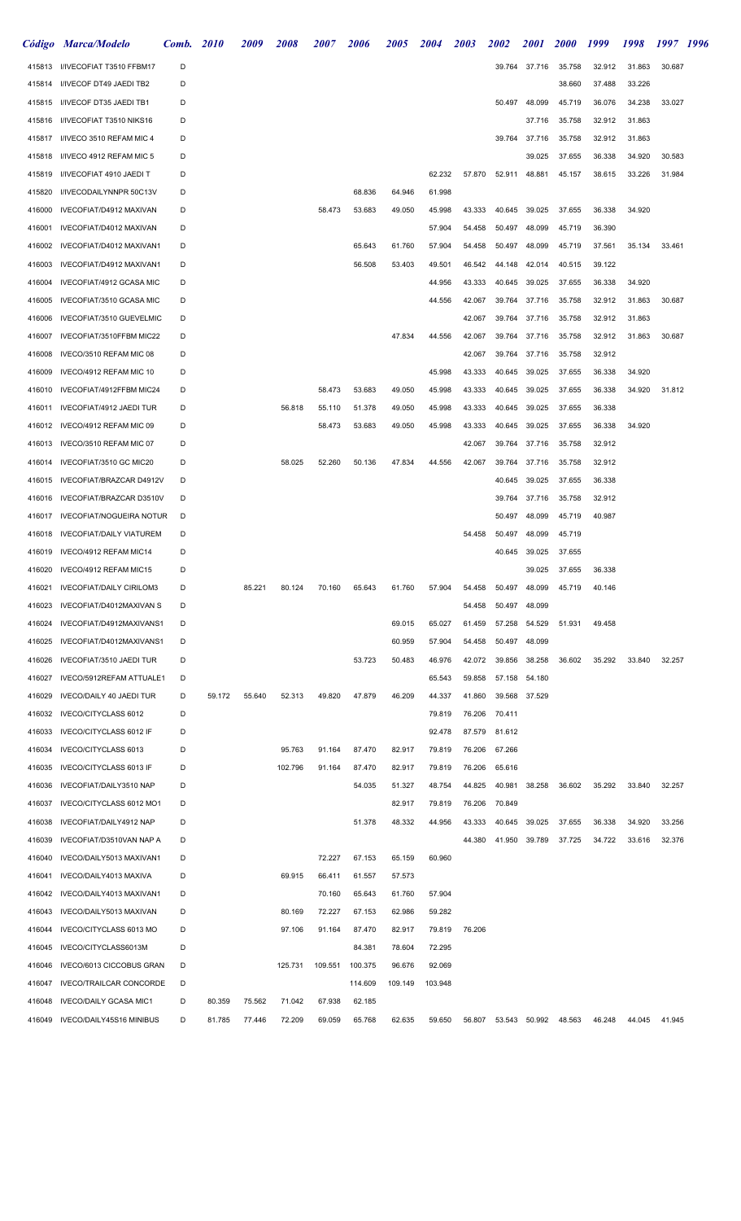| Código | Marca/Modelo | Comb. | 2010 | 2009 | 2008 | 2007 | 2006 | 2005 | 2004 | 2003 | 2002 | 2001 | 2000 | 1999 | 1998 | 1997 | 1996 |
|---|---|---|---|---|---|---|---|---|---|---|---|---|---|---|---|---|---|
| 415813 | I/IVECOFIAT T3510 FFBM17 | D | | | | | | | | | 39.764 | 37.716 | 35.758 | 32.912 | 31.863 | 30.687 | |
| 415814 | I/IVECOF DT49 JAEDI TB2 | D | | | | | | | | | | | 38.660 | 37.488 | 33.226 | | |
| 415815 | I/IVECOF DT35 JAEDI TB1 | D | | | | | | | | | 50.497 | 48.099 | 45.719 | 36.076 | 34.238 | 33.027 | |
| 415816 | I/IVECOFIAT T3510 NIKS16 | D | | | | | | | | | | 37.716 | 35.758 | 32.912 | 31.863 | | |
| 415817 | I/IVECO 3510 REFAM MIC 4 | D | | | | | | | | | 39.764 | 37.716 | 35.758 | 32.912 | 31.863 | | |
| 415818 | I/IVECO 4912 REFAM MIC 5 | D | | | | | | | | | | 39.025 | 37.655 | 36.338 | 34.920 | 30.583 | |
| 415819 | I/IVECOFIAT 4910 JAEDI T | D | | | | | | | 62.232 | 57.870 | 52.911 | 48.881 | 45.157 | 38.615 | 33.226 | 31.984 | |
| 415820 | I/IVECODAILYNNPR 50C13V | D | | | | | 68.836 | 64.946 | 61.998 | | | | | | | | |
| 416000 | IVECOFIAT/D4912 MAXIVAN | D | | | | 58.473 | 53.683 | 49.050 | 45.998 | 43.333 | 40.645 | 39.025 | 37.655 | 36.338 | 34.920 | | |
| 416001 | IVECOFIAT/D4012 MAXIVAN | D | | | | | | | 57.904 | 54.458 | 50.497 | 48.099 | 45.719 | 36.390 | | | |
| 416002 | IVECOFIAT/D4012 MAXIVAN1 | D | | | | | 65.643 | 61.760 | 57.904 | 54.458 | 50.497 | 48.099 | 45.719 | 37.561 | 35.134 | 33.461 | |
| 416003 | IVECOFIAT/D4912 MAXIVAN1 | D | | | | | 56.508 | 53.403 | 49.501 | 46.542 | 44.148 | 42.014 | 40.515 | 39.122 | | | |
| 416004 | IVECOFIAT/4912 GCASA MIC | D | | | | | | | 44.956 | 43.333 | 40.645 | 39.025 | 37.655 | 36.338 | 34.920 | | |
| 416005 | IVECOFIAT/3510 GCASA MIC | D | | | | | | | 44.556 | 42.067 | 39.764 | 37.716 | 35.758 | 32.912 | 31.863 | 30.687 | |
| 416006 | IVECOFIAT/3510 GUEVELMIC | D | | | | | | | | 42.067 | 39.764 | 37.716 | 35.758 | 32.912 | 31.863 | | |
| 416007 | IVECOFIAT/3510FFBM MIC22 | D | | | | | | 47.834 | 44.556 | 42.067 | 39.764 | 37.716 | 35.758 | 32.912 | 31.863 | 30.687 | |
| 416008 | IVECO/3510 REFAM MIC 08 | D | | | | | | | | 42.067 | 39.764 | 37.716 | 35.758 | 32.912 | | | |
| 416009 | IVECO/4912 REFAM MIC 10 | D | | | | | | | 45.998 | 43.333 | 40.645 | 39.025 | 37.655 | 36.338 | 34.920 | | |
| 416010 | IVECOFIAT/4912FFBM MIC24 | D | | | | 58.473 | 53.683 | 49.050 | 45.998 | 43.333 | 40.645 | 39.025 | 37.655 | 36.338 | 34.920 | 31.812 | |
| 416011 | IVECOFIAT/4912 JAEDI TUR | D | | | 56.818 | 55.110 | 51.378 | 49.050 | 45.998 | 43.333 | 40.645 | 39.025 | 37.655 | 36.338 | | | |
| 416012 | IVECO/4912 REFAM MIC 09 | D | | | | 58.473 | 53.683 | 49.050 | 45.998 | 43.333 | 40.645 | 39.025 | 37.655 | 36.338 | 34.920 | | |
| 416013 | IVECO/3510 REFAM MIC 07 | D | | | | | | | | 42.067 | 39.764 | 37.716 | 35.758 | 32.912 | | | |
| 416014 | IVECOFIAT/3510 GC MIC20 | D | | | 58.025 | 52.260 | 50.136 | 47.834 | 44.556 | 42.067 | 39.764 | 37.716 | 35.758 | 32.912 | | | |
| 416015 | IVECOFIAT/BRAZCAR D4912V | D | | | | | | | | | 40.645 | 39.025 | 37.655 | 36.338 | | | |
| 416016 | IVECOFIAT/BRAZCAR D3510V | D | | | | | | | | | 39.764 | 37.716 | 35.758 | 32.912 | | | |
| 416017 | IVECOFIAT/NOGUEIRA NOTUR | D | | | | | | | | | 50.497 | 48.099 | 45.719 | 40.987 | | | |
| 416018 | IVECOFIAT/DAILY VIATUREM | D | | | | | | | | 54.458 | 50.497 | 48.099 | 45.719 | | | | |
| 416019 | IVECO/4912 REFAM MIC14 | D | | | | | | | | | 40.645 | 39.025 | 37.655 | | | | |
| 416020 | IVECO/4912 REFAM MIC15 | D | | | | | | | | | | 39.025 | 37.655 | 36.338 | | | |
| 416021 | IVECOFIAT/DAILY CIRILOM3 | D | | 85.221 | 80.124 | 70.160 | 65.643 | 61.760 | 57.904 | 54.458 | 50.497 | 48.099 | 45.719 | 40.146 | | | |
| 416023 | IVECOFIAT/D4012MAXIVAN S | D | | | | | | | | 54.458 | 50.497 | 48.099 | | | | | |
| 416024 | IVECOFIAT/D4912MAXIVANS1 | D | | | | | | 69.015 | 65.027 | 61.459 | 57.258 | 54.529 | 51.931 | 49.458 | | | |
| 416025 | IVECOFIAT/D4012MAXIVANS1 | D | | | | | | 60.959 | 57.904 | 54.458 | 50.497 | 48.099 | | | | | |
| 416026 | IVECOFIAT/3510 JAEDI TUR | D | | | | | 53.723 | 50.483 | 46.976 | 42.072 | 39.856 | 38.258 | 36.602 | 35.292 | 33.840 | 32.257 | |
| 416027 | IVECO/5912REFAM ATTUALE1 | D | | | | | | | 65.543 | 59.858 | 57.158 | 54.180 | | | | | |
| 416029 | IVECO/DAILY 40 JAEDI TUR | D | 59.172 | 55.640 | 52.313 | 49.820 | 47.879 | 46.209 | 44.337 | 41.860 | 39.568 | 37.529 | | | | | |
| 416032 | IVECO/CITYCLASS 6012 | D | | | | | | | 79.819 | 76.206 | 70.411 | | | | | | |
| 416033 | IVECO/CITYCLASS 6012 IF | D | | | | | | | 92.478 | 87.579 | 81.612 | | | | | | |
| 416034 | IVECO/CITYCLASS 6013 | D | | | 95.763 | 91.164 | 87.470 | 82.917 | 79.819 | 76.206 | 67.266 | | | | | | |
| 416035 | IVECO/CITYCLASS 6013 IF | D | | | 102.796 | 91.164 | 87.470 | 82.917 | 79.819 | 76.206 | 65.616 | | | | | | |
| 416036 | IVECOFIAT/DAILY3510 NAP | D | | | | | 54.035 | 51.327 | 48.754 | 44.825 | 40.981 | 38.258 | 36.602 | 35.292 | 33.840 | 32.257 | |
| 416037 | IVECO/CITYCLASS 6012 MO1 | D | | | | | | 82.917 | 79.819 | 76.206 | 70.849 | | | | | | |
| 416038 | IVECOFIAT/DAILY4912 NAP | D | | | | | 51.378 | 48.332 | 44.956 | 43.333 | 40.645 | 39.025 | 37.655 | 36.338 | 34.920 | 33.256 | |
| 416039 | IVECOFIAT/D3510VAN NAP A | D | | | | | | | | 44.380 | 41.950 | 39.789 | 37.725 | 34.722 | 33.616 | 32.376 | |
| 416040 | IVECO/DAILY5013 MAXIVAN1 | D | | | | 72.227 | 67.153 | 65.159 | 60.960 | | | | | | | | |
| 416041 | IVECO/DAILY4013 MAXIVA | D | | | 69.915 | 66.411 | 61.557 | 57.573 | | | | | | | | | |
| 416042 | IVECO/DAILY4013 MAXIVAN1 | D | | | | 70.160 | 65.643 | 61.760 | 57.904 | | | | | | | | |
| 416043 | IVECO/DAILY5013 MAXIVAN | D | | | 80.169 | 72.227 | 67.153 | 62.986 | 59.282 | | | | | | | | |
| 416044 | IVECO/CITYCLASS 6013 MO | D | | | 97.106 | 91.164 | 87.470 | 82.917 | 79.819 | 76.206 | | | | | | | |
| 416045 | IVECO/CITYCLASS6013M | D | | | | | 84.381 | 78.604 | 72.295 | | | | | | | | |
| 416046 | IVECO/6013 CICCOBUS GRAN | D | | | 125.731 | 109.551 | 100.375 | 96.676 | 92.069 | | | | | | | | |
| 416047 | IVECO/TRAILCAR CONCORDE | D | | | | | 114.609 | 109.149 | 103.948 | | | | | | | | |
| 416048 | IVECO/DAILY GCASA MIC1 | D | 80.359 | 75.562 | 71.042 | 67.938 | 62.185 | | | | | | | | | | |
| 416049 | IVECO/DAILY45S16 MINIBUS | D | 81.785 | 77.446 | 72.209 | 69.059 | 65.768 | 62.635 | 59.650 | 56.807 | 53.543 | 50.992 | 48.563 | 46.248 | 44.045 | 41.945 | |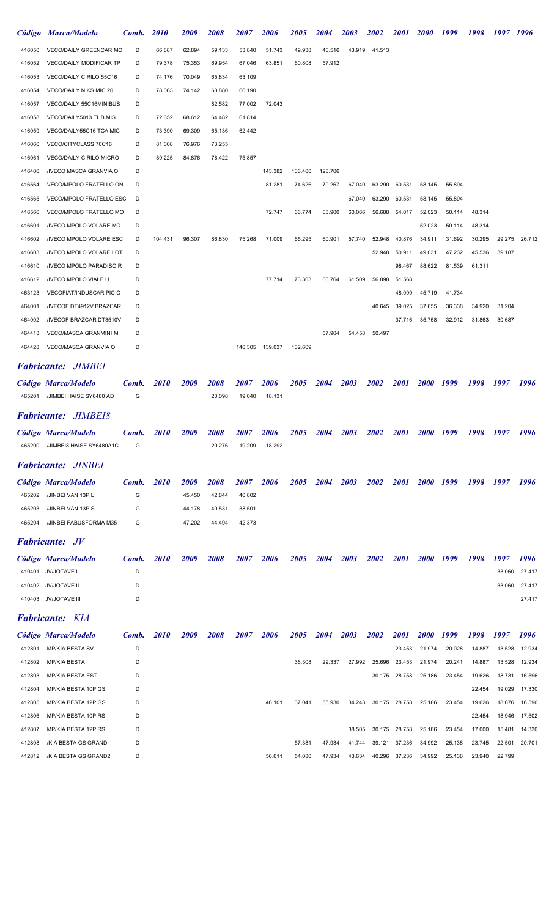| Código | Marca/Modelo | Comb. | 2010 | 2009 | 2008 | 2007 | 2006 | 2005 | 2004 | 2003 | 2002 | 2001 | 2000 | 1999 | 1998 | 1997 | 1996 |
|---|---|---|---|---|---|---|---|---|---|---|---|---|---|---|---|---|---|
| 416050 | IVECO/DAILY GREENCAR MO | D | 66.887 | 62.894 | 59.133 | 53.840 | 51.743 | 49.938 | 46.516 | 43.919 | 41.513 | | | | | | |
| 416052 | IVECO/DAILY MODIFICAR TP | D | 79.378 | 75.353 | 69.954 | 67.046 | 63.851 | 60.808 | 57.912 | | | | | | | | |
| 416053 | IVECO/DAILY CIRILO 55C16 | D | 74.176 | 70.049 | 65.834 | 63.109 | | | | | | | | | | | |
| 416054 | IVECO/DAILY NIKS MIC 20 | D | 78.063 | 74.142 | 68.880 | 66.190 | | | | | | | | | | | |
| 416057 | IVECO/DAILY 55C16MINIBUS | D | | | 82.582 | 77.002 | 72.043 | | | | | | | | | | |
| 416058 | IVECO/DAILY5013 THB MIS | D | 72.652 | 68.612 | 64.482 | 61.814 | | | | | | | | | | | |
| 416059 | IVECO/DAILY55C16 TCA MIC | D | 73.390 | 69.309 | 65.136 | 62.442 | | | | | | | | | | | |
| 416060 | IVECO/CITYCLASS 70C16 | D | 81.008 | 76.976 | 73.255 | | | | | | | | | | | | |
| 416061 | IVECO/DAILY CIRILO MICRO | D | 89.225 | 84.876 | 78.422 | 75.857 | | | | | | | | | | | |
| 416400 | I/IVECO MASCA GRANVIA O | D | | | | | 143.382 | 136.400 | 128.706 | | | | | | | | |
| 416564 | IVECO/MPOLO FRATELLO ON | D | | | | | 81.281 | 74.626 | 70.267 | 67.040 | 63.290 | 60.531 | 58.145 | 55.894 | | | |
| 416565 | IVECO/MPOLO FRATELLO ESC | D | | | | | | | | 67.040 | 63.290 | 60.531 | 58.145 | 55.894 | | | |
| 416566 | IVECO/MPOLO FRATELLO MO | D | | | | | 72.747 | 66.774 | 63.900 | 60.066 | 56.688 | 54.017 | 52.023 | 50.114 | 48.314 | | |
| 416601 | I/IVECO MPOLO VOLARE MO | D | | | | | | | | | | | 52.023 | 50.114 | 48.314 | | |
| 416602 | I/IVECO MPOLO VOLARE ESC | D | 104.431 | 96.307 | 86.830 | 75.268 | 71.009 | 65.295 | 60.901 | 57.740 | 52.948 | 40.876 | 34.911 | 31.692 | 30.295 | 29.275 | 26.712 |
| 416603 | I/IVECO MPOLO VOLARE LOT | D | | | | | | | | | 52.948 | 50.911 | 49.031 | 47.232 | 45.536 | 39.187 | |
| 416610 | I/IVECO MPOLO PARADISO R | D | | | | | | | | | | 98.467 | 88.622 | 81.539 | 61.311 | | |
| 416612 | I/IVECO MPOLO VIALE U | D | | | | | 77.714 | 73.363 | 66.764 | 61.509 | 56.898 | 51.568 | | | | | |
| 463123 | IVECOFIAT/INDUSCAR PIC O | D | | | | | | | | | | 48.099 | 45.719 | 41.734 | | | |
| 464001 | I/IVECOF DT4912V BRAZCAR | D | | | | | | | | | 40.645 | 39.025 | 37.655 | 36.338 | 34.920 | 31.204 | |
| 464002 | I/IVECOF BRAZCAR DT3510V | D | | | | | | | | | | 37.716 | 35.758 | 32.912 | 31.863 | 30.687 | |
| 464413 | IVECO/MASCA GRANMINI M | D | | | | | | | 57.904 | 54.458 | 50.497 | | | | | | |
| 464428 | IVECO/MASCA GRANVIA O | D | | | | 146.305 | 139.037 | 132.609 | | | | | | | | | |

## *Fabricante: JIMBEI*

| Código | Marca/Modelo | Comb. | 2010 | 2009 | 2008 | 2007 | 2006 | 2005 | 2004 | 2003 | 2002 | 2001 | 2000 | 1999 | 1998 | 1997 | 1996 |
|---|---|---|---|---|---|---|---|---|---|---|---|---|---|---|---|---|---|
| 465201 | I/JIMBEI HAISE SY6480 AD | G | | | 20.098 | 19.040 | 18.131 | | | | | | | | | | |

## *Fabricante: JIMBEI8*

| Código | Marca/Modelo | Comb. | 2010 | 2009 | 2008 | 2007 | 2006 | 2005 | 2004 | 2003 | 2002 | 2001 | 2000 | 1999 | 1998 | 1997 | 1996 |
|---|---|---|---|---|---|---|---|---|---|---|---|---|---|---|---|---|---|
| 465200 | I/JIMBEI8 HAISE SY6480A1C | G | | | 20.276 | 19.209 | 18.292 | | | | | | | | | | |

## *Fabricante: JINBEI*

| Código | Marca/Modelo | Comb. | 2010 | 2009 | 2008 | 2007 | 2006 | 2005 | 2004 | 2003 | 2002 | 2001 | 2000 | 1999 | 1998 | 1997 | 1996 |
|---|---|---|---|---|---|---|---|---|---|---|---|---|---|---|---|---|---|
| 465202 | I/JINBEI VAN 13P L | G | | 45.450 | 42.844 | 40.802 | | | | | | | | | | | |
| 465203 | I/JINBEI VAN 13P SL | G | | 44.178 | 40.531 | 38.501 | | | | | | | | | | | |
| 465204 | I/JINBEI FABUSFORMA M35 | G | | 47.202 | 44.494 | 42.373 | | | | | | | | | | | |

## *Fabricante: JV*

| Código | Marca/Modelo | Comb. | 2010 | 2009 | 2008 | 2007 | 2006 | 2005 | 2004 | 2003 | 2002 | 2001 | 2000 | 1999 | 1998 | 1997 | 1996 |
|---|---|---|---|---|---|---|---|---|---|---|---|---|---|---|---|---|---|
| 410401 | JV/JOTAVE I | D | | | | | | | | | | | | | | 33.060 | 27.417 |
| 410402 | JV/JOTAVE II | D | | | | | | | | | | | | | | 33.060 | 27.417 |
| 410403 | JV/JOTAVE III | D | | | | | | | | | | | | | | | 27.417 |

## *Fabricante: KIA*

| Código | Marca/Modelo | Comb. | 2010 | 2009 | 2008 | 2007 | 2006 | 2005 | 2004 | 2003 | 2002 | 2001 | 2000 | 1999 | 1998 | 1997 | 1996 |
|---|---|---|---|---|---|---|---|---|---|---|---|---|---|---|---|---|---|
| 412801 | IMP/KIA BESTA SV | D | | | | | | | | | | 23.453 | 21.974 | 20.028 | 14.887 | 13.528 | 12.934 |
| 412802 | IMP/KIA BESTA | D | | | | | | 36.308 | 29.337 | 27.992 | 25.696 | 23.453 | 21.974 | 20.241 | 14.887 | 13.528 | 12.934 |
| 412803 | IMP/KIA BESTA EST | D | | | | | | | | | 30.175 | 28.758 | 25.186 | 23.454 | 19.626 | 18.731 | 16.596 |
| 412804 | IMP/KIA BESTA 10P GS | D | | | | | | | | | | | | | 22.454 | 19.029 | 17.330 |
| 412805 | IMP/KIA BESTA 12P GS | D | | | | | 46.101 | 37.041 | 35.930 | 34.243 | 30.175 | 28.758 | 25.186 | 23.454 | 19.626 | 18.676 | 16.596 |
| 412806 | IMP/KIA BESTA 10P RS | D | | | | | | | | | | | | | 22.454 | 18.946 | 17.502 |
| 412807 | IMP/KIA BESTA 12P RS | D | | | | | | | | 38.505 | 30.175 | 28.758 | 25.186 | 23.454 | 17.000 | 15.481 | 14.330 |
| 412808 | I/KIA BESTA GS GRAND | D | | | | | | 57.381 | 47.934 | 41.744 | 39.121 | 37.236 | 34.992 | 25.138 | 23.745 | 22.501 | 20.701 |
| 412812 | I/KIA BESTA GS GRAND2 | D | | | | | 56.611 | 54.080 | 47.934 | 43.634 | 40.296 | 37.236 | 34.992 | 25.138 | 23.940 | 22.799 | |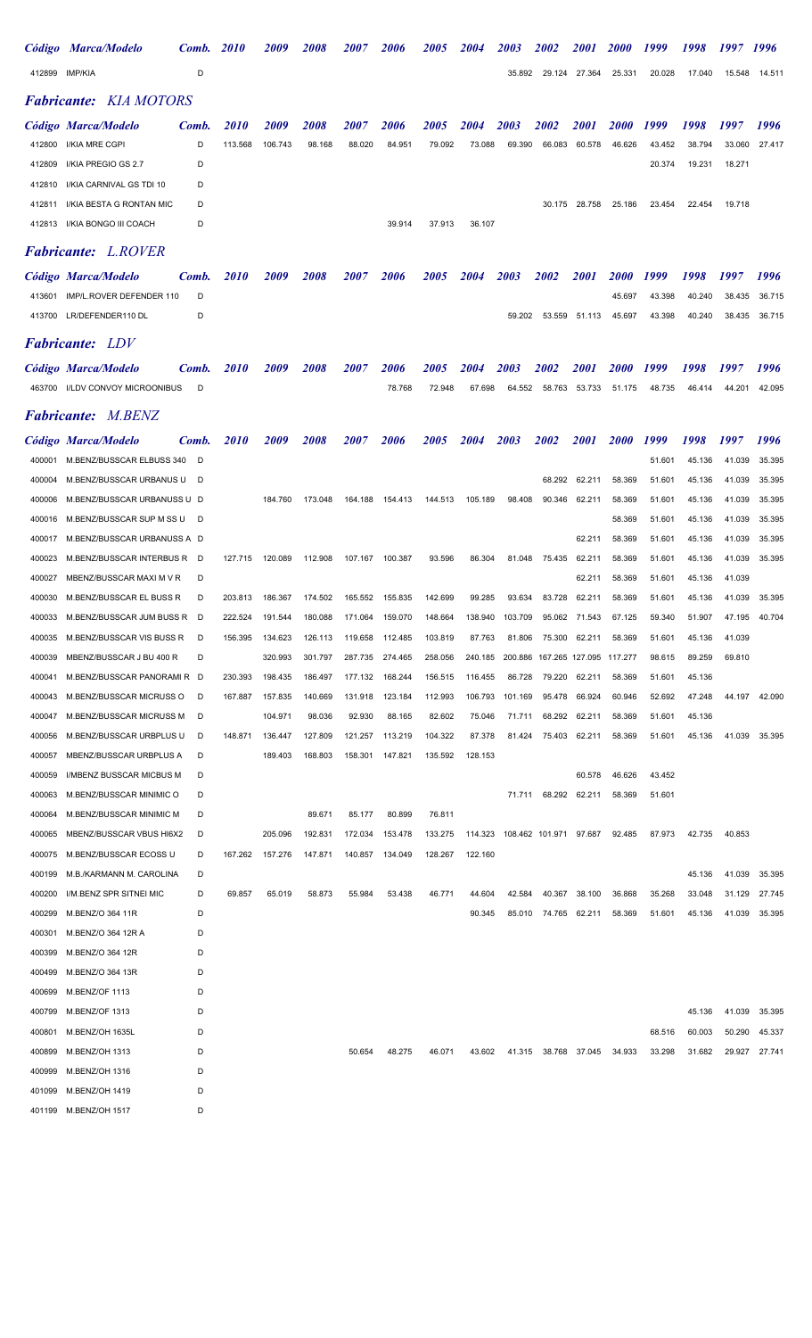| Código | Marca/Modelo | Comb. | 2010 | 2009 | 2008 | 2007 | 2006 | 2005 | 2004 | 2003 | 2002 | 2001 | 2000 | 1999 | 1998 | 1997 | 1996 |
|---|---|---|---|---|---|---|---|---|---|---|---|---|---|---|---|---|---|
| 412899 | IMP/KIA | D | | | | | | | | 35.892 | 29.124 | 27.364 | 25.331 | 20.028 | 17.040 | 15.548 | 14.511 |

## *Fabricante: KIA MOTORS*

| Código | Marca/Modelo | Comb. | 2010 | 2009 | 2008 | 2007 | 2006 | 2005 | 2004 | 2003 | 2002 | 2001 | 2000 | 1999 | 1998 | 1997 | 1996 |
|---|---|---|---|---|---|---|---|---|---|---|---|---|---|---|---|---|---|
| 412800 | I/KIA MRE CGPI | D | 113.568 | 106.743 | 98.168 | 88.020 | 84.951 | 79.092 | 73.088 | 69.390 | 66.083 | 60.578 | 46.626 | 43.452 | 38.794 | 33.060 | 27.417 |
| 412809 | I/KIA PREGIO GS 2.7 | D | | | | | | | | | | | | 20.374 | 19.231 | 18.271 | |
| 412810 | I/KIA CARNIVAL GS TDI 10 | D | | | | | | | | | | | | | | | |
| 412811 | I/KIA BESTA G RONTAN MIC | D | | | | | | | | | 30.175 | 28.758 | 25.186 | 23.454 | 22.454 | 19.718 | |
| 412813 | I/KIA BONGO III COACH | D | | | | | 39.914 | 37.913 | 36.107 | | | | | | | | |

## *Fabricante: L.ROVER*

| Código | Marca/Modelo | Comb. | 2010 | 2009 | 2008 | 2007 | 2006 | 2005 | 2004 | 2003 | 2002 | 2001 | 2000 | 1999 | 1998 | 1997 | 1996 |
|---|---|---|---|---|---|---|---|---|---|---|---|---|---|---|---|---|---|
| 413601 | IMP/L.ROVER DEFENDER 110 | D | | | | | | | | | | | 45.697 | 43.398 | 40.240 | 38.435 | 36.715 |
| 413700 | LR/DEFENDER110 DL | D | | | | | | | | 59.202 | 53.559 | 51.113 | 45.697 | 43.398 | 40.240 | 38.435 | 36.715 |

## *Fabricante: LDV*

| Código | Marca/Modelo | Comb. | 2010 | 2009 | 2008 | 2007 | 2006 | 2005 | 2004 | 2003 | 2002 | 2001 | 2000 | 1999 | 1998 | 1997 | 1996 |
|---|---|---|---|---|---|---|---|---|---|---|---|---|---|---|---|---|---|
| 463700 | I/LDV CONVOY MICROONIBUS | D | | | | | 78.768 | 72.948 | 67.698 | 64.552 | 58.763 | 53.733 | 51.175 | 48.735 | 46.414 | 44.201 | 42.095 |

## *Fabricante: M.BENZ*

| Código | Marca/Modelo | Comb. | 2010 | 2009 | 2008 | 2007 | 2006 | 2005 | 2004 | 2003 | 2002 | 2001 | 2000 | 1999 | 1998 | 1997 | 1996 |
|---|---|---|---|---|---|---|---|---|---|---|---|---|---|---|---|---|---|
| 400001 | M.BENZ/BUSSCAR ELBUSS 340 | D | | | | | | | | | | | | 51.601 | 45.136 | 41.039 | 35.395 |
| 400004 | M.BENZ/BUSSCAR URBANUS U | D | | | | | | | | | 68.292 | 62.211 | 58.369 | 51.601 | 45.136 | 41.039 | 35.395 |
| 400006 | M.BENZ/BUSSCAR URBANUSS U | D | | 184.760 | 173.048 | 164.188 | 154.413 | 144.513 | 105.189 | 98.408 | 90.346 | 62.211 | 58.369 | 51.601 | 45.136 | 41.039 | 35.395 |
| 400016 | M.BENZ/BUSSCAR SUP M SS U | D | | | | | | | | | | | 58.369 | 51.601 | 45.136 | 41.039 | 35.395 |
| 400017 | M.BENZ/BUSSCAR URBANUSS A | D | | | | | | | | | | 62.211 | 58.369 | 51.601 | 45.136 | 41.039 | 35.395 |
| 400023 | M.BENZ/BUSSCAR INTERBUS R | D | 127.715 | 120.089 | 112.908 | 107.167 | 100.387 | 93.596 | 86.304 | 81.048 | 75.435 | 62.211 | 58.369 | 51.601 | 45.136 | 41.039 | 35.395 |
| 400027 | MBENZ/BUSSCAR MAXI M V R | D | | | | | | | | | | 62.211 | 58.369 | 51.601 | 45.136 | 41.039 | |
| 400030 | M.BENZ/BUSSCAR EL BUSS R | D | 203.813 | 186.367 | 174.502 | 165.552 | 155.835 | 142.699 | 99.285 | 93.634 | 83.728 | 62.211 | 58.369 | 51.601 | 45.136 | 41.039 | 35.395 |
| 400033 | M.BENZ/BUSSCAR JUM BUSS R | D | 222.524 | 191.544 | 180.088 | 171.064 | 159.070 | 148.664 | 138.940 | 103.709 | 95.062 | 71.543 | 67.125 | 59.340 | 51.907 | 47.195 | 40.704 |
| 400035 | M.BENZ/BUSSCAR VIS BUSS R | D | 156.395 | 134.623 | 126.113 | 119.658 | 112.485 | 103.819 | 87.763 | 81.806 | 75.300 | 62.211 | 58.369 | 51.601 | 45.136 | 41.039 | |
| 400039 | MBENZ/BUSSCAR J BU 400 R | D | | 320.993 | 301.797 | 287.735 | 274.465 | 258.056 | 240.185 | 200.886 | 167.265 | 127.095 | 117.277 | 98.615 | 89.259 | 69.810 | |
| 400041 | M.BENZ/BUSSCAR PANORAMI R | D | 230.393 | 198.435 | 186.497 | 177.132 | 168.244 | 156.515 | 116.455 | 86.728 | 79.220 | 62.211 | 58.369 | 51.601 | 45.136 | | |
| 400043 | M.BENZ/BUSSCAR MICRUSS O | D | 167.887 | 157.835 | 140.669 | 131.918 | 123.184 | 112.993 | 106.793 | 101.169 | 95.478 | 66.924 | 60.946 | 52.692 | 47.248 | 44.197 | 42.090 |
| 400047 | M.BENZ/BUSSCAR MICRUSS M | D | | 104.971 | 98.036 | 92.930 | 88.165 | 82.602 | 75.046 | 71.711 | 68.292 | 62.211 | 58.369 | 51.601 | 45.136 | | |
| 400056 | M.BENZ/BUSSCAR URBPLUS U | D | 148.871 | 136.447 | 127.809 | 121.257 | 113.219 | 104.322 | 87.378 | 81.424 | 75.403 | 62.211 | 58.369 | 51.601 | 45.136 | 41.039 | 35.395 |
| 400057 | MBENZ/BUSSCAR URBPLUS A | D | | 189.403 | 168.803 | 158.301 | 147.821 | 135.592 | 128.153 | | | | | | | | |
| 400059 | I/MBENZ BUSSCAR MICBUS M | D | | | | | | | | | | 60.578 | 46.626 | 43.452 | | | |
| 400063 | M.BENZ/BUSSCAR MINIMIC O | D | | | | | | | | 71.711 | 68.292 | 62.211 | 58.369 | 51.601 | | | |
| 400064 | M.BENZ/BUSSCAR MINIMIC M | D | | | 89.671 | 85.177 | 80.899 | 76.811 | | | | | | | | | |
| 400065 | MBENZ/BUSSCAR VBUS HI6X2 | D | | 205.096 | 192.831 | 172.034 | 153.478 | 133.275 | 114.323 | 108.462 | 101.971 | 97.687 | 92.485 | 87.973 | 42.735 | 40.853 | |
| 400075 | M.BENZ/BUSSCAR ECOSS U | D | 167.262 | 157.276 | 147.871 | 140.857 | 134.049 | 128.267 | 122.160 | | | | | | | | |
| 400199 | M.B./KARMANN M. CAROLINA | D | | | | | | | | | | | | | 45.136 | 41.039 | 35.395 |
| 400200 | I/M.BENZ SPR SITNEI MIC | D | 69.857 | 65.019 | 58.873 | 55.984 | 53.438 | 46.771 | 44.604 | 42.584 | 40.367 | 38.100 | 36.868 | 35.268 | 33.048 | 31.129 | 27.745 |
| 400299 | M.BENZ/O 364 11R | D | | | | | | | 90.345 | 85.010 | 74.765 | 62.211 | 58.369 | 51.601 | 45.136 | 41.039 | 35.395 |
| 400301 | M.BENZ/O 364 12R A | D | | | | | | | | | | | | | | | |
| 400399 | M.BENZ/O 364 12R | D | | | | | | | | | | | | | | | |
| 400499 | M.BENZ/O 364 13R | D | | | | | | | | | | | | | | | |
| 400699 | M.BENZ/OF 1113 | D | | | | | | | | | | | | | | | |
| 400799 | M.BENZ/OF 1313 | D | | | | | | | | | | | | | 45.136 | 41.039 | 35.395 |
| 400801 | M.BENZ/OH 1635L | D | | | | | | | | | | | | 68.516 | 60.003 | 50.290 | 45.337 |
| 400899 | M.BENZ/OH 1313 | D | | | | 50.654 | 48.275 | 46.071 | 43.602 | 41.315 | 38.768 | 37.045 | 34.933 | 33.298 | 31.682 | 29.927 | 27.741 |
| 400999 | M.BENZ/OH 1316 | D | | | | | | | | | | | | | | | |
| 401099 | M.BENZ/OH 1419 | D | | | | | | | | | | | | | | | |
| 401199 | M.BENZ/OH 1517 | D | | | | | | | | | | | | | | | |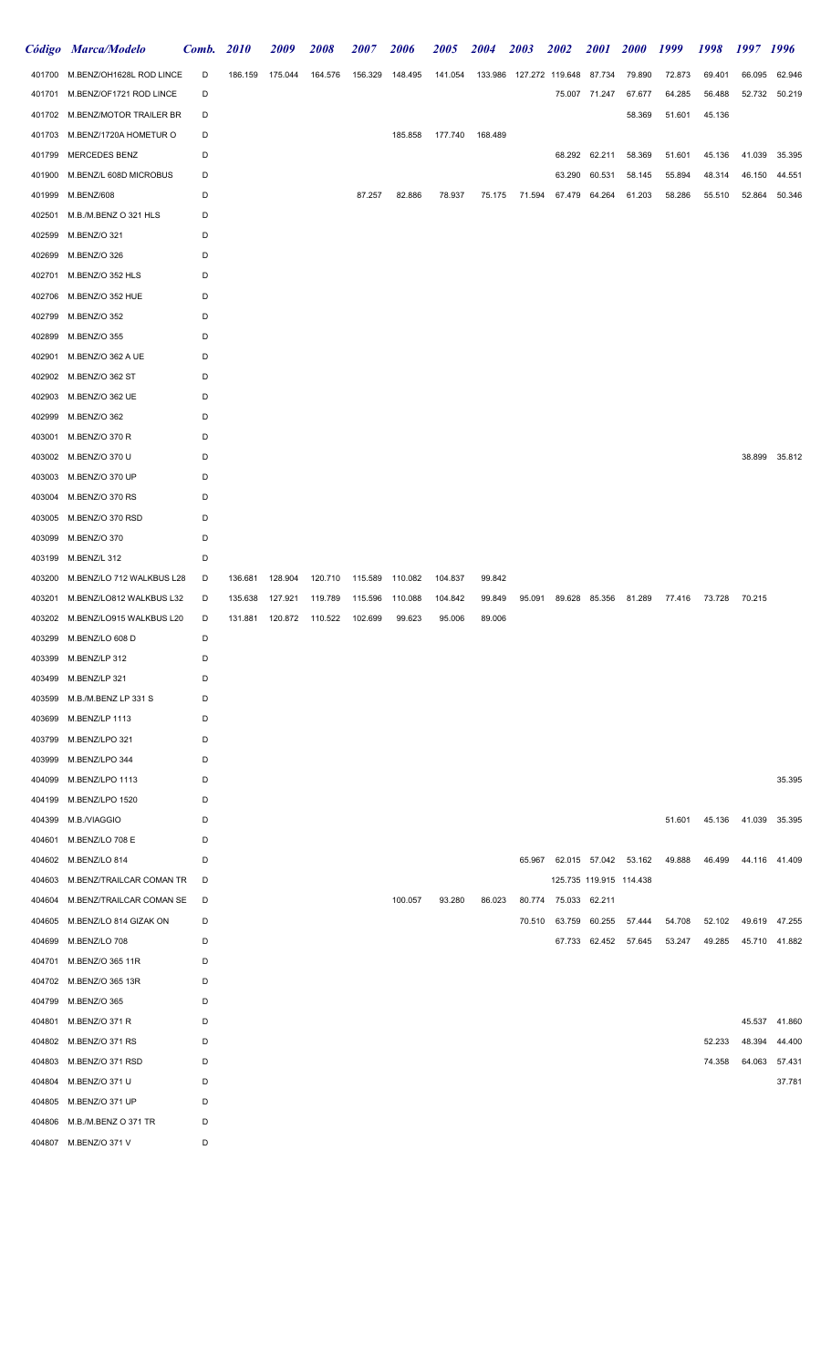| Código | Marca/Modelo | Comb. | 2010 | 2009 | 2008 | 2007 | 2006 | 2005 | 2004 | 2003 | 2002 | 2001 | 2000 | 1999 | 1998 | 1997 | 1996 |
|---|---|---|---|---|---|---|---|---|---|---|---|---|---|---|---|---|---|
| 401700 | M.BENZ/OH1628L ROD LINCE | D | 186.159 | 175.044 | 164.576 | 156.329 | 148.495 | 141.054 | 133.986 | 127.272 | 119.648 | 87.734 | 79.890 | 72.873 | 69.401 | 66.095 | 62.946 |
| 401701 | M.BENZ/OF1721 ROD LINCE | D | | | | | | | | | 75.007 | 71.247 | 67.677 | 64.285 | 56.488 | 52.732 | 50.219 |
| 401702 | M.BENZ/MOTOR TRAILER BR | D | | | | | | | | | | | 58.369 | 51.601 | 45.136 | | |
| 401703 | M.BENZ/1720A HOMETUR O | D | | | | | 185.858 | 177.740 | 168.489 | | | | | | | | |
| 401799 | MERCEDES BENZ | D | | | | | | | | | 68.292 | 62.211 | 58.369 | 51.601 | 45.136 | 41.039 | 35.395 |
| 401900 | M.BENZ/L 608D MICROBUS | D | | | | | | | | | 63.290 | 60.531 | 58.145 | 55.894 | 48.314 | 46.150 | 44.551 |
| 401999 | M.BENZ/608 | D | | | | 87.257 | 82.886 | 78.937 | 75.175 | 71.594 | 67.479 | 64.264 | 61.203 | 58.286 | 55.510 | 52.864 | 50.346 |
| 402501 | M.B./M.BENZ O 321 HLS | D | | | | | | | | | | | | | | | |
| 402599 | M.BENZ/O 321 | D | | | | | | | | | | | | | | | |
| 402699 | M.BENZ/O 326 | D | | | | | | | | | | | | | | | |
| 402701 | M.BENZ/O 352 HLS | D | | | | | | | | | | | | | | | |
| 402706 | M.BENZ/O 352 HUE | D | | | | | | | | | | | | | | | |
| 402799 | M.BENZ/O 352 | D | | | | | | | | | | | | | | | |
| 402899 | M.BENZ/O 355 | D | | | | | | | | | | | | | | | |
| 402901 | M.BENZ/O 362 A UE | D | | | | | | | | | | | | | | | |
| 402902 | M.BENZ/O 362 ST | D | | | | | | | | | | | | | | | |
| 402903 | M.BENZ/O 362 UE | D | | | | | | | | | | | | | | | |
| 402999 | M.BENZ/O 362 | D | | | | | | | | | | | | | | | |
| 403001 | M.BENZ/O 370 R | D | | | | | | | | | | | | | | | |
| 403002 | M.BENZ/O 370 U | D | | | | | | | | | | | | | | 38.899 | 35.812 |
| 403003 | M.BENZ/O 370 UP | D | | | | | | | | | | | | | | | |
| 403004 | M.BENZ/O 370 RS | D | | | | | | | | | | | | | | | |
| 403005 | M.BENZ/O 370 RSD | D | | | | | | | | | | | | | | | |
| 403099 | M.BENZ/O 370 | D | | | | | | | | | | | | | | | |
| 403199 | M.BENZ/L 312 | D | | | | | | | | | | | | | | | |
| 403200 | M.BENZ/LO 712 WALKBUS L28 | D | 136.681 | 128.904 | 120.710 | 115.589 | 110.082 | 104.837 | 99.842 | | | | | | | | |
| 403201 | M.BENZ/LO812 WALKBUS L32 | D | 135.638 | 127.921 | 119.789 | 115.596 | 110.088 | 104.842 | 99.849 | 95.091 | 89.628 | 85.356 | 81.289 | 77.416 | 73.728 | 70.215 | |
| 403202 | M.BENZ/LO915 WALKBUS L20 | D | 131.881 | 120.872 | 110.522 | 102.699 | 99.623 | 95.006 | 89.006 | | | | | | | | |
| 403299 | M.BENZ/LO 608 D | D | | | | | | | | | | | | | | | |
| 403399 | M.BENZ/LP 312 | D | | | | | | | | | | | | | | | |
| 403499 | M.BENZ/LP 321 | D | | | | | | | | | | | | | | | |
| 403599 | M.B./M.BENZ LP 331 S | D | | | | | | | | | | | | | | | |
| 403699 | M.BENZ/LP 1113 | D | | | | | | | | | | | | | | | |
| 403799 | M.BENZ/LPO 321 | D | | | | | | | | | | | | | | | |
| 403999 | M.BENZ/LPO 344 | D | | | | | | | | | | | | | | | |
| 404099 | M.BENZ/LPO 1113 | D | | | | | | | | | | | | | | | 35.395 |
| 404199 | M.BENZ/LPO 1520 | D | | | | | | | | | | | | | | | |
| 404399 | M.B./VIAGGIO | D | | | | | | | | | | | | 51.601 | 45.136 | 41.039 | 35.395 |
| 404601 | M.BENZ/LO 708 E | D | | | | | | | | | | | | | | | |
| 404602 | M.BENZ/LO 814 | D | | | | | | | | 65.967 | 62.015 | 57.042 | 53.162 | 49.888 | 46.499 | 44.116 | 41.409 |
| 404603 | M.BENZ/TRAILCAR COMAN TR | D | | | | | | | | | 125.735 | 119.915 | 114.438 | | | | |
| 404604 | M.BENZ/TRAILCAR COMAN SE | D | | | | | 100.057 | 93.280 | 86.023 | 80.774 | 75.033 | 62.211 | | | | | |
| 404605 | M.BENZ/LO 814 GIZAK ON | D | | | | | | | | 70.510 | 63.759 | 60.255 | 57.444 | 54.708 | 52.102 | 49.619 | 47.255 |
| 404699 | M.BENZ/LO 708 | D | | | | | | | | | 67.733 | 62.452 | 57.645 | 53.247 | 49.285 | 45.710 | 41.882 |
| 404701 | M.BENZ/O 365 11R | D | | | | | | | | | | | | | | | |
| 404702 | M.BENZ/O 365 13R | D | | | | | | | | | | | | | | | |
| 404799 | M.BENZ/O 365 | D | | | | | | | | | | | | | | | |
| 404801 | M.BENZ/O 371 R | D | | | | | | | | | | | | | | 45.537 | 41.860 |
| 404802 | M.BENZ/O 371 RS | D | | | | | | | | | | | | | 52.233 | 48.394 | 44.400 |
| 404803 | M.BENZ/O 371 RSD | D | | | | | | | | | | | | | 74.358 | 64.063 | 57.431 |
| 404804 | M.BENZ/O 371 U | D | | | | | | | | | | | | | | | 37.781 |
| 404805 | M.BENZ/O 371 UP | D | | | | | | | | | | | | | | | |
| 404806 | M.B./M.BENZ O 371 TR | D | | | | | | | | | | | | | | | |
| 404807 | M.BENZ/O 371 V | D | | | | | | | | | | | | | | | |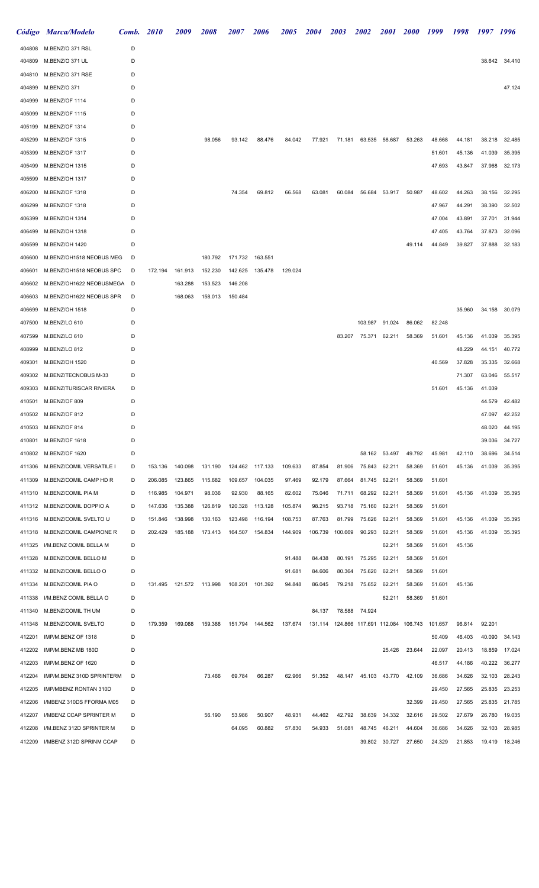| Código | Marca/Modelo | Comb. | 2010 | 2009 | 2008 | 2007 | 2006 | 2005 | 2004 | 2003 | 2002 | 2001 | 2000 | 1999 | 1998 | 1997 | 1996 |
|---|---|---|---|---|---|---|---|---|---|---|---|---|---|---|---|---|---|
| 404808 | M.BENZ/O 371 RSL | D | | | | | | | | | | | | | | | |
| 404809 | M.BENZ/O 371 UL | D | | | | | | | | | | | | | | 38.642 | 34.410 |
| 404810 | M.BENZ/O 371 RSE | D | | | | | | | | | | | | | | | |
| 404899 | M.BENZ/O 371 | D | | | | | | | | | | | | | | | 47.124 |
| 404999 | M.BENZ/OF 1114 | D | | | | | | | | | | | | | | | |
| 405099 | M.BENZ/OF 1115 | D | | | | | | | | | | | | | | | |
| 405199 | M.BENZ/OF 1314 | D | | | | | | | | | | | | | | | |
| 405299 | M.BENZ/OF 1315 | D | | | 98.056 | 93.142 | 88.476 | 84.042 | 77.921 | 71.181 | 63.535 | 58.687 | 53.263 | 48.668 | 44.181 | 38.218 | 32.485 |
| 405399 | M.BENZ/OF 1317 | D | | | | | | | | | | | | 51.601 | 45.136 | 41.039 | 35.395 |
| 405499 | M.BENZ/OH 1315 | D | | | | | | | | | | | | 47.693 | 43.847 | 37.968 | 32.173 |
| 405599 | M.BENZ/OH 1317 | D | | | | | | | | | | | | | | | |
| 406200 | M.BENZ/OF 1318 | D | | | | 74.354 | 69.812 | 66.568 | 63.081 | 60.084 | 56.684 | 53.917 | 50.987 | 48.602 | 44.263 | 38.156 | 32.295 |
| 406299 | M.BENZ/OF 1318 | D | | | | | | | | | | | | 47.967 | 44.291 | 38.390 | 32.502 |
| 406399 | M.BENZ/OH 1314 | D | | | | | | | | | | | | 47.004 | 43.891 | 37.701 | 31.944 |
| 406499 | M.BENZ/OH 1318 | D | | | | | | | | | | | | 47.405 | 43.764 | 37.873 | 32.096 |
| 406599 | M.BENZ/OH 1420 | D | | | | | | | | | | | 49.114 | 44.849 | 39.827 | 37.888 | 32.183 |
| 406600 | M.BENZ/OH1518 NEOBUS MEG | D | | | 180.792 | 171.732 | 163.551 | | | | | | | | | | |
| 406601 | M.BENZ/OH1518 NEOBUS SPC | D | 172.194 | 161.913 | 152.230 | 142.625 | 135.478 | 129.024 | | | | | | | | | |
| 406602 | M.BENZ/OH1622 NEOBUSMEGA | D | | 163.288 | 153.523 | 146.208 | | | | | | | | | | | |
| 406603 | M.BENZ/OH1622 NEOBUS SPR | D | | 168.063 | 158.013 | 150.484 | | | | | | | | | | | |
| 406699 | M.BENZ/OH 1518 | D | | | | | | | | | | | | | 35.960 | 34.158 | 30.079 |
| 407500 | M.BENZ/LO 610 | D | | | | | | | | | 103.987 | 91.024 | 86.062 | 82.248 | | | |
| 407599 | M.BENZ/LO 610 | D | | | | | | | | 83.207 | 75.371 | 62.211 | 58.369 | 51.601 | 45.136 | 41.039 | 35.395 |
| 408999 | M.BENZ/LO 812 | D | | | | | | | | | | | | | 48.229 | 44.151 | 40.772 |
| 409301 | M.BENZ/OH 1520 | D | | | | | | | | | | | | 40.569 | 37.828 | 35.335 | 32.668 |
| 409302 | M.BENZ/TECNOBUS M-33 | D | | | | | | | | | | | | | 71.307 | 63.046 | 55.517 |
| 409303 | M.BENZ/TURISCAR RIVIERA | D | | | | | | | | | | | | 51.601 | 45.136 | 41.039 | |
| 410501 | M.BENZ/OF 809 | D | | | | | | | | | | | | | | 44.579 | 42.482 |
| 410502 | M.BENZ/OF 812 | D | | | | | | | | | | | | | | 47.097 | 42.252 |
| 410503 | M.BENZ/OF 814 | D | | | | | | | | | | | | | | 48.020 | 44.195 |
| 410801 | M.BENZ/OF 1618 | D | | | | | | | | | | | | | | 39.036 | 34.727 |
| 410802 | M.BENZ/OF 1620 | D | | | | | | | | | 58.162 | 53.497 | 49.792 | 45.981 | 42.110 | 38.696 | 34.514 |
| 411306 | M.BENZ/COMIL VERSATILE I | D | 153.136 | 140.098 | 131.190 | 124.462 | 117.133 | 109.633 | 87.854 | 81.906 | 75.843 | 62.211 | 58.369 | 51.601 | 45.136 | 41.039 | 35.395 |
| 411309 | M.BENZ/COMIL CAMP HD R | D | 206.085 | 123.865 | 115.682 | 109.657 | 104.035 | 97.469 | 92.179 | 87.664 | 81.745 | 62.211 | 58.369 | 51.601 | | | |
| 411310 | M.BENZ/COMIL PIA M | D | 116.985 | 104.971 | 98.036 | 92.930 | 88.165 | 82.602 | 75.046 | 71.711 | 68.292 | 62.211 | 58.369 | 51.601 | 45.136 | 41.039 | 35.395 |
| 411312 | M.BENZ/COMIL DOPPIO A | D | 147.636 | 135.388 | 126.819 | 120.328 | 113.128 | 105.874 | 98.215 | 93.718 | 75.160 | 62.211 | 58.369 | 51.601 | | | |
| 411316 | M.BENZ/COMIL SVELTO U | D | 151.846 | 138.998 | 130.163 | 123.498 | 116.194 | 108.753 | 87.763 | 81.799 | 75.626 | 62.211 | 58.369 | 51.601 | 45.136 | 41.039 | 35.395 |
| 411318 | M.BENZ/COMIL CAMPIONE R | D | 202.429 | 185.188 | 173.413 | 164.507 | 154.834 | 144.909 | 106.739 | 100.669 | 90.293 | 62.211 | 58.369 | 51.601 | 45.136 | 41.039 | 35.395 |
| 411325 | I/M.BENZ COMIL BELLA M | D | | | | | | | | | | 62.211 | 58.369 | 51.601 | 45.136 | | |
| 411328 | M.BENZ/COMIL BELLO M | D | | | | | | 91.488 | 84.438 | 80.191 | 75.295 | 62.211 | 58.369 | 51.601 | | | |
| 411332 | M.BENZ/COMIL BELLO O | D | | | | | | 91.681 | 84.606 | 80.364 | 75.620 | 62.211 | 58.369 | 51.601 | | | |
| 411334 | M.BENZ/COMIL PIA O | D | 131.495 | 121.572 | 113.998 | 108.201 | 101.392 | 94.848 | 86.045 | 79.218 | 75.652 | 62.211 | 58.369 | 51.601 | 45.136 | | |
| 411338 | I/M.BENZ COMIL BELLA O | D | | | | | | | | | | 62.211 | 58.369 | 51.601 | | | |
| 411340 | M.BENZ/COMIL TH UM | D | | | | | | | 84.137 | 78.588 | 74.924 | | | | | | |
| 411348 | M.BENZ/COMIL SVELTO | D | 179.359 | 169.088 | 159.388 | 151.794 | 144.562 | 137.674 | 131.114 | 124.866 | 117.691 | 112.084 | 106.743 | 101.657 | 96.814 | 92.201 | |
| 412201 | IMP/M.BENZ OF 1318 | D | | | | | | | | | | | | 50.409 | 46.403 | 40.090 | 34.143 |
| 412202 | IMP/M.BENZ MB 180D | D | | | | | | | | | | 25.426 | 23.644 | 22.097 | 20.413 | 18.859 | 17.024 |
| 412203 | IMP/M.BENZ OF 1620 | D | | | | | | | | | | | | 46.517 | 44.186 | 40.222 | 36.277 |
| 412204 | IMP/M.BENZ 310D SPRINTERM | D | | | 73.466 | 69.784 | 66.287 | 62.966 | 51.352 | 48.147 | 45.103 | 43.770 | 42.109 | 36.686 | 34.626 | 32.103 | 28.243 |
| 412205 | IMP/MBENZ RONTAN 310D | D | | | | | | | | | | | | 29.450 | 27.565 | 25.835 | 23.253 |
| 412206 | I/MBENZ 310DS FFORMA M05 | D | | | | | | | | | | | 32.399 | 29.450 | 27.565 | 25.835 | 21.785 |
| 412207 | I/MBENZ CCAP SPRINTER M | D | | | 56.190 | 53.986 | 50.907 | 48.931 | 44.462 | 42.792 | 38.639 | 34.332 | 32.616 | 29.502 | 27.679 | 26.780 | 19.035 |
| 412208 | I/M.BENZ 312D SPRINTER M | D | | | | 64.095 | 60.882 | 57.830 | 54.933 | 51.081 | 48.745 | 46.211 | 44.604 | 36.686 | 34.626 | 32.103 | 28.985 |
| 412209 | I/MBENZ 312D SPRINM CCAP | D | | | | | | | | | 39.802 | 30.727 | 27.650 | 24.329 | 21.853 | 19.419 | 18.246 |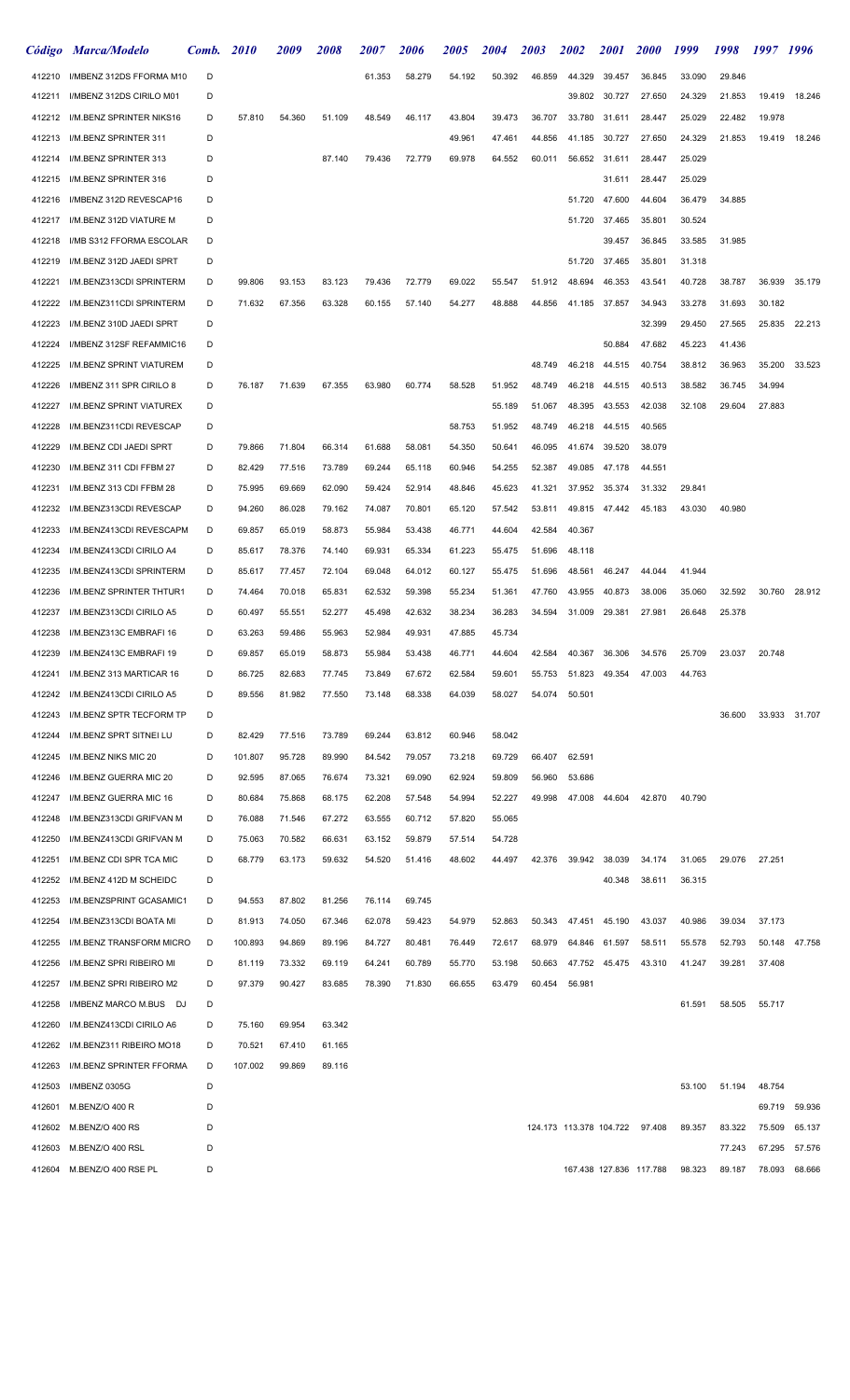| Código | Marca/Modelo | Comb. | 2010 | 2009 | 2008 | 2007 | 2006 | 2005 | 2004 | 2003 | 2002 | 2001 | 2000 | 1999 | 1998 | 1997 | 1996 |
|---|---|---|---|---|---|---|---|---|---|---|---|---|---|---|---|---|---|
| 412210 | I/MBENZ 312DS FFORMA M10 | D | | | | 61.353 | 58.279 | 54.192 | 50.392 | 46.859 | 44.329 | 39.457 | 36.845 | 33.090 | 29.846 | | |
| 412211 | I/MBENZ 312DS CIRILO M01 | D | | | | | | | | | 39.802 | 30.727 | 27.650 | 24.329 | 21.853 | 19.419 | 18.246 |
| 412212 | I/M.BENZ SPRINTER NIKS16 | D | 57.810 | 54.360 | 51.109 | 48.549 | 46.117 | 43.804 | 39.473 | 36.707 | 33.780 | 31.611 | 28.447 | 25.029 | 22.482 | 19.978 | |
| 412213 | I/M.BENZ SPRINTER 311 | D | | | | | | 49.961 | 47.461 | 44.856 | 41.185 | 30.727 | 27.650 | 24.329 | 21.853 | 19.419 | 18.246 |
| 412214 | I/M.BENZ SPRINTER 313 | D | | | 87.140 | 79.436 | 72.779 | 69.978 | 64.552 | 60.011 | 56.652 | 31.611 | 28.447 | 25.029 | | | |
| 412215 | I/M.BENZ SPRINTER 316 | D | | | | | | | | | | 31.611 | 28.447 | 25.029 | | | |
| 412216 | I/MBENZ 312D REVESCAP16 | D | | | | | | | | | 51.720 | 47.600 | 44.604 | 36.479 | 34.885 | | |
| 412217 | I/M.BENZ 312D VIATURE M | D | | | | | | | | | 51.720 | 37.465 | 35.801 | 30.524 | | | |
| 412218 | I/MB S312 FFORMA ESCOLAR | D | | | | | | | | | | 39.457 | 36.845 | 33.585 | 31.985 | | |
| 412219 | I/M.BENZ 312D JAEDI SPRT | D | | | | | | | | | 51.720 | 37.465 | 35.801 | 31.318 | | | |
| 412221 | I/M.BENZ313CDI SPRINTERM | D | 99.806 | 93.153 | 83.123 | 79.436 | 72.779 | 69.022 | 55.547 | 51.912 | 48.694 | 46.353 | 43.541 | 40.728 | 38.787 | 36.939 | 35.179 |
| 412222 | I/M.BENZ311CDI SPRINTERM | D | 71.632 | 67.356 | 63.328 | 60.155 | 57.140 | 54.277 | 48.888 | 44.856 | 41.185 | 37.857 | 34.943 | 33.278 | 31.693 | 30.182 | |
| 412223 | I/M.BENZ 310D JAEDI SPRT | D | | | | | | | | | | | 32.399 | 29.450 | 27.565 | 25.835 | 22.213 |
| 412224 | I/MBENZ 312SF REFAMMIC16 | D | | | | | | | | | | 50.884 | 47.682 | 45.223 | 41.436 | | |
| 412225 | I/M.BENZ SPRINT VIATUREM | D | | | | | | | | 48.749 | 46.218 | 44.515 | 40.754 | 38.812 | 36.963 | 35.200 | 33.523 |
| 412226 | I/MBENZ 311 SPR CIRILO 8 | D | 76.187 | 71.639 | 67.355 | 63.980 | 60.774 | 58.528 | 51.952 | 48.749 | 46.218 | 44.515 | 40.513 | 38.582 | 36.745 | 34.994 | |
| 412227 | I/M.BENZ SPRINT VIATUREX | D | | | | | | | 55.189 | 51.067 | 48.395 | 43.553 | 42.038 | 32.108 | 29.604 | 27.883 | |
| 412228 | I/M.BENZ311CDI REVESCAP | D | | | | | | 58.753 | 51.952 | 48.749 | 46.218 | 44.515 | 40.565 | | | | |
| 412229 | I/M.BENZ CDI JAEDI SPRT | D | 79.866 | 71.804 | 66.314 | 61.688 | 58.081 | 54.350 | 50.641 | 46.095 | 41.674 | 39.520 | 38.079 | | | | |
| 412230 | I/M.BENZ 311 CDI FFBM 27 | D | 82.429 | 77.516 | 73.789 | 69.244 | 65.118 | 60.946 | 54.255 | 52.387 | 49.085 | 47.178 | 44.551 | | | | |
| 412231 | I/M.BENZ 313 CDI FFBM 28 | D | 75.995 | 69.669 | 62.090 | 59.424 | 52.914 | 48.846 | 45.623 | 41.321 | 37.952 | 35.374 | 31.332 | 29.841 | | | |
| 412232 | I/M.BENZ313CDI REVESCAP | D | 94.260 | 86.028 | 79.162 | 74.087 | 70.801 | 65.120 | 57.542 | 53.811 | 49.815 | 47.442 | 45.183 | 43.030 | 40.980 | | |
| 412233 | I/M.BENZ413CDI REVESCAPM | D | 69.857 | 65.019 | 58.873 | 55.984 | 53.438 | 46.771 | 44.604 | 42.584 | 40.367 | | | | | | |
| 412234 | I/M.BENZ413CDI CIRILO A4 | D | 85.617 | 78.376 | 74.140 | 69.931 | 65.334 | 61.223 | 55.475 | 51.696 | 48.118 | | | | | | |
| 412235 | I/M.BENZ413CDI SPRINTERM | D | 85.617 | 77.457 | 72.104 | 69.048 | 64.012 | 60.127 | 55.475 | 51.696 | 48.561 | 46.247 | 44.044 | 41.944 | | | |
| 412236 | I/M.BENZ SPRINTER THTUR1 | D | 74.464 | 70.018 | 65.831 | 62.532 | 59.398 | 55.234 | 51.361 | 47.760 | 43.955 | 40.873 | 38.006 | 35.060 | 32.592 | 30.760 | 28.912 |
| 412237 | I/M.BENZ313CDI CIRILO A5 | D | 60.497 | 55.551 | 52.277 | 45.498 | 42.632 | 38.234 | 36.283 | 34.594 | 31.009 | 29.381 | 27.981 | 26.648 | 25.378 | | |
| 412238 | I/M.BENZ313C EMBRAFI 16 | D | 63.263 | 59.486 | 55.963 | 52.984 | 49.931 | 47.885 | 45.734 | | | | | | | | |
| 412239 | I/M.BENZ413C EMBRAFI 19 | D | 69.857 | 65.019 | 58.873 | 55.984 | 53.438 | 46.771 | 44.604 | 42.584 | 40.367 | 36.306 | 34.576 | 25.709 | 23.037 | 20.748 | |
| 412241 | I/M.BENZ 313 MARTICAR 16 | D | 86.725 | 82.683 | 77.745 | 73.849 | 67.672 | 62.584 | 59.601 | 55.753 | 51.823 | 49.354 | 47.003 | 44.763 | | | |
| 412242 | I/M.BENZ413CDI CIRILO A5 | D | 89.556 | 81.982 | 77.550 | 73.148 | 68.338 | 64.039 | 58.027 | 54.074 | 50.501 | | | | | | |
| 412243 | I/M.BENZ SPTR TECFORM TP | D | | | | | | | | | | | | | 36.600 | 33.933 | 31.707 |
| 412244 | I/M.BENZ SPRT SITNEI LU | D | 82.429 | 77.516 | 73.789 | 69.244 | 63.812 | 60.946 | 58.042 | | | | | | | | |
| 412245 | I/M.BENZ NIKS MIC 20 | D | 101.807 | 95.728 | 89.990 | 84.542 | 79.057 | 73.218 | 69.729 | 66.407 | 62.591 | | | | | | |
| 412246 | I/M.BENZ GUERRA MIC 20 | D | 92.595 | 87.065 | 76.674 | 73.321 | 69.090 | 62.924 | 59.809 | 56.960 | 53.686 | | | | | | |
| 412247 | I/M.BENZ GUERRA MIC 16 | D | 80.684 | 75.868 | 68.175 | 62.208 | 57.548 | 54.994 | 52.227 | 49.998 | 47.008 | 44.604 | 42.870 | 40.790 | | | |
| 412248 | I/M.BENZ313CDI GRIFVAN M | D | 76.088 | 71.546 | 67.272 | 63.555 | 60.712 | 57.820 | 55.065 | | | | | | | | |
| 412250 | I/M.BENZ413CDI GRIFVAN M | D | 75.063 | 70.582 | 66.631 | 63.152 | 59.879 | 57.514 | 54.728 | | | | | | | | |
| 412251 | I/M.BENZ CDI SPR TCA MIC | D | 68.779 | 63.173 | 59.632 | 54.520 | 51.416 | 48.602 | 44.497 | 42.376 | 39.942 | 38.039 | 34.174 | 31.065 | 29.076 | 27.251 | |
| 412252 | I/M.BENZ 412D M SCHEIDC | D | | | | | | | | | | 40.348 | 38.611 | 36.315 | | | |
| 412253 | I/M.BENZSPRINT GCASAMIC1 | D | 94.553 | 87.802 | 81.256 | 76.114 | 69.745 | | | | | | | | | | |
| 412254 | I/M.BENZ313CDI BOATA MI | D | 81.913 | 74.050 | 67.346 | 62.078 | 59.423 | 54.979 | 52.863 | 50.343 | 47.451 | 45.190 | 43.037 | 40.986 | 39.034 | 37.173 | |
| 412255 | I/M.BENZ TRANSFORM MICRO | D | 100.893 | 94.869 | 89.196 | 84.727 | 80.481 | 76.449 | 72.617 | 68.979 | 64.846 | 61.597 | 58.511 | 55.578 | 52.793 | 50.148 | 47.758 |
| 412256 | I/M.BENZ SPRI RIBEIRO MI | D | 81.119 | 73.332 | 69.119 | 64.241 | 60.789 | 55.770 | 53.198 | 50.663 | 47.752 | 45.475 | 43.310 | 41.247 | 39.281 | 37.408 | |
| 412257 | I/M.BENZ SPRI RIBEIRO M2 | D | 97.379 | 90.427 | 83.685 | 78.390 | 71.830 | 66.655 | 63.479 | 60.454 | 56.981 | | | | | | |
| 412258 | I/MBENZ MARCO M.BUS DJ | D | | | | | | | | | | | | 61.591 | 58.505 | 55.717 | |
| 412260 | I/M.BENZ413CDI CIRILO A6 | D | 75.160 | 69.954 | 63.342 | | | | | | | | | | | | |
| 412262 | I/M.BENZ311 RIBEIRO MO18 | D | 70.521 | 67.410 | 61.165 | | | | | | | | | | | | |
| 412263 | I/M.BENZ SPRINTER FFORMA | D | 107.002 | 99.869 | 89.116 | | | | | | | | | | | | |
| 412503 | I/MBENZ 0305G | D | | | | | | | | | | | | 53.100 | 51.194 | 48.754 | |
| 412601 | M.BENZ/O 400 R | D | | | | | | | | | | | | | | 69.719 | 59.936 |
| 412602 | M.BENZ/O 400 RS | D | | | | | | | | 124.173 | 113.378 | 104.722 | 97.408 | 89.357 | 83.322 | 75.509 | 65.137 |
| 412603 | M.BENZ/O 400 RSL | D | | | | | | | | | | | | | 77.243 | 67.295 | 57.576 |
| 412604 | M.BENZ/O 400 RSE PL | D | | | | | | | | | 167.438 | 127.836 | 117.788 | 98.323 | 89.187 | 78.093 | 68.666 |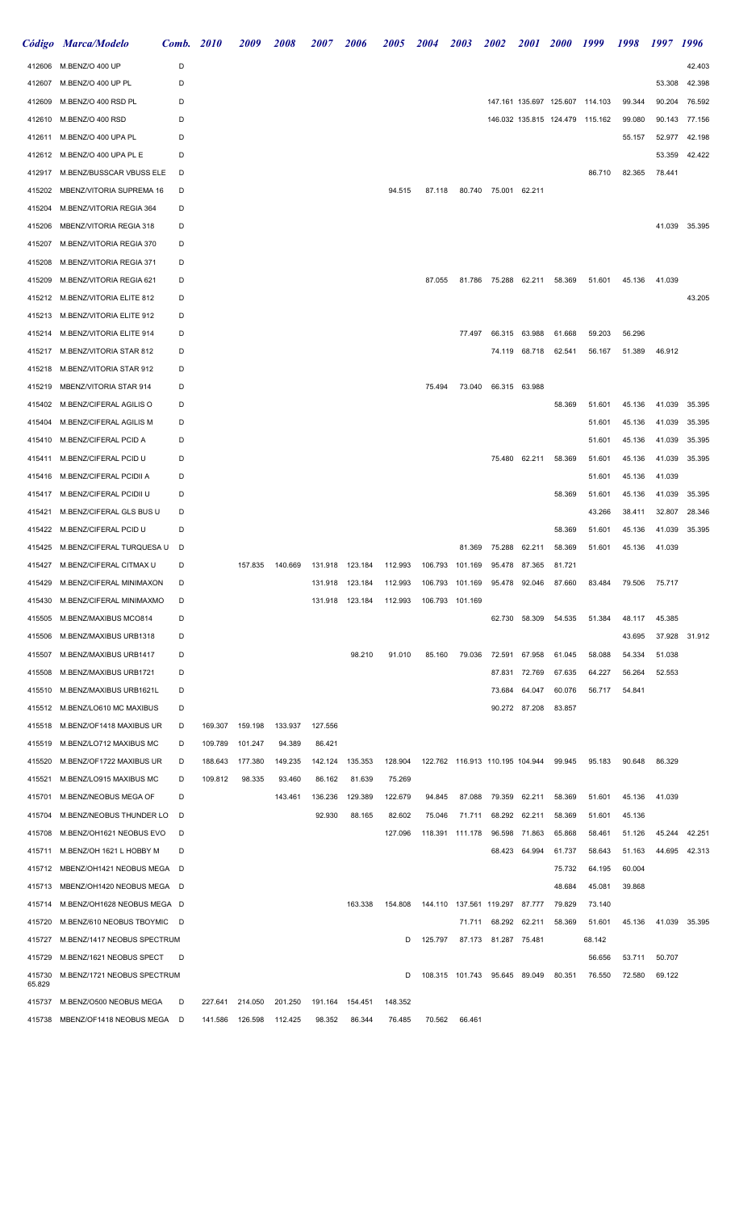| Código | Marca/Modelo | Comb. | 2010 | 2009 | 2008 | 2007 | 2006 | 2005 | 2004 | 2003 | 2002 | 2001 | 2000 | 1999 | 1998 | 1997 | 1996 |
|---|---|---|---|---|---|---|---|---|---|---|---|---|---|---|---|---|---|
| 412606 | M.BENZ/O 400 UP | D | | | | | | | | | | | | | | | 42.403 |
| 412607 | M.BENZ/O 400 UP PL | D | | | | | | | | | | | | | | 53.308 | 42.398 |
| 412609 | M.BENZ/O 400 RSD PL | D | | | | | | | | | 147.161 | 135.697 | 125.607 | 114.103 | 99.344 | 90.204 | 76.592 |
| 412610 | M.BENZ/O 400 RSD | D | | | | | | | | | 146.032 | 135.815 | 124.479 | 115.162 | 99.080 | 90.143 | 77.156 |
| 412611 | M.BENZ/O 400 UPA PL | D | | | | | | | | | | | | | 55.157 | 52.977 | 42.198 |
| 412612 | M.BENZ/O 400 UPA PL E | D | | | | | | | | | | | | | | 53.359 | 42.422 |
| 412917 | M.BENZ/BUSSCAR VBUSS ELE | D | | | | | | | | | | | | 86.710 | 82.365 | 78.441 | |
| 415202 | MBENZ/VITORIA SUPREMA 16 | D | | | | | | 94.515 | 87.118 | 80.740 | 75.001 | 62.211 | | | | | |
| 415204 | M.BENZ/VITORIA REGIA 364 | D | | | | | | | | | | | | | | | |
| 415206 | MBENZ/VITORIA REGIA 318 | D | | | | | | | | | | | | | | 41.039 | 35.395 |
| 415207 | M.BENZ/VITORIA REGIA 370 | D | | | | | | | | | | | | | | | |
| 415208 | M.BENZ/VITORIA REGIA 371 | D | | | | | | | | | | | | | | | |
| 415209 | M.BENZ/VITORIA REGIA 621 | D | | | | | | | 87.055 | 81.786 | 75.288 | 62.211 | 58.369 | 51.601 | 45.136 | 41.039 | |
| 415212 | M.BENZ/VITORIA ELITE 812 | D | | | | | | | | | | | | | | | 43.205 |
| 415213 | M.BENZ/VITORIA ELITE 912 | D | | | | | | | | | | | | | | | |
| 415214 | M.BENZ/VITORIA ELITE 914 | D | | | | | | | | 77.497 | 66.315 | 63.988 | 61.668 | 59.203 | 56.296 | | |
| 415217 | M.BENZ/VITORIA STAR 812 | D | | | | | | | | | 74.119 | 68.718 | 62.541 | 56.167 | 51.389 | 46.912 | |
| 415218 | M.BENZ/VITORIA STAR 912 | D | | | | | | | | | | | | | | | |
| 415219 | MBENZ/VITORIA STAR 914 | D | | | | | | | 75.494 | 73.040 | 66.315 | 63.988 | | | | | |
| 415402 | M.BENZ/CIFERAL AGILIS O | D | | | | | | | | | | | 58.369 | 51.601 | 45.136 | 41.039 | 35.395 |
| 415404 | M.BENZ/CIFERAL AGILIS M | D | | | | | | | | | | | | 51.601 | 45.136 | 41.039 | 35.395 |
| 415410 | M.BENZ/CIFERAL PCID A | D | | | | | | | | | | | | 51.601 | 45.136 | 41.039 | 35.395 |
| 415411 | M.BENZ/CIFERAL PCID U | D | | | | | | | | | 75.480 | 62.211 | 58.369 | 51.601 | 45.136 | 41.039 | 35.395 |
| 415416 | M.BENZ/CIFERAL PCIDII A | D | | | | | | | | | | | | 51.601 | 45.136 | 41.039 | |
| 415417 | M.BENZ/CIFERAL PCIDII U | D | | | | | | | | | | | 58.369 | 51.601 | 45.136 | 41.039 | 35.395 |
| 415421 | M.BENZ/CIFERAL GLS BUS U | D | | | | | | | | | | | | 43.266 | 38.411 | 32.807 | 28.346 |
| 415422 | M.BENZ/CIFERAL PCID U | D | | | | | | | | | | | 58.369 | 51.601 | 45.136 | 41.039 | 35.395 |
| 415425 | M.BENZ/CIFERAL TURQUESA U | D | | | | | | | | 81.369 | 75.288 | 62.211 | 58.369 | 51.601 | 45.136 | 41.039 | |
| 415427 | M.BENZ/CIFERAL CITMAX U | D | | 157.835 | 140.669 | 131.918 | 123.184 | 112.993 | 106.793 | 101.169 | 95.478 | 87.365 | 81.721 | | | | |
| 415429 | M.BENZ/CIFERAL MINIMAXON | D | | | | 131.918 | 123.184 | 112.993 | 106.793 | 101.169 | 95.478 | 92.046 | 87.660 | 83.484 | 79.506 | 75.717 | |
| 415430 | M.BENZ/CIFERAL MINIMAXMO | D | | | | 131.918 | 123.184 | 112.993 | 106.793 | 101.169 | | | | | | | |
| 415505 | M.BENZ/MAXIBUS MCO814 | D | | | | | | | | | 62.730 | 58.309 | 54.535 | 51.384 | 48.117 | 45.385 | |
| 415506 | M.BENZ/MAXIBUS URB1318 | D | | | | | | | | | | | | | 43.695 | 37.928 | 31.912 |
| 415507 | M.BENZ/MAXIBUS URB1417 | D | | | | | 98.210 | 91.010 | 85.160 | 79.036 | 72.591 | 67.958 | 61.045 | 58.088 | 54.334 | 51.038 | |
| 415508 | M.BENZ/MAXIBUS URB1721 | D | | | | | | | | | 87.831 | 72.769 | 67.635 | 64.227 | 56.264 | 52.553 | |
| 415510 | M.BENZ/MAXIBUS URB1621L | D | | | | | | | | | 73.684 | 64.047 | 60.076 | 56.717 | 54.841 | | |
| 415512 | M.BENZ/LO610 MC MAXIBUS | D | | | | | | | | | 90.272 | 87.208 | 83.857 | | | | |
| 415518 | M.BENZ/OF1418 MAXIBUS UR | D | 169.307 | 159.198 | 133.937 | 127.556 | | | | | | | | | | | |
| 415519 | M.BENZ/LO712 MAXIBUS MC | D | 109.789 | 101.247 | 94.389 | 86.421 | | | | | | | | | | | |
| 415520 | M.BENZ/OF1722 MAXIBUS UR | D | 188.643 | 177.380 | 149.235 | 142.124 | 135.353 | 128.904 | 122.762 | 116.913 | 110.195 | 104.944 | 99.945 | 95.183 | 90.648 | 86.329 | |
| 415521 | M.BENZ/LO915 MAXIBUS MC | D | 109.812 | 98.335 | 93.460 | 86.162 | 81.639 | 75.269 | | | | | | | | | |
| 415701 | M.BENZ/NEOBUS MEGA OF | D | | | 143.461 | 136.236 | 129.389 | 122.679 | 94.845 | 87.088 | 79.359 | 62.211 | 58.369 | 51.601 | 45.136 | 41.039 | |
| 415704 | M.BENZ/NEOBUS THUNDER LO | D | | | | 92.930 | 88.165 | 82.602 | 75.046 | 71.711 | 68.292 | 62.211 | 58.369 | 51.601 | 45.136 | | |
| 415708 | M.BENZ/OH1621 NEOBUS EVO | D | | | | | | 127.096 | 118.391 | 111.178 | 96.598 | 71.863 | 65.868 | 58.461 | 51.126 | 45.244 | 42.251 |
| 415711 | M.BENZ/OH 1621 L HOBBY M | D | | | | | | | | | 68.423 | 64.994 | 61.737 | 58.643 | 51.163 | 44.695 | 42.313 |
| 415712 | MBENZ/OH1421 NEOBUS MEGA | D | | | | | | | | | | | 75.732 | 64.195 | 60.004 | | |
| 415713 | MBENZ/OH1420 NEOBUS MEGA | D | | | | | | | | | | | 48.684 | 45.081 | 39.868 | | |
| 415714 | M.BENZ/OH1628 NEOBUS MEGA | D | | | | | 163.338 | 154.808 | 144.110 | 137.561 | 119.297 | 87.777 | 79.829 | 73.140 | | | |
| 415720 | M.BENZ/610 NEOBUS TBOYMIC | D | | | | | | | | 71.711 | 68.292 | 62.211 | 58.369 | 51.601 | 45.136 | 41.039 | 35.395 |
| 415727 | M.BENZ/1417 NEOBUS SPECTRUM | | | | | | | D | 125.797 | 87.173 | 81.287 | 75.481 | | 68.142 | | | |
| 415729 | M.BENZ/1621 NEOBUS SPECT | D | | | | | | | | | | | | 56.656 | 53.711 | 50.707 | |
| 415730 65.829 | M.BENZ/1721 NEOBUS SPECTRUM | | | | | | | D | 108.315 | 101.743 | 95.645 | 89.049 | 80.351 | 76.550 | 72.580 | 69.122 | |
| 415737 | M.BENZ/O500 NEOBUS MEGA | D | 227.641 | 214.050 | 201.250 | 191.164 | 154.451 | 148.352 | | | | | | | | | |
| 415738 | MBENZ/OF1418 NEOBUS MEGA | D | 141.586 | 126.598 | 112.425 | 98.352 | 86.344 | 76.485 | 70.562 | 66.461 | | | | | | | |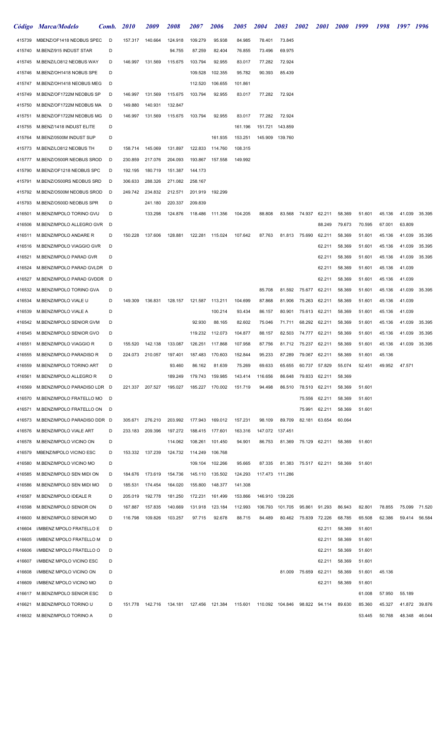| Código | Marca/Modelo | Comb. | 2010 | 2009 | 2008 | 2007 | 2006 | 2005 | 2004 | 2003 | 2002 | 2001 | 2000 | 1999 | 1998 | 1997 | 1996 |
|---|---|---|---|---|---|---|---|---|---|---|---|---|---|---|---|---|---|
| 415739 | MBENZ/OF1418 NEOBUS SPEC | D | 157.317 | 140.664 | 124.918 | 109.279 | 95.938 | 84.985 | 78.401 | 73.845 | | | | | | | |
| 415740 | M.BENZ/915 INDUST STAR | D | | | 94.755 | 87.259 | 82.404 | 76.855 | 73.496 | 69.975 | | | | | | | |
| 415745 | M.BENZ/LO812 NEOBUS WAY | D | 146.997 | 131.569 | 115.675 | 103.794 | 92.955 | 83.017 | 77.282 | 72.924 | | | | | | | |
| 415746 | M.BENZ/OH1418 NOBUS SPE | D | | | | 109.528 | 102.355 | 95.782 | 90.393 | 85.439 | | | | | | | |
| 415747 | M.BENZ/OH1418 NEOBUS MEG | D | | | | 112.520 | 106.655 | 101.861 | | | | | | | | | |
| 415749 | M.BENZ/OF1722M NEOBUS SP | D | 146.997 | 131.569 | 115.675 | 103.794 | 92.955 | 83.017 | 77.282 | 72.924 | | | | | | | |
| 415750 | M.BENZ/OF1722M NEOBUS MA | D | 149.880 | 140.931 | 132.847 | | | | | | | | | | | | |
| 415751 | M.BENZ/OF1722M NEOBUS MG | D | 146.997 | 131.569 | 115.675 | 103.794 | 92.955 | 83.017 | 77.282 | 72.924 | | | | | | | |
| 415755 | M.BENZ/1418 INDUST ELITE | D | | | | | | 161.196 | 151.721 | 143.859 | | | | | | | |
| 415764 | M.BENZ/0500M INDUST SUP | D | | | | | 161.935 | 153.251 | 145.909 | 139.760 | | | | | | | |
| 415773 | M.BENZ/LO812 NEOBUS TH | D | 158.714 | 145.069 | 131.897 | 122.833 | 114.760 | 108.315 | | | | | | | | | |
| 415777 | M.BENZ/O500R NEOBUS SROD | D | 230.859 | 217.076 | 204.093 | 193.867 | 157.558 | 149.992 | | | | | | | | | |
| 415790 | M.BENZ/OF1218 NEOBUS SPC | D | 192.195 | 180.719 | 151.387 | 144.173 | | | | | | | | | | | |
| 415791 | M.BENZ/O500RS NEOBUS SRD | D | 306.633 | 288.326 | 271.082 | 258.167 | | | | | | | | | | | |
| 415792 | M.BENZ/O500M NEOBUS SROD | D | 249.742 | 234.832 | 212.571 | 201.919 | 192.299 | | | | | | | | | | |
| 415793 | M.BENZ/O500D NEOBUS SPR | D | | 241.180 | 220.337 | 209.839 | | | | | | | | | | | |
| 416501 | M.BENZ/MPOLO TORINO GVU | D | | 133.298 | 124.876 | 118.486 | 111.356 | 104.205 | 88.808 | 83.568 | 74.937 | 62.211 | 58.369 | 51.601 | 45.136 | 41.039 | 35.395 |
| 416506 | M.BENZ/MPOLO ALLEGRO GVR | D | | | | | | | | | | 88.249 | 79.673 | 70.595 | 67.001 | 63.809 | |
| 416511 | M.BENZ/MPOLO ANDARE R | D | 150.228 | 137.606 | 128.881 | 122.281 | 115.024 | 107.642 | 87.763 | 81.813 | 75.690 | 62.211 | 58.369 | 51.601 | 45.136 | 41.039 | 35.395 |
| 416516 | M.BENZ/MPOLO VIAGGIO GVR | D | | | | | | | | | | 62.211 | 58.369 | 51.601 | 45.136 | 41.039 | 35.395 |
| 416521 | M.BENZ/MPOLO PARAD GVR | D | | | | | | | | | | 62.211 | 58.369 | 51.601 | 45.136 | 41.039 | 35.395 |
| 416524 | M.BENZ/MPOLO PARAD GVLDR | D | | | | | | | | | | 62.211 | 58.369 | 51.601 | 45.136 | 41.039 | |
| 416527 | M.BENZ/MPOLO PARAD GVDDR | D | | | | | | | | | | 62.211 | 58.369 | 51.601 | 45.136 | 41.039 | |
| 416532 | M.BENZ/MPOLO TORINO GVA | D | | | | | | | 85.708 | 81.592 | 75.677 | 62.211 | 58.369 | 51.601 | 45.136 | 41.039 | 35.395 |
| 416534 | M.BENZ/MPOLO VIALE U | D | 149.309 | 136.831 | 128.157 | 121.587 | 113.211 | 104.699 | 87.868 | 81.906 | 75.263 | 62.211 | 58.369 | 51.601 | 45.136 | 41.039 | |
| 416539 | M.BENZ/MPOLO VIALE A | D | | | | | 100.214 | 93.434 | 86.157 | 80.901 | 75.613 | 62.211 | 58.369 | 51.601 | 45.136 | 41.039 | |
| 416542 | M.BENZ/MPOLO SENIOR GVM | D | | | | 92.930 | 88.165 | 82.602 | 75.046 | 71.711 | 68.292 | 62.211 | 58.369 | 51.601 | 45.136 | 41.039 | 35.395 |
| 416545 | M.BENZ/MPOLO SENIOR GVO | D | | | | 119.232 | 112.073 | 104.877 | 88.157 | 82.503 | 74.777 | 62.211 | 58.369 | 51.601 | 45.136 | 41.039 | 35.395 |
| 416551 | M.BENZ/MPOLO VIAGGIO R | D | 155.520 | 142.138 | 133.087 | 126.251 | 117.868 | 107.958 | 87.756 | 81.712 | 75.237 | 62.211 | 58.369 | 51.601 | 45.136 | 41.039 | 35.395 |
| 416555 | M.BENZ/MPOLO PARADISO R | D | 224.073 | 210.057 | 197.401 | 187.483 | 170.603 | 152.844 | 95.233 | 87.289 | 79.067 | 62.211 | 58.369 | 51.601 | 45.136 | | |
| 416559 | M.BENZ/MPOLO TORINO ART | D | | | 93.460 | 86.162 | 81.639 | 75.269 | 69.633 | 65.655 | 60.737 | 57.829 | 55.074 | 52.451 | 49.952 | 47.571 | |
| 416561 | M.BENZ/MPOLO ALLEGRO R | D | | | 189.249 | 179.743 | 159.985 | 143.414 | 116.656 | 86.648 | 79.833 | 62.211 | 58.369 | | | | |
| 416569 | M.BENZ/MPOLO PARADISO LDR | D | 221.337 | 207.527 | 195.027 | 185.227 | 170.002 | 151.719 | 94.498 | 86.510 | 78.510 | 62.211 | 58.369 | 51.601 | | | |
| 416570 | M.BENZ/MPOLO FRATELLO MO | D | | | | | | | | | 75.556 | 62.211 | 58.369 | 51.601 | | | |
| 416571 | M.BENZ/MPOLO FRATELLO ON | D | | | | | | | | | 75.991 | 62.211 | 58.369 | 51.601 | | | |
| 416573 | M.BENZ/MPOLO PARADISO DDR | D | 305.671 | 276.210 | 203.992 | 177.943 | 169.012 | 157.231 | 98.109 | 89.709 | 82.181 | 63.654 | 60.064 | | | | |
| 416576 | M.BENZ/MPOLO VIALE ART | D | 233.183 | 209.396 | 197.272 | 188.415 | 177.601 | 163.316 | 147.072 | 137.451 | | | | | | | |
| 416578 | M.BENZ/MPOLO VICINO ON | D | | | 114.062 | 108.261 | 101.450 | 94.901 | 86.753 | 81.369 | 75.129 | 62.211 | 58.369 | 51.601 | | | |
| 416579 | MBENZ/MPOLO VICINO ESC | D | 153.332 | 137.239 | 124.732 | 114.249 | 106.768 | | | | | | | | | | |
| 416580 | M.BENZ/MPOLO VICINO MO | D | | | | 109.104 | 102.266 | 95.665 | 87.335 | 81.383 | 75.517 | 62.211 | 58.369 | 51.601 | | | |
| 416585 | M.BENZ/MPOLO SEN MIDI ON | D | 184.676 | 173.619 | 154.736 | 145.110 | 135.502 | 124.293 | 117.473 | 111.286 | | | | | | | |
| 416586 | M.BENZ/MPOLO SEN MIDI MO | D | 185.531 | 174.454 | 164.020 | 155.800 | 148.377 | 141.308 | | | | | | | | | |
| 416587 | M.BENZ/MPOLO IDEALE R | D | 205.019 | 192.778 | 181.250 | 172.231 | 161.499 | 153.866 | 146.910 | 139.226 | | | | | | | |
| 416598 | M.BENZ/MPOLO SENIOR ON | D | 167.887 | 157.835 | 140.669 | 131.918 | 123.184 | 112.993 | 106.793 | 101.705 | 95.861 | 91.293 | 86.943 | 82.801 | 78.855 | 75.099 | 71.520 |
| 416600 | M.BENZ/MPOLO SENIOR MO | D | 116.798 | 109.826 | 103.257 | 97.715 | 92.678 | 88.715 | 84.489 | 80.462 | 75.839 | 72.226 | 68.785 | 65.508 | 62.386 | 59.414 | 56.584 |
| 416604 | I/MBENZ MPOLO FRATELLO E | D | | | | | | | | | | 62.211 | 58.369 | 51.601 | | | |
| 416605 | I/MBENZ MPOLO FRATELLO M | D | | | | | | | | | | 62.211 | 58.369 | 51.601 | | | |
| 416606 | I/MBENZ MPOLO FRATELLO O | D | | | | | | | | | | 62.211 | 58.369 | 51.601 | | | |
| 416607 | I/MBENZ MPOLO VICINO ESC | D | | | | | | | | | | 62.211 | 58.369 | 51.601 | | | |
| 416608 | I/MBENZ MPOLO VICINO ON | D | | | | | | | | 81.009 | 75.659 | 62.211 | 58.369 | 51.601 | 45.136 | | |
| 416609 | I/MBENZ MPOLO VICINO MO | D | | | | | | | | | | 62.211 | 58.369 | 51.601 | | | |
| 416617 | M.BENZ/MPOLO SENIOR ESC | D | | | | | | | | | | | | 61.008 | 57.950 | 55.189 | |
| 416621 | M.BENZ/MPOLO TORINO U | D | 151.778 | 142.716 | 134.181 | 127.456 | 121.384 | 115.601 | 110.092 | 104.846 | 98.822 | 94.114 | 89.630 | 85.360 | 45.327 | 41.872 | 39.876 |
| 416632 | M.BENZ/MPOLO TORINO A | D | | | | | | | | | | | | 53.445 | 50.768 | 48.348 | 46.044 |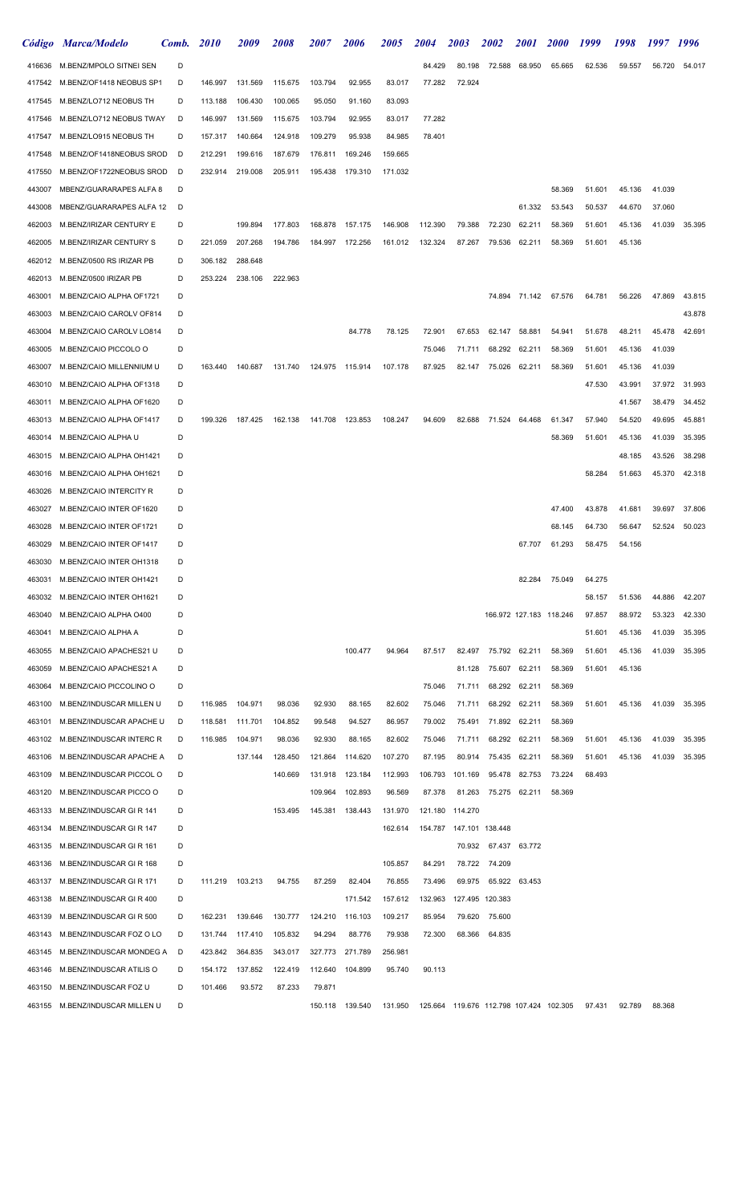| Código | Marca/Modelo | Comb. | 2010 | 2009 | 2008 | 2007 | 2006 | 2005 | 2004 | 2003 | 2002 | 2001 | 2000 | 1999 | 1998 | 1997 | 1996 |
|---|---|---|---|---|---|---|---|---|---|---|---|---|---|---|---|---|---|
| 416636 | M.BENZ/MPOLO SITNEI SEN | D | | | | | | | 84.429 | 80.198 | 72.588 | 68.950 | 65.665 | 62.536 | 59.557 | 56.720 | 54.017 |
| 417542 | M.BENZ/OF1418 NEOBUS SP1 | D | 146.997 | 131.569 | 115.675 | 103.794 | 92.955 | 83.017 | 77.282 | 72.924 | | | | | | | |
| 417545 | M.BENZ/LO712 NEOBUS TH | D | 113.188 | 106.430 | 100.065 | 95.050 | 91.160 | 83.093 | | | | | | | | | |
| 417546 | M.BENZ/LO712 NEOBUS TWAY | D | 146.997 | 131.569 | 115.675 | 103.794 | 92.955 | 83.017 | 77.282 | | | | | | | | |
| 417547 | M.BENZ/LO915 NEOBUS TH | D | 157.317 | 140.664 | 124.918 | 109.279 | 95.938 | 84.985 | 78.401 | | | | | | | | |
| 417548 | M.BENZ/OF1418NEOBUS SROD | D | 212.291 | 199.616 | 187.679 | 176.811 | 169.246 | 159.665 | | | | | | | | | |
| 417550 | M.BENZ/OF1722NEOBUS SROD | D | 232.914 | 219.008 | 205.911 | 195.438 | 179.310 | 171.032 | | | | | | | | | |
| 443007 | MBENZ/GUARARAPES ALFA 8 | D | | | | | | | | | | | 58.369 | 51.601 | 45.136 | 41.039 | |
| 443008 | MBENZ/GUARARAPES ALFA 12 | D | | | | | | | | | | 61.332 | 53.543 | 50.537 | 44.670 | 37.060 | |
| 462003 | M.BENZ/IRIZAR CENTURY E | D | | 199.894 | 177.803 | 168.878 | 157.175 | 146.908 | 112.390 | 79.388 | 72.230 | 62.211 | 58.369 | 51.601 | 45.136 | 41.039 | 35.395 |
| 462005 | M.BENZ/IRIZAR CENTURY S | D | 221.059 | 207.268 | 194.786 | 184.997 | 172.256 | 161.012 | 132.324 | 87.267 | 79.536 | 62.211 | 58.369 | 51.601 | 45.136 | | |
| 462012 | M.BENZ/0500 RS IRIZAR PB | D | 306.182 | 288.648 | | | | | | | | | | | | | |
| 462013 | M.BENZ/0500 IRIZAR PB | D | 253.224 | 238.106 | 222.963 | | | | | | | | | | | | |
| 463001 | M.BENZ/CAIO ALPHA OF1721 | D | | | | | | | | | 74.894 | 71.142 | 67.576 | 64.781 | 56.226 | 47.869 | 43.815 |
| 463003 | M.BENZ/CAIO CAROLV OF814 | D | | | | | | | | | | | | | | | 43.878 |
| 463004 | M.BENZ/CAIO CAROLV LO814 | D | | | | | 84.778 | 78.125 | 72.901 | 67.653 | 62.147 | 58.881 | 54.941 | 51.678 | 48.211 | 45.478 | 42.691 |
| 463005 | M.BENZ/CAIO PICCOLO O | D | | | | | | | 75.046 | 71.711 | 68.292 | 62.211 | 58.369 | 51.601 | 45.136 | 41.039 | |
| 463007 | M.BENZ/CAIO MILLENNIUM U | D | 163.440 | 140.687 | 131.740 | 124.975 | 115.914 | 107.178 | 87.925 | 82.147 | 75.026 | 62.211 | 58.369 | 51.601 | 45.136 | 41.039 | |
| 463010 | M.BENZ/CAIO ALPHA OF1318 | D | | | | | | | | | | | | 47.530 | 43.991 | 37.972 | 31.993 |
| 463011 | M.BENZ/CAIO ALPHA OF1620 | D | | | | | | | | | | | | | 41.567 | 38.479 | 34.452 |
| 463013 | M.BENZ/CAIO ALPHA OF1417 | D | 199.326 | 187.425 | 162.138 | 141.708 | 123.853 | 108.247 | 94.609 | 82.688 | 71.524 | 64.468 | 61.347 | 57.940 | 54.520 | 49.695 | 45.881 |
| 463014 | M.BENZ/CAIO ALPHA U | D | | | | | | | | | | | 58.369 | 51.601 | 45.136 | 41.039 | 35.395 |
| 463015 | M.BENZ/CAIO ALPHA OH1421 | D | | | | | | | | | | | | | 48.185 | 43.526 | 38.298 |
| 463016 | M.BENZ/CAIO ALPHA OH1621 | D | | | | | | | | | | | | 58.284 | 51.663 | 45.370 | 42.318 |
| 463026 | M.BENZ/CAIO INTERCITY R | D | | | | | | | | | | | | | | | |
| 463027 | M.BENZ/CAIO INTER OF1620 | D | | | | | | | | | | | 47.400 | 43.878 | 41.681 | 39.697 | 37.806 |
| 463028 | M.BENZ/CAIO INTER OF1721 | D | | | | | | | | | | | 68.145 | 64.730 | 56.647 | 52.524 | 50.023 |
| 463029 | M.BENZ/CAIO INTER OF1417 | D | | | | | | | | | | 67.707 | 61.293 | 58.475 | 54.156 | | |
| 463030 | M.BENZ/CAIO INTER OH1318 | D | | | | | | | | | | | | | | | |
| 463031 | M.BENZ/CAIO INTER OH1421 | D | | | | | | | | | | 82.284 | 75.049 | 64.275 | | | |
| 463032 | M.BENZ/CAIO INTER OH1621 | D | | | | | | | | | | | | 58.157 | 51.536 | 44.886 | 42.207 |
| 463040 | M.BENZ/CAIO ALPHA O400 | D | | | | | | | | | 166.972 | 127.183 | 118.246 | 97.857 | 88.972 | 53.323 | 42.330 |
| 463041 | M.BENZ/CAIO ALPHA A | D | | | | | | | | | | | | 51.601 | 45.136 | 41.039 | 35.395 |
| 463055 | M.BENZ/CAIO APACHES21 U | D | | | | | 100.477 | 94.964 | 87.517 | 82.497 | 75.792 | 62.211 | 58.369 | 51.601 | 45.136 | 41.039 | 35.395 |
| 463059 | M.BENZ/CAIO APACHES21 A | D | | | | | | | | 81.128 | 75.607 | 62.211 | 58.369 | 51.601 | 45.136 | | |
| 463064 | M.BENZ/CAIO PICCOLINO O | D | | | | | | | 75.046 | 71.711 | 68.292 | 62.211 | 58.369 | | | | |
| 463100 | M.BENZ/INDUSCAR MILLEN U | D | 116.985 | 104.971 | 98.036 | 92.930 | 88.165 | 82.602 | 75.046 | 71.711 | 68.292 | 62.211 | 58.369 | 51.601 | 45.136 | 41.039 | 35.395 |
| 463101 | M.BENZ/INDUSCAR APACHE U | D | 118.581 | 111.701 | 104.852 | 99.548 | 94.527 | 86.957 | 79.002 | 75.491 | 71.892 | 62.211 | 58.369 | | | | |
| 463102 | M.BENZ/INDUSCAR INTERC R | D | 116.985 | 104.971 | 98.036 | 92.930 | 88.165 | 82.602 | 75.046 | 71.711 | 68.292 | 62.211 | 58.369 | 51.601 | 45.136 | 41.039 | 35.395 |
| 463106 | M.BENZ/INDUSCAR APACHE A | D | | 137.144 | 128.450 | 121.864 | 114.620 | 107.270 | 87.195 | 80.914 | 75.435 | 62.211 | 58.369 | 51.601 | 45.136 | 41.039 | 35.395 |
| 463109 | M.BENZ/INDUSCAR PICCOL O | D | | | 140.669 | 131.918 | 123.184 | 112.993 | 106.793 | 101.169 | 95.478 | 82.753 | 73.224 | 68.493 | | | |
| 463120 | M.BENZ/INDUSCAR PICCO O | D | | | | 109.964 | 102.893 | 96.569 | 87.378 | 81.263 | 75.275 | 62.211 | 58.369 | | | | |
| 463133 | M.BENZ/INDUSCAR GI R 141 | D | | | 153.495 | 145.381 | 138.443 | 131.970 | 121.180 | 114.270 | | | | | | | |
| 463134 | M.BENZ/INDUSCAR GI R 147 | D | | | | | | 162.614 | 154.787 | 147.101 | 138.448 | | | | | | |
| 463135 | M.BENZ/INDUSCAR GI R 161 | D | | | | | | | | 70.932 | 67.437 | 63.772 | | | | | |
| 463136 | M.BENZ/INDUSCAR GI R 168 | D | | | | | | 105.857 | 84.291 | 78.722 | 74.209 | | | | | | |
| 463137 | M.BENZ/INDUSCAR GI R 171 | D | 111.219 | 103.213 | 94.755 | 87.259 | 82.404 | 76.855 | 73.496 | 69.975 | 65.922 | 63.453 | | | | | |
| 463138 | M.BENZ/INDUSCAR GI R 400 | D | | | | | 171.542 | 157.612 | 132.963 | 127.495 | 120.383 | | | | | | |
| 463139 | M.BENZ/INDUSCAR GI R 500 | D | 162.231 | 139.646 | 130.777 | 124.210 | 116.103 | 109.217 | 85.954 | 79.620 | 75.600 | | | | | | |
| 463143 | M.BENZ/INDUSCAR FOZ O LO | D | 131.744 | 117.410 | 105.832 | 94.294 | 88.776 | 79.938 | 72.300 | 68.366 | 64.835 | | | | | | |
| 463145 | M.BENZ/INDUSCAR MONDEG A | D | 423.842 | 364.835 | 343.017 | 327.773 | 271.789 | 256.981 | | | | | | | | | |
| 463146 | M.BENZ/INDUSCAR ATILIS O | D | 154.172 | 137.852 | 122.419 | 112.640 | 104.899 | 95.740 | 90.113 | | | | | | | | |
| 463150 | M.BENZ/INDUSCAR FOZ U | D | 101.466 | 93.572 | 87.233 | 79.871 | | | | | | | | | | | |
| 463155 | M.BENZ/INDUSCAR MILLEN U | D | | | | 150.118 | 139.540 | 131.950 | 125.664 | 119.676 | 112.798 | 107.424 | 102.305 | 97.431 | 92.789 | 88.368 | |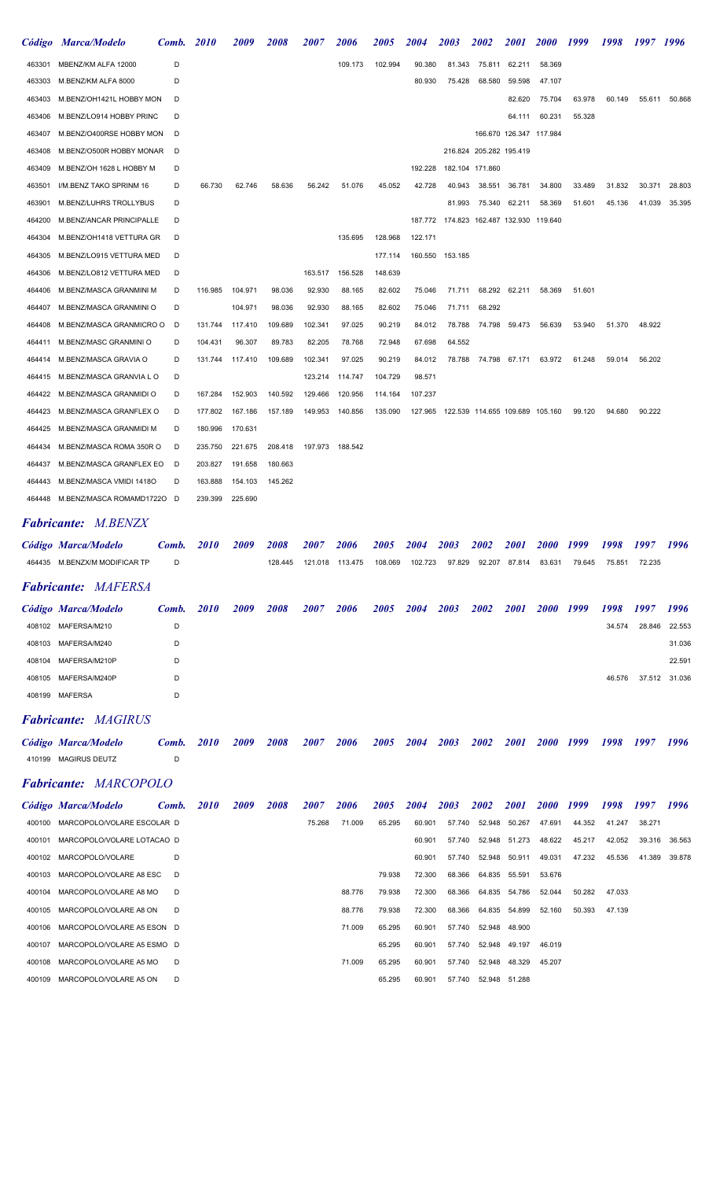| Código | Marca/Modelo | Comb. | 2010 | 2009 | 2008 | 2007 | 2006 | 2005 | 2004 | 2003 | 2002 | 2001 | 2000 | 1999 | 1998 | 1997 | 1996 |
|---|---|---|---|---|---|---|---|---|---|---|---|---|---|---|---|---|---|
| 463301 | MBENZ/KM ALFA 12000 | D | | | | | 109.173 | 102.994 | 90.380 | 81.343 | 75.811 | 62.211 | 58.369 | | | | |
| 463303 | M.BENZ/KM ALFA 8000 | D | | | | | | | 80.930 | 75.428 | 68.580 | 59.598 | 47.107 | | | | |
| 463403 | M.BENZ/OH1421L HOBBY MON | D | | | | | | | | | | 82.620 | 75.704 | 63.978 | 60.149 | 55.611 | 50.868 |
| 463406 | M.BENZ/LO914 HOBBY PRINC | D | | | | | | | | | | 64.111 | 60.231 | 55.328 | | | |
| 463407 | M.BENZ/O400RSE HOBBY MON | D | | | | | | | | | 166.670 | 126.347 | 117.984 | | | | |
| 463408 | M.BENZ/O500R HOBBY MONAR | D | | | | | | | | 216.824 | 205.282 | 195.419 | | | | | |
| 463409 | M.BENZ/OH 1628 L HOBBY M | D | | | | | | | 192.228 | 182.104 | 171.860 | | | | | | |
| 463501 | I/M.BENZ TAKO SPRINM 16 | D | 66.730 | 62.746 | 58.636 | 56.242 | 51.076 | 45.052 | 42.728 | 40.943 | 38.551 | 36.781 | 34.800 | 33.489 | 31.832 | 30.371 | 28.803 |
| 463901 | M.BENZ/LUHRS TROLLYBUS | D | | | | | | | | 81.993 | 75.340 | 62.211 | 58.369 | 51.601 | 45.136 | 41.039 | 35.395 |
| 464200 | M.BENZ/ANCAR PRINCIPALLE | D | | | | | | | 187.772 | 174.823 | 162.487 | 132.930 | 119.640 | | | | |
| 464304 | M.BENZ/OH1418 VETTURA GR | D | | | | | 135.695 | 128.968 | 122.171 | | | | | | | | |
| 464305 | M.BENZ/LO915 VETTURA MED | D | | | | | | 177.114 | 160.550 | 153.185 | | | | | | | |
| 464306 | M.BENZ/LO812 VETTURA MED | D | | | | 163.517 | 156.528 | 148.639 | | | | | | | | | |
| 464406 | M.BENZ/MASCA GRANMINI M | D | 116.985 | 104.971 | 98.036 | 92.930 | 88.165 | 82.602 | 75.046 | 71.711 | 68.292 | 62.211 | 58.369 | 51.601 | | | |
| 464407 | M.BENZ/MASCA GRANMINI O | D | | 104.971 | 98.036 | 92.930 | 88.165 | 82.602 | 75.046 | 71.711 | 68.292 | | | | | | |
| 464408 | M.BENZ/MASCA GRANMICRO O | D | 131.744 | 117.410 | 109.689 | 102.341 | 97.025 | 90.219 | 84.012 | 78.788 | 74.798 | 59.473 | 56.639 | 53.940 | 51.370 | 48.922 | |
| 464411 | M.BENZ/MASC GRANMINI O | D | 104.431 | 96.307 | 89.783 | 82.205 | 78.768 | 72.948 | 67.698 | 64.552 | | | | | | | |
| 464414 | M.BENZ/MASCA GRAVIA O | D | 131.744 | 117.410 | 109.689 | 102.341 | 97.025 | 90.219 | 84.012 | 78.788 | 74.798 | 67.171 | 63.972 | 61.248 | 59.014 | 56.202 | |
| 464415 | M.BENZ/MASCA GRANVIA L O | D | | | | 123.214 | 114.747 | 104.729 | 98.571 | | | | | | | | |
| 464422 | M.BENZ/MASCA GRANMIDI O | D | 167.284 | 152.903 | 140.592 | 129.466 | 120.956 | 114.164 | 107.237 | | | | | | | | |
| 464423 | M.BENZ/MASCA GRANFLEX O | D | 177.802 | 167.186 | 157.189 | 149.953 | 140.856 | 135.090 | 127.965 | 122.539 | 114.655 | 109.689 | 105.160 | 99.120 | 94.680 | 90.222 | |
| 464425 | M.BENZ/MASCA GRANMIDI M | D | 180.996 | 170.631 | | | | | | | | | | | | | |
| 464434 | M.BENZ/MASCA ROMA 350R O | D | 235.750 | 221.675 | 208.418 | 197.973 | 188.542 | | | | | | | | | | |
| 464437 | M.BENZ/MASCA GRANFLEX EO | D | 203.827 | 191.658 | 180.663 | | | | | | | | | | | | |
| 464443 | M.BENZ/MASCA VMIDI 1418O | D | 163.888 | 154.103 | 145.262 | | | | | | | | | | | | |
| 464448 | M.BENZ/MASCA ROMAMD1722O | D | 239.399 | 225.690 | | | | | | | | | | | | | |

## *Fabricante: M.BENZX*

| Código | Marca/Modelo | Comb. | 2010 | 2009 | 2008 | 2007 | 2006 | 2005 | 2004 | 2003 | 2002 | 2001 | 2000 | 1999 | 1998 | 1997 | 1996 |
|---|---|---|---|---|---|---|---|---|---|---|---|---|---|---|---|---|---|
| 464435 | M.BENZX/M MODIFICAR TP | D | | | 128.445 | 121.018 | 113.475 | 108.069 | 102.723 | 97.829 | 92.207 | 87.814 | 83.631 | 79.645 | 75.851 | 72.235 | |

## *Fabricante: MAFERSA*

| Código | Marca/Modelo | Comb. | 2010 | 2009 | 2008 | 2007 | 2006 | 2005 | 2004 | 2003 | 2002 | 2001 | 2000 | 1999 | 1998 | 1997 | 1996 |
|---|---|---|---|---|---|---|---|---|---|---|---|---|---|---|---|---|---|
| 408102 | MAFERSA/M210 | D | | | | | | | | | | | | | 34.574 | 28.846 | 22.553 |
| 408103 | MAFERSA/M240 | D | | | | | | | | | | | | | | | 31.036 |
| 408104 | MAFERSA/M210P | D | | | | | | | | | | | | | | | 22.591 |
| 408105 | MAFERSA/M240P | D | | | | | | | | | | | | | 46.576 | 37.512 | 31.036 |
| 408199 | MAFERSA | D | | | | | | | | | | | | | | | |

## *Fabricante: MAGIRUS*

| Código | Marca/Modelo | Comb. | 2010 | 2009 | 2008 | 2007 | 2006 | 2005 | 2004 | 2003 | 2002 | 2001 | 2000 | 1999 | 1998 | 1997 | 1996 |
|---|---|---|---|---|---|---|---|---|---|---|---|---|---|---|---|---|---|
| 410199 | MAGIRUS DEUTZ | D | | | | | | | | | | | | | | | |

## *Fabricante: MARCOPOLO*

| Código | Marca/Modelo | Comb. | 2010 | 2009 | 2008 | 2007 | 2006 | 2005 | 2004 | 2003 | 2002 | 2001 | 2000 | 1999 | 1998 | 1997 | 1996 |
|---|---|---|---|---|---|---|---|---|---|---|---|---|---|---|---|---|---|
| 400100 | MARCOPOLO/VOLARE ESCOLAR | D | | | | 75.268 | 71.009 | 65.295 | 60.901 | 57.740 | 52.948 | 50.267 | 47.691 | 44.352 | 41.247 | 38.271 | |
| 400101 | MARCOPOLO/VOLARE LOTACAO | D | | | | | | | 60.901 | 57.740 | 52.948 | 51.273 | 48.622 | 45.217 | 42.052 | 39.316 | 36.563 |
| 400102 | MARCOPOLO/VOLARE | D | | | | | | | 60.901 | 57.740 | 52.948 | 50.911 | 49.031 | 47.232 | 45.536 | 41.389 | 39.878 |
| 400103 | MARCOPOLO/VOLARE A8 ESC | D | | | | | | 79.938 | 72.300 | 68.366 | 64.835 | 55.591 | 53.676 | | | | |
| 400104 | MARCOPOLO/VOLARE A8 MO | D | | | | | 88.776 | 79.938 | 72.300 | 68.366 | 64.835 | 54.786 | 52.044 | 50.282 | 47.033 | | |
| 400105 | MARCOPOLO/VOLARE A8 ON | D | | | | | 88.776 | 79.938 | 72.300 | 68.366 | 64.835 | 54.899 | 52.160 | 50.393 | 47.139 | | |
| 400106 | MARCOPOLO/VOLARE A5 ESON | D | | | | | 71.009 | 65.295 | 60.901 | 57.740 | 52.948 | 48.900 | | | | | |
| 400107 | MARCOPOLO/VOLARE A5 ESMO | D | | | | | | 65.295 | 60.901 | 57.740 | 52.948 | 49.197 | 46.019 | | | | |
| 400108 | MARCOPOLO/VOLARE A5 MO | D | | | | | 71.009 | 65.295 | 60.901 | 57.740 | 52.948 | 48.329 | 45.207 | | | | |
| 400109 | MARCOPOLO/VOLARE A5 ON | D | | | | | | 65.295 | 60.901 | 57.740 | 52.948 | 51.288 | | | | | |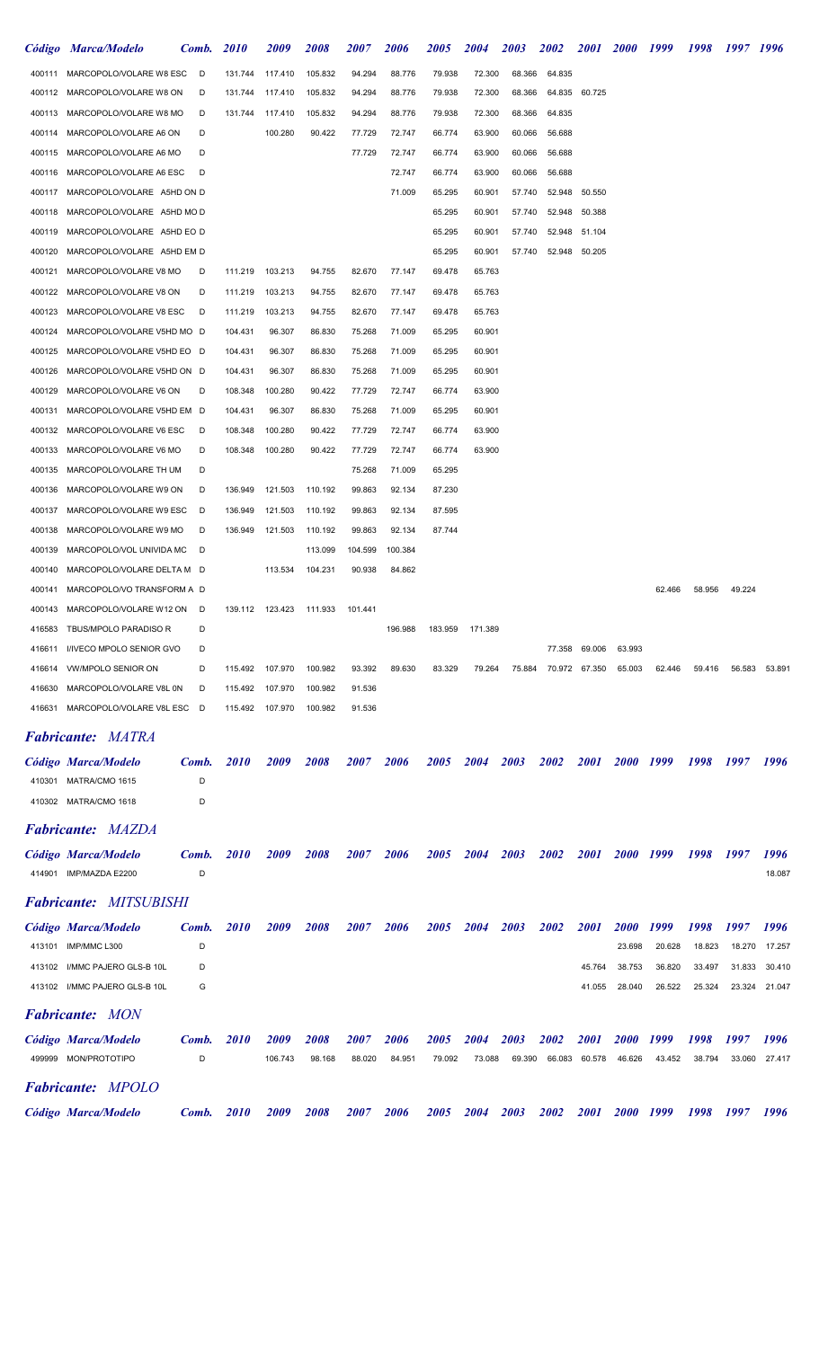| Código | Marca/Modelo | Comb. | 2010 | 2009 | 2008 | 2007 | 2006 | 2005 | 2004 | 2003 | 2002 | 2001 | 2000 | 1999 | 1998 | 1997 | 1996 |
|---|---|---|---|---|---|---|---|---|---|---|---|---|---|---|---|---|---|
| 400111 | MARCOPOLO/VOLARE W8 ESC | D | 131.744 | 117.410 | 105.832 | 94.294 | 88.776 | 79.938 | 72.300 | 68.366 | 64.835 | | | | | | |
| 400112 | MARCOPOLO/VOLARE W8 ON | D | 131.744 | 117.410 | 105.832 | 94.294 | 88.776 | 79.938 | 72.300 | 68.366 | 64.835 | 60.725 | | | | | |
| 400113 | MARCOPOLO/VOLARE W8 MO | D | 131.744 | 117.410 | 105.832 | 94.294 | 88.776 | 79.938 | 72.300 | 68.366 | 64.835 | | | | | | |
| 400114 | MARCOPOLO/VOLARE A6 ON | D | | 100.280 | 90.422 | 77.729 | 72.747 | 66.774 | 63.900 | 60.066 | 56.688 | | | | | | |
| 400115 | MARCOPOLO/VOLARE A6 MO | D | | | | 77.729 | 72.747 | 66.774 | 63.900 | 60.066 | 56.688 | | | | | | |
| 400116 | MARCOPOLO/VOLARE A6 ESC | D | | | | | 72.747 | 66.774 | 63.900 | 60.066 | 56.688 | | | | | | |
| 400117 | MARCOPOLO/VOLARE A5HD ON | D | | | | | 71.009 | 65.295 | 60.901 | 57.740 | 52.948 | 50.550 | | | | | |
| 400118 | MARCOPOLO/VOLARE A5HD MO | D | | | | | | 65.295 | 60.901 | 57.740 | 52.948 | 50.388 | | | | | |
| 400119 | MARCOPOLO/VOLARE A5HD EO | D | | | | | | 65.295 | 60.901 | 57.740 | 52.948 | 51.104 | | | | | |
| 400120 | MARCOPOLO/VOLARE A5HD EM | D | | | | | | 65.295 | 60.901 | 57.740 | 52.948 | 50.205 | | | | | |
| 400121 | MARCOPOLO/VOLARE V8 MO | D | 111.219 | 103.213 | 94.755 | 82.670 | 77.147 | 69.478 | 65.763 | | | | | | | | |
| 400122 | MARCOPOLO/VOLARE V8 ON | D | 111.219 | 103.213 | 94.755 | 82.670 | 77.147 | 69.478 | 65.763 | | | | | | | | |
| 400123 | MARCOPOLO/VOLARE V8 ESC | D | 111.219 | 103.213 | 94.755 | 82.670 | 77.147 | 69.478 | 65.763 | | | | | | | | |
| 400124 | MARCOPOLO/VOLARE V5HD MO | D | 104.431 | 96.307 | 86.830 | 75.268 | 71.009 | 65.295 | 60.901 | | | | | | | | |
| 400125 | MARCOPOLO/VOLARE V5HD EO | D | 104.431 | 96.307 | 86.830 | 75.268 | 71.009 | 65.295 | 60.901 | | | | | | | | |
| 400126 | MARCOPOLO/VOLARE V5HD ON | D | 104.431 | 96.307 | 86.830 | 75.268 | 71.009 | 65.295 | 60.901 | | | | | | | | |
| 400129 | MARCOPOLO/VOLARE V6 ON | D | 108.348 | 100.280 | 90.422 | 77.729 | 72.747 | 66.774 | 63.900 | | | | | | | | |
| 400131 | MARCOPOLO/VOLARE V5HD EM | D | 104.431 | 96.307 | 86.830 | 75.268 | 71.009 | 65.295 | 60.901 | | | | | | | | |
| 400132 | MARCOPOLO/VOLARE V6 ESC | D | 108.348 | 100.280 | 90.422 | 77.729 | 72.747 | 66.774 | 63.900 | | | | | | | | |
| 400133 | MARCOPOLO/VOLARE V6 MO | D | 108.348 | 100.280 | 90.422 | 77.729 | 72.747 | 66.774 | 63.900 | | | | | | | | |
| 400135 | MARCOPOLO/VOLARE TH UM | D | | | | 75.268 | 71.009 | 65.295 | | | | | | | | | |
| 400136 | MARCOPOLO/VOLARE W9 ON | D | 136.949 | 121.503 | 110.192 | 99.863 | 92.134 | 87.230 | | | | | | | | | |
| 400137 | MARCOPOLO/VOLARE W9 ESC | D | 136.949 | 121.503 | 110.192 | 99.863 | 92.134 | 87.595 | | | | | | | | | |
| 400138 | MARCOPOLO/VOLARE W9 MO | D | 136.949 | 121.503 | 110.192 | 99.863 | 92.134 | 87.744 | | | | | | | | | |
| 400139 | MARCOPOLO/VOL UNIVIDA MC | D | | | 113.099 | 104.599 | 100.384 | | | | | | | | | | |
| 400140 | MARCOPOLO/VOLARE DELTA M | D | | 113.534 | 104.231 | 90.938 | 84.862 | | | | | | | | | | |
| 400141 | MARCOPOLO/VO TRANSFORM A | D | | | | | | | | | | | | 62.466 | 58.956 | 49.224 | |
| 400143 | MARCOPOLO/VOLARE W12 ON | D | 139.112 | 123.423 | 111.933 | 101.441 | | | | | | | | | | | |
| 416583 | TBUS/MPOLO PARADISO R | D | | | | | 196.988 | 183.959 | 171.389 | | | | | | | | |
| 416611 | I/IVECO MPOLO SENIOR GVO | D | | | | | | | | | 77.358 | 69.006 | 63.993 | | | | |
| 416614 | VW/MPOLO SENIOR ON | D | 115.492 | 107.970 | 100.982 | 93.392 | 89.630 | 83.329 | 79.264 | 75.884 | 70.972 | 67.350 | 65.003 | 62.446 | 59.416 | 56.583 | 53.891 |
| 416630 | MARCOPOLO/VOLARE V8L 0N | D | 115.492 | 107.970 | 100.982 | 91.536 | | | | | | | | | | | |
| 416631 | MARCOPOLO/VOLARE V8L ESC | D | 115.492 | 107.970 | 100.982 | 91.536 | | | | | | | | | | | |

## *Fabricante: MATRA*

| Código | Marca/Modelo | Comb. | 2010 | 2009 | 2008 | 2007 | 2006 | 2005 | 2004 | 2003 | 2002 | 2001 | 2000 | 1999 | 1998 | 1997 | 1996 |
|---|---|---|---|---|---|---|---|---|---|---|---|---|---|---|---|---|---|
| 410301 | MATRA/CMO 1615 | D | | | | | | | | | | | | | | | |
| 410302 | MATRA/CMO 1618 | D | | | | | | | | | | | | | | | |

## *Fabricante: MAZDA*

| Código | Marca/Modelo | Comb. | 2010 | 2009 | 2008 | 2007 | 2006 | 2005 | 2004 | 2003 | 2002 | 2001 | 2000 | 1999 | 1998 | 1997 | 1996 |
|---|---|---|---|---|---|---|---|---|---|---|---|---|---|---|---|---|---|
| 414901 | IMP/MAZDA E2200 | D | | | | | | | | | | | | | | | 18.087 |

## *Fabricante: MITSUBISHI*

| Código | Marca/Modelo | Comb. | 2010 | 2009 | 2008 | 2007 | 2006 | 2005 | 2004 | 2003 | 2002 | 2001 | 2000 | 1999 | 1998 | 1997 | 1996 |
|---|---|---|---|---|---|---|---|---|---|---|---|---|---|---|---|---|---|
| 413101 | IMP/MMC L300 | D | | | | | | | | | | | 23.698 | 20.628 | 18.823 | 18.270 | 17.257 |
| 413102 | I/MMC PAJERO GLS-B 10L | D | | | | | | | | | | 45.764 | 38.753 | 36.820 | 33.497 | 31.833 | 30.410 |
| 413102 | I/MMC PAJERO GLS-B 10L | G | | | | | | | | | | 41.055 | 28.040 | 26.522 | 25.324 | 23.324 | 21.047 |

## *Fabricante: MON*

| Código | Marca/Modelo | Comb. | 2010 | 2009 | 2008 | 2007 | 2006 | 2005 | 2004 | 2003 | 2002 | 2001 | 2000 | 1999 | 1998 | 1997 | 1996 |
|---|---|---|---|---|---|---|---|---|---|---|---|---|---|---|---|---|---|
| 499999 | MON/PROTOTIPO | D | | 106.743 | 98.168 | 88.020 | 84.951 | 79.092 | 73.088 | 69.390 | 66.083 | 60.578 | 46.626 | 43.452 | 38.794 | 33.060 | 27.417 |

## *Fabricante: MPOLO*

| Código | Marca/Modelo | Comb. | 2010 | 2009 | 2008 | 2007 | 2006 | 2005 | 2004 | 2003 | 2002 | 2001 | 2000 | 1999 | 1998 | 1997 | 1996 |
|---|---|---|---|---|---|---|---|---|---|---|---|---|---|---|---|---|---|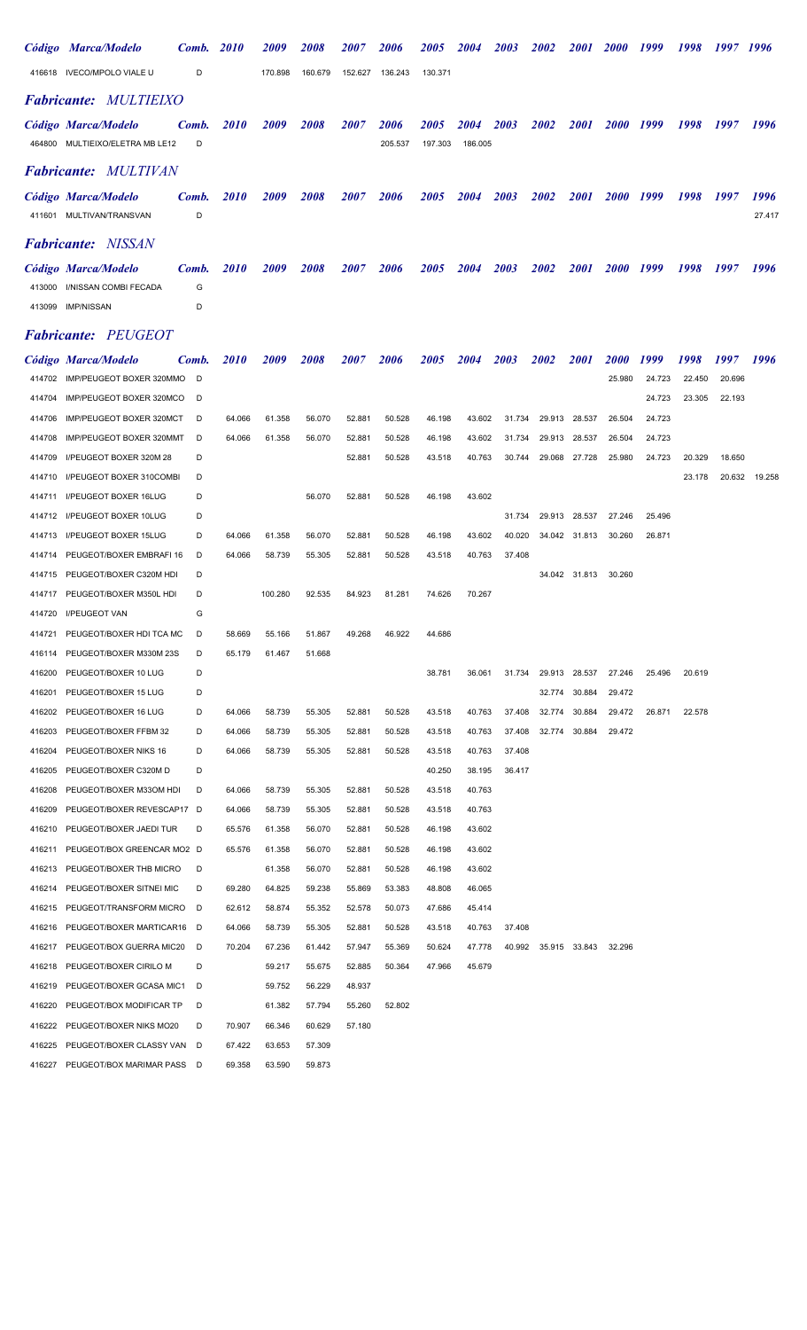| Código | Marca/Modelo | Comb. | 2010 | 2009 | 2008 | 2007 | 2006 | 2005 | 2004 | 2003 | 2002 | 2001 | 2000 | 1999 | 1998 | 1997 | 1996 |
|---|---|---|---|---|---|---|---|---|---|---|---|---|---|---|---|---|---|
| 416618 | IVECO/MPOLO VIALE U | D | | 170.898 | 160.679 | 152.627 | 136.243 | 130.371 | | | | | | | | | |

## *Fabricante: MULTIEIXO*

| Código | Marca/Modelo | Comb. | 2010 | 2009 | 2008 | 2007 | 2006 | 2005 | 2004 | 2003 | 2002 | 2001 | 2000 | 1999 | 1998 | 1997 | 1996 |
|---|---|---|---|---|---|---|---|---|---|---|---|---|---|---|---|---|---|
| 464800 | MULTIEIXO/ELETRA MB LE12 | D | | | | | 205.537 | 197.303 | 186.005 | | | | | | | | |

## *Fabricante: MULTIVAN*

| Código | Marca/Modelo | Comb. | 2010 | 2009 | 2008 | 2007 | 2006 | 2005 | 2004 | 2003 | 2002 | 2001 | 2000 | 1999 | 1998 | 1997 | 1996 |
|---|---|---|---|---|---|---|---|---|---|---|---|---|---|---|---|---|---|
| 411601 | MULTIVAN/TRANSVAN | D | | | | | | | | | | | | | | | 27.417 |

## *Fabricante: NISSAN*

| Código | Marca/Modelo | Comb. | 2010 | 2009 | 2008 | 2007 | 2006 | 2005 | 2004 | 2003 | 2002 | 2001 | 2000 | 1999 | 1998 | 1997 | 1996 |
|---|---|---|---|---|---|---|---|---|---|---|---|---|---|---|---|---|---|
| 413000 | I/NISSAN COMBI FECADA | G | | | | | | | | | | | | | | | |
| 413099 | IMP/NISSAN | D | | | | | | | | | | | | | | | |

## *Fabricante: PEUGEOT*

| Código | Marca/Modelo | Comb. | 2010 | 2009 | 2008 | 2007 | 2006 | 2005 | 2004 | 2003 | 2002 | 2001 | 2000 | 1999 | 1998 | 1997 | 1996 |
|---|---|---|---|---|---|---|---|---|---|---|---|---|---|---|---|---|---|
| 414702 | IMP/PEUGEOT BOXER 320MMO | D | | | | | | | | | | | 25.980 | 24.723 | 22.450 | 20.696 | |
| 414704 | IMP/PEUGEOT BOXER 320MCO | D | | | | | | | | | | | | 24.723 | 23.305 | 22.193 | |
| 414706 | IMP/PEUGEOT BOXER 320MCT | D | 64.066 | 61.358 | 56.070 | 52.881 | 50.528 | 46.198 | 43.602 | 31.734 | 29.913 | 28.537 | 26.504 | 24.723 | | | |
| 414708 | IMP/PEUGEOT BOXER 320MMT | D | 64.066 | 61.358 | 56.070 | 52.881 | 50.528 | 46.198 | 43.602 | 31.734 | 29.913 | 28.537 | 26.504 | 24.723 | | | |
| 414709 | I/PEUGEOT BOXER 320M 28 | D | | | | 52.881 | 50.528 | 43.518 | 40.763 | 30.744 | 29.068 | 27.728 | 25.980 | 24.723 | 20.329 | 18.650 | |
| 414710 | I/PEUGEOT BOXER 310COMBI | D | | | | | | | | | | | | | 23.178 | 20.632 | 19.258 |
| 414711 | I/PEUGEOT BOXER 16LUG | D | | | 56.070 | 52.881 | 50.528 | 46.198 | 43.602 | | | | | | | | |
| 414712 | I/PEUGEOT BOXER 10LUG | D | | | | | | | | 31.734 | 29.913 | 28.537 | 27.246 | 25.496 | | | |
| 414713 | I/PEUGEOT BOXER 15LUG | D | 64.066 | 61.358 | 56.070 | 52.881 | 50.528 | 46.198 | 43.602 | 40.020 | 34.042 | 31.813 | 30.260 | 26.871 | | | |
| 414714 | PEUGEOT/BOXER EMBRAFI 16 | D | 64.066 | 58.739 | 55.305 | 52.881 | 50.528 | 43.518 | 40.763 | 37.408 | | | | | | | |
| 414715 | PEUGEOT/BOXER C320M HDI | D | | | | | | | | | 34.042 | 31.813 | 30.260 | | | | |
| 414717 | PEUGEOT/BOXER M350L HDI | D | | 100.280 | 92.535 | 84.923 | 81.281 | 74.626 | 70.267 | | | | | | | | |
| 414720 | I/PEUGEOT VAN | G | | | | | | | | | | | | | | | |
| 414721 | PEUGEOT/BOXER HDI TCA MC | D | 58.669 | 55.166 | 51.867 | 49.268 | 46.922 | 44.686 | | | | | | | | | |
| 416114 | PEUGEOT/BOXER M330M 23S | D | 65.179 | 61.467 | 51.668 | | | | | | | | | | | | |
| 416200 | PEUGEOT/BOXER 10 LUG | D | | | | | | 38.781 | 36.061 | 31.734 | 29.913 | 28.537 | 27.246 | 25.496 | 20.619 | | |
| 416201 | PEUGEOT/BOXER 15 LUG | D | | | | | | | | | 32.774 | 30.884 | 29.472 | | | | |
| 416202 | PEUGEOT/BOXER 16 LUG | D | 64.066 | 58.739 | 55.305 | 52.881 | 50.528 | 43.518 | 40.763 | 37.408 | 32.774 | 30.884 | 29.472 | 26.871 | 22.578 | | |
| 416203 | PEUGEOT/BOXER FFBM 32 | D | 64.066 | 58.739 | 55.305 | 52.881 | 50.528 | 43.518 | 40.763 | 37.408 | 32.774 | 30.884 | 29.472 | | | | |
| 416204 | PEUGEOT/BOXER NIKS 16 | D | 64.066 | 58.739 | 55.305 | 52.881 | 50.528 | 43.518 | 40.763 | 37.408 | | | | | | | |
| 416205 | PEUGEOT/BOXER C320M D | D | | | | | | 40.250 | 38.195 | 36.417 | | | | | | | |
| 416208 | PEUGEOT/BOXER M33OM HDI | D | 64.066 | 58.739 | 55.305 | 52.881 | 50.528 | 43.518 | 40.763 | | | | | | | | |
| 416209 | PEUGEOT/BOXER REVESCAP17 | D | 64.066 | 58.739 | 55.305 | 52.881 | 50.528 | 43.518 | 40.763 | | | | | | | | |
| 416210 | PEUGEOT/BOXER JAEDI TUR | D | 65.576 | 61.358 | 56.070 | 52.881 | 50.528 | 46.198 | 43.602 | | | | | | | | |
| 416211 | PEUGEOT/BOX GREENCAR MO2 | D | 65.576 | 61.358 | 56.070 | 52.881 | 50.528 | 46.198 | 43.602 | | | | | | | | |
| 416213 | PEUGEOT/BOXER THB MICRO | D | | 61.358 | 56.070 | 52.881 | 50.528 | 46.198 | 43.602 | | | | | | | | |
| 416214 | PEUGEOT/BOXER SITNEI MIC | D | 69.280 | 64.825 | 59.238 | 55.869 | 53.383 | 48.808 | 46.065 | | | | | | | | |
| 416215 | PEUGEOT/TRANSFORM MICRO | D | 62.612 | 58.874 | 55.352 | 52.578 | 50.073 | 47.686 | 45.414 | | | | | | | | |
| 416216 | PEUGEOT/BOXER MARTICAR16 | D | 64.066 | 58.739 | 55.305 | 52.881 | 50.528 | 43.518 | 40.763 | 37.408 | | | | | | | |
| 416217 | PEUGEOT/BOX GUERRA MIC20 | D | 70.204 | 67.236 | 61.442 | 57.947 | 55.369 | 50.624 | 47.778 | 40.992 | 35.915 | 33.843 | 32.296 | | | | |
| 416218 | PEUGEOT/BOXER CIRILO M | D | | 59.217 | 55.675 | 52.885 | 50.364 | 47.966 | 45.679 | | | | | | | | |
| 416219 | PEUGEOT/BOXER GCASA MIC1 | D | | 59.752 | 56.229 | 48.937 | | | | | | | | | | | |
| 416220 | PEUGEOT/BOX MODIFICAR TP | D | | 61.382 | 57.794 | 55.260 | 52.802 | | | | | | | | | | |
| 416222 | PEUGEOT/BOXER NIKS MO20 | D | 70.907 | 66.346 | 60.629 | 57.180 | | | | | | | | | | | |
| 416225 | PEUGEOT/BOXER CLASSY VAN | D | 67.422 | 63.653 | 57.309 | | | | | | | | | | | | |
| 416227 | PEUGEOT/BOX MARIMAR PASS | D | 69.358 | 63.590 | 59.873 | | | | | | | | | | | | |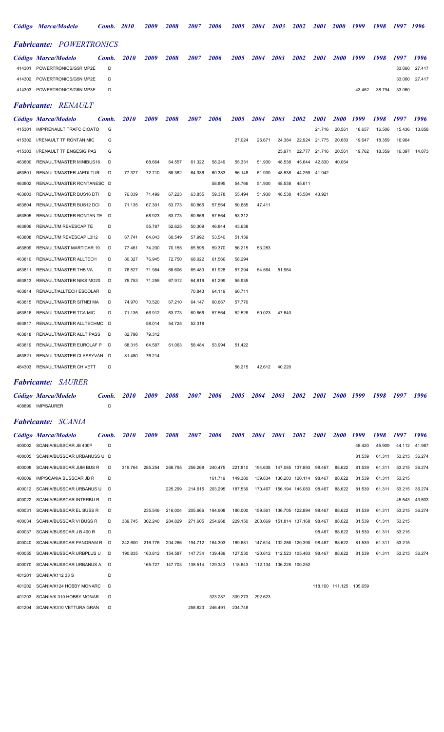## *Fabricante: POWERTRONICS*

| *Código* | *Marca/Modelo* | *Comb.* | *2010* | *2009* | *2008* | *2007* | *2006* | *2005* | *2004* | *2003* | *2002* | *2001* | *2000* | *1999* | *1998* | *1997* | *1996* |
|---|---|---|---|---|---|---|---|---|---|---|---|---|---|---|---|---|---|
| 414301 | POWERTRONICS/G5R MP2E | D | | | | | | | | | | | | | | 33.060 | 27.417 |
| 414302 | POWERTRONICS/G5N MP2E | D | | | | | | | | | | | | | | 33.060 | 27.417 |
| 414303 | POWERTRONICS/G6N MP3E | D | | | | | | | | | | | | 43.452 | 38.794 | 33.060 | |

## *Fabricante: RENAULT*

| *Código* | *Marca/Modelo* | *Comb.* | *2010* | *2009* | *2008* | *2007* | *2006* | *2005* | *2004* | *2003* | *2002* | *2001* | *2000* | *1999* | *1998* | *1997* | *1996* |
|---|---|---|---|---|---|---|---|---|---|---|---|---|---|---|---|---|---|
| 415301 | IMP/RENAULT TRAFC CIOATO | G | | | | | | | | | | 21.716 | 20.561 | 18.657 | 16.506 | 15.436 | 13.858 |
| 415302 | I/RENAULT TF RONTAN MIC | G | | | | | | 27.024 | 25.671 | 24.384 | 22.924 | 21.775 | 20.683 | 19.647 | 18.359 | 16.964 | |
| 415303 | I/RENAULT TF ENGESIG PAS | G | | | | | | | | 25.971 | 22.777 | 21.716 | 20.561 | 19.762 | 18.359 | 16.397 | 14.873 |
| 463800 | RENAULT/MASTER MINIBUS16 | D | | 68.664 | 64.557 | 61.322 | 58.249 | 55.331 | 51.930 | 48.538 | 45.644 | 42.830 | 40.064 | | | | |
| 463801 | RENAULT/MASTER JAEDI TUR | D | 77.327 | 72.710 | 68.362 | 64.936 | 60.383 | 56.148 | 51.930 | 48.538 | 44.259 | 41.942 | | | | | |
| 463802 | RENAULT/MASTER RONTANESC | D | | | | | 58.895 | 54.766 | 51.930 | 48.538 | 45.611 | | | | | | |
| 463803 | RENAULT/MASTER BUS16 DTI | D | 76.039 | 71.499 | 67.223 | 63.855 | 59.378 | 55.494 | 51.930 | 48.538 | 45.584 | 43.921 | | | | | |
| 463804 | RENAULT/MASTER BUS12 DCI | D | 71.135 | 67.301 | 63.773 | 60.866 | 57.564 | 50.685 | 47.411 | | | | | | | | |
| 463805 | RENAULT/MASTER RONTAN TE | D | | 68.923 | 63.773 | 60.866 | 57.564 | 53.312 | | | | | | | | | |
| 463806 | RENAULT/M REVESCAP TE | D | | 55.787 | 52.625 | 50.309 | 46.844 | 43.638 | | | | | | | | | |
| 463808 | RENAULT/M REVESCAP L3H2 | D | 67.741 | 64.043 | 60.549 | 57.992 | 53.540 | 51.139 | | | | | | | | | |
| 463809 | RENAULT/MAST MARTICAR 19 | D | 77.461 | 74.200 | 70.155 | 65.595 | 59.370 | 56.215 | 53.283 | | | | | | | | |
| 463810 | RENAULT/MASTER ALLTECH | D | 80.327 | 76.945 | 72.750 | 68.022 | 61.566 | 58.294 | | | | | | | | | |
| 463811 | RENAULT/MASTER THB VA | D | 76.527 | 71.984 | 68.606 | 65.480 | 61.928 | 57.294 | 54.564 | 51.964 | | | | | | | |
| 463813 | RENAULT/MASTER NIKS MO20 | D | 75.753 | 71.255 | 67.912 | 64.816 | 61.299 | 55.935 | | | | | | | | | |
| 463814 | RENAULT/ALLTECH ESCOLAR | D | | | | 70.843 | 64.119 | 60.711 | | | | | | | | | |
| 463815 | RENAULT/MASTER SITNEI MA | D | 74.970 | 70.520 | 67.210 | 64.147 | 60.667 | 57.776 | | | | | | | | | |
| 463816 | RENAULT/MASTER TCA MIC | D | 71.135 | 66.912 | 63.773 | 60.866 | 57.564 | 52.526 | 50.023 | 47.640 | | | | | | | |
| 463817 | RENAULT/MASTER ALLTECHMC | D | | 58.014 | 54.725 | 52.318 | | | | | | | | | | | |
| 463818 | RENAULT/MASTER ALLT PASS | D | 82.798 | 79.312 | | | | | | | | | | | | | |
| 463819 | RENAULT/MASTER EUROLAF P | D | 68.315 | 64.587 | 61.063 | 58.484 | 53.994 | 51.422 | | | | | | | | | |
| 463821 | RENAULT/MASTER CLASSYVAN | D | 81.480 | 76.214 | | | | | | | | | | | | | |
| 464303 | RENAULT/MASTER CH VETT | D | | | | | | 56.215 | 42.612 | 40.220 | | | | | | | |

## *Fabricante: SAURER*

| *Código* | *Marca/Modelo* | *Comb.* | *2010* | *2009* | *2008* | *2007* | *2006* | *2005* | *2004* | *2003* | *2002* | *2001* | *2000* | *1999* | *1998* | *1997* | *1996* |
|---|---|---|---|---|---|---|---|---|---|---|---|---|---|---|---|---|---|
| 408899 | IMP/SAURER | D | | | | | | | | | | | | | | | |

## *Fabricante: SCANIA*

| *Código* | *Marca/Modelo* | *Comb.* | *2010* | *2009* | *2008* | *2007* | *2006* | *2005* | *2004* | *2003* | *2002* | *2001* | *2000* | *1999* | *1998* | *1997* | *1996* |
|---|---|---|---|---|---|---|---|---|---|---|---|---|---|---|---|---|---|
| 400002 | SCANIA/BUSSCAR JB 400P | D | | | | | | | | | | | | 48.420 | 45.909 | 44.112 | 41.987 |
| 400005 | SCANIA/BUSSCAR URBANUSS U | D | | | | | | | | | | | | 81.539 | 61.311 | 53.215 | 36.274 |
| 400008 | SCANIA/BUSSCAR JUM BUS R | D | 319.764 | 285.254 | 268.795 | 256.268 | 240.475 | 221.810 | 194.638 | 147.085 | 137.893 | 98.467 | 88.622 | 81.539 | 61.311 | 53.215 | 36.274 |
| 400009 | IMP/SCANIA BUSSCAR JB R | D | | | | | 161.719 | 149.380 | 139.834 | 130.203 | 120.114 | 98.467 | 88.622 | 81.539 | 61.311 | 53.215 | |
| 400012 | SCANIA/BUSSCAR URBANUS U | D | | | 225.299 | 214.615 | 203.295 | 187.539 | 170.467 | 156.194 | 145.083 | 98.467 | 88.622 | 81.539 | 61.311 | 53.215 | 36.274 |
| 400022 | SCANIA/BUSSCAR INTERBU R | D | | | | | | | | | | | | | | 45.543 | 43.603 |
| 400031 | SCANIA/BUSSCAR EL BUSS R | D | | 235.546 | 216.004 | 205.666 | 194.908 | 180.000 | 159.561 | 136.705 | 122.894 | 98.467 | 88.622 | 81.539 | 61.311 | 53.215 | 36.274 |
| 400034 | SCANIA/BUSSCAR VI BUSS R | D | 339.745 | 302.240 | 284.829 | 271.605 | 254.968 | 229.150 | 208.669 | 151.814 | 137.168 | 98.467 | 88.622 | 81.539 | 61.311 | 53.215 | |
| 400037 | SCANIA/BUSSCAR J B 400 R | D | | | | | | | | | | 98.467 | 88.622 | 81.539 | 61.311 | 53.215 | |
| 400040 | SCANIA/BUSSCAR PANORAM R | D | 242.600 | 216.776 | 204.266 | 194.712 | 184.303 | 169.681 | 147.614 | 132.286 | 120.390 | 98.467 | 88.622 | 81.539 | 61.311 | 53.215 | |
| 400055 | SCANIA/BUSSCAR URBPLUS U | D | 190.835 | 163.812 | 154.587 | 147.734 | 139.489 | 127.530 | 120.612 | 112.523 | 105.483 | 98.467 | 88.622 | 81.539 | 61.311 | 53.215 | 36.274 |
| 400070 | SCANIA/BUSSCAR URBANUS A | D | | 165.727 | 147.703 | 138.514 | 129.343 | 118.643 | 112.134 | 106.228 | 100.252 | | | | | | |
| 401201 | SCANIA/K112 33 S | D | | | | | | | | | | | | | | | |
| 401202 | SCANIA/K124 HOBBY MONARC | D | | | | | | | | | | 118.160 | 111.125 | 105.659 | | | |
| 401203 | SCANIA/K 310 HOBBY MONAR | D | | | | | 323.287 | 309.273 | 292.623 | | | | | | | | |
| 401204 | SCANIA/K310 VETTURA GRAN | D | | | | 258.823 | 246.491 | 234.748 | | | | | | | | | |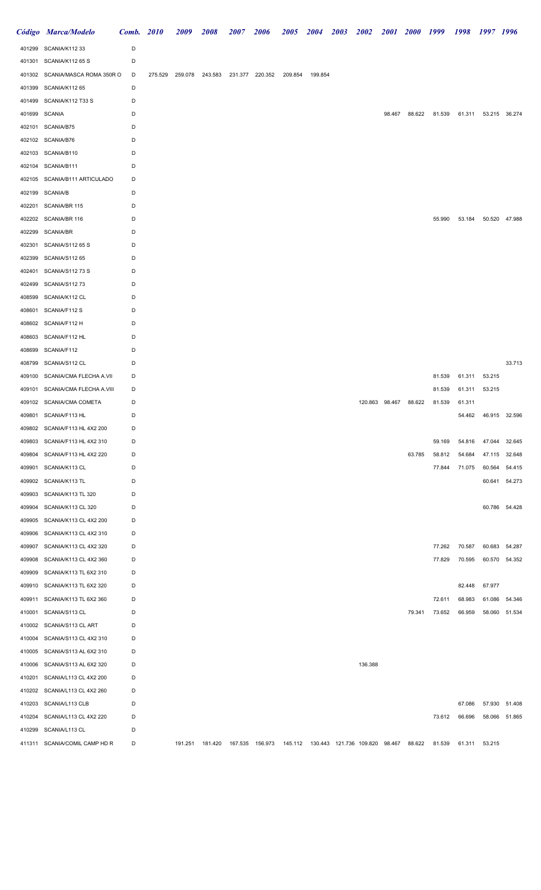| Código | Marca/Modelo | Comb. | 2010 | 2009 | 2008 | 2007 | 2006 | 2005 | 2004 | 2003 | 2002 | 2001 | 2000 | 1999 | 1998 | 1997 | 1996 |
|---|---|---|---|---|---|---|---|---|---|---|---|---|---|---|---|---|---|
| 401299 | SCANIA/K112 33 | D | | | | | | | | | | | | | | | |
| 401301 | SCANIA/K112 65 S | D | | | | | | | | | | | | | | | |
| 401302 | SCANIA/MASCA ROMA 350R O | D | 275.529 | 259.078 | 243.583 | 231.377 | 220.352 | 209.854 | 199.854 | | | | | | | | |
| 401399 | SCANIA/K112 65 | D | | | | | | | | | | | | | | | |
| 401499 | SCANIA/K112 T33 S | D | | | | | | | | | | | | | | | |
| 401699 | SCANIA | D | | | | | | | | | | 98.467 | 88.622 | 81.539 | 61.311 | 53.215 | 36.274 |
| 402101 | SCANIA/B75 | D | | | | | | | | | | | | | | | |
| 402102 | SCANIA/B76 | D | | | | | | | | | | | | | | | |
| 402103 | SCANIA/B110 | D | | | | | | | | | | | | | | | |
| 402104 | SCANIA/B111 | D | | | | | | | | | | | | | | | |
| 402105 | SCANIA/B111 ARTICULADO | D | | | | | | | | | | | | | | | |
| 402199 | SCANIA/B | D | | | | | | | | | | | | | | | |
| 402201 | SCANIA/BR 115 | D | | | | | | | | | | | | | | | |
| 402202 | SCANIA/BR 116 | D | | | | | | | | | | | | 55.990 | 53.184 | 50.520 | 47.988 |
| 402299 | SCANIA/BR | D | | | | | | | | | | | | | | | |
| 402301 | SCANIA/S112 65 S | D | | | | | | | | | | | | | | | |
| 402399 | SCANIA/S112 65 | D | | | | | | | | | | | | | | | |
| 402401 | SCANIA/S112 73 S | D | | | | | | | | | | | | | | | |
| 402499 | SCANIA/S112 73 | D | | | | | | | | | | | | | | | |
| 408599 | SCANIA/K112 CL | D | | | | | | | | | | | | | | | |
| 408601 | SCANIA/F112 S | D | | | | | | | | | | | | | | | |
| 408602 | SCANIA/F112 H | D | | | | | | | | | | | | | | | |
| 408603 | SCANIA/F112 HL | D | | | | | | | | | | | | | | | |
| 408699 | SCANIA/F112 | D | | | | | | | | | | | | | | | |
| 408799 | SCANIA/S112 CL | D | | | | | | | | | | | | | | | 33.713 |
| 409100 | SCANIA/CMA FLECHA A.VII | D | | | | | | | | | | | | 81.539 | 61.311 | 53.215 | |
| 409101 | SCANIA/CMA FLECHA A.VIII | D | | | | | | | | | | | | 81.539 | 61.311 | 53.215 | |
| 409102 | SCANIA/CMA COMETA | D | | | | | | | | | 120.863 | 98.467 | 88.622 | 81.539 | 61.311 | | |
| 409801 | SCANIA/F113 HL | D | | | | | | | | | | | | | 54.462 | 46.915 | 32.596 |
| 409802 | SCANIA/F113 HL 4X2 200 | D | | | | | | | | | | | | | | | |
| 409803 | SCANIA/F113 HL 4X2 310 | D | | | | | | | | | | | | 59.169 | 54.816 | 47.044 | 32.645 |
| 409804 | SCANIA/F113 HL 4X2 220 | D | | | | | | | | | | | 63.785 | 58.812 | 54.684 | 47.115 | 32.648 |
| 409901 | SCANIA/K113 CL | D | | | | | | | | | | | | 77.844 | 71.075 | 60.564 | 54.415 |
| 409902 | SCANIA/K113 TL | D | | | | | | | | | | | | | | 60.641 | 54.273 |
| 409903 | SCANIA/K113 TL 320 | D | | | | | | | | | | | | | | | |
| 409904 | SCANIA/K113 CL 320 | D | | | | | | | | | | | | | | 60.786 | 54.428 |
| 409905 | SCANIA/K113 CL 4X2 200 | D | | | | | | | | | | | | | | | |
| 409906 | SCANIA/K113 CL 4X2 310 | D | | | | | | | | | | | | | | | |
| 409907 | SCANIA/K113 CL 4X2 320 | D | | | | | | | | | | | | 77.262 | 70.587 | 60.683 | 54.287 |
| 409908 | SCANIA/K113 CL 4X2 360 | D | | | | | | | | | | | | 77.829 | 70.595 | 60.570 | 54.352 |
| 409909 | SCANIA/K113 TL 6X2 310 | D | | | | | | | | | | | | | | | |
| 409910 | SCANIA/K113 TL 6X2 320 | D | | | | | | | | | | | | | 82.448 | 67.977 | |
| 409911 | SCANIA/K113 TL 6X2 360 | D | | | | | | | | | | | | 72.611 | 68.983 | 61.086 | 54.346 |
| 410001 | SCANIA/S113 CL | D | | | | | | | | | | | 79.341 | 73.652 | 66.959 | 58.060 | 51.534 |
| 410002 | SCANIA/S113 CL ART | D | | | | | | | | | | | | | | | |
| 410004 | SCANIA/S113 CL 4X2 310 | D | | | | | | | | | | | | | | | |
| 410005 | SCANIA/S113 AL 6X2 310 | D | | | | | | | | | | | | | | | |
| 410006 | SCANIA/S113 AL 6X2 320 | D | | | | | | | | | 136.388 | | | | | | |
| 410201 | SCANIA/L113 CL 4X2 200 | D | | | | | | | | | | | | | | | |
| 410202 | SCANIA/L113 CL 4X2 260 | D | | | | | | | | | | | | | | | |
| 410203 | SCANIA/L113 CLB | D | | | | | | | | | | | | | 67.086 | 57.930 | 51.408 |
| 410204 | SCANIA/L113 CL 4X2 220 | D | | | | | | | | | | | | 73.612 | 66.696 | 58.066 | 51.865 |
| 410299 | SCANIA/L113 CL | D | | | | | | | | | | | | | | | |
| 411311 | SCANIA/COMIL CAMP HD R | D | | 191.251 | 181.420 | 167.535 | 156.973 | 145.112 | 130.443 | 121.736 | 109.820 | 98.467 | 88.622 | 81.539 | 61.311 | 53.215 | |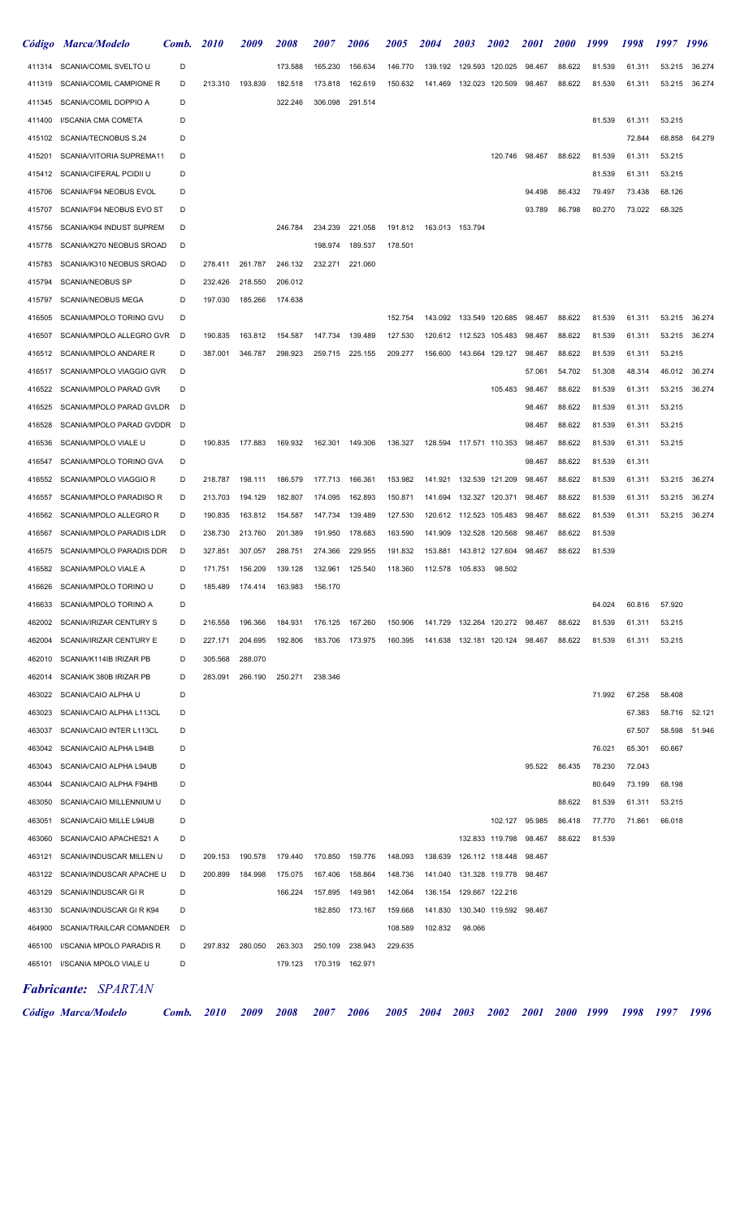| Código | Marca/Modelo | Comb. | 2010 | 2009 | 2008 | 2007 | 2006 | 2005 | 2004 | 2003 | 2002 | 2001 | 2000 | 1999 | 1998 | 1997 | 1996 |
|---|---|---|---|---|---|---|---|---|---|---|---|---|---|---|---|---|---|
| 411314 | SCANIA/COMIL SVELTO U | D | | | 173.588 | 165.230 | 156.634 | 146.770 | 139.192 | 129.593 | 120.025 | 98.467 | 88.622 | 81.539 | 61.311 | 53.215 | 36.274 |
| 411319 | SCANIA/COMIL CAMPIONE R | D | 213.310 | 193.839 | 182.518 | 173.818 | 162.619 | 150.632 | 141.469 | 132.023 | 120.509 | 98.467 | 88.622 | 81.539 | 61.311 | 53.215 | 36.274 |
| 411345 | SCANIA/COMIL DOPPIO A | D | | | 322.246 | 306.098 | 291.514 | | | | | | | | | | |
| 411400 | I/SCANIA CMA COMETA | D | | | | | | | | | | | | 81.539 | 61.311 | 53.215 | |
| 415102 | SCANIA/TECNOBUS S.24 | D | | | | | | | | | | | | | 72.844 | 68.858 | 64.279 |
| 415201 | SCANIA/VITORIA SUPREMA11 | D | | | | | | | | | 120.746 | 98.467 | 88.622 | 81.539 | 61.311 | 53.215 | |
| 415412 | SCANIA/CIFERAL PCIDII U | D | | | | | | | | | | | | 81.539 | 61.311 | 53.215 | |
| 415706 | SCANIA/F94 NEOBUS EVOL | D | | | | | | | | | | 94.498 | 86.432 | 79.497 | 73.438 | 68.126 | |
| 415707 | SCANIA/F94 NEOBUS EVO ST | D | | | | | | | | | | 93.789 | 86.798 | 80.270 | 73.022 | 68.325 | |
| 415756 | SCANIA/K94 INDUST SUPREM | D | | | 246.784 | 234.239 | 221.058 | 191.812 | 163.013 | 153.794 | | | | | | | |
| 415778 | SCANIA/K270 NEOBUS SROAD | D | | | | 198.974 | 189.537 | 178.501 | | | | | | | | | |
| 415783 | SCANIA/K310 NEOBUS SROAD | D | 278.411 | 261.787 | 246.132 | 232.271 | 221.060 | | | | | | | | | | |
| 415794 | SCANIA/NEOBUS SP | D | 232.426 | 218.550 | 206.012 | | | | | | | | | | | | |
| 415797 | SCANIA/NEOBUS MEGA | D | 197.030 | 185.266 | 174.638 | | | | | | | | | | | | |
| 416505 | SCANIA/MPOLO TORINO GVU | D | | | | | | 152.754 | 143.092 | 133.549 | 120.685 | 98.467 | 88.622 | 81.539 | 61.311 | 53.215 | 36.274 |
| 416507 | SCANIA/MPOLO ALLEGRO GVR | D | 190.835 | 163.812 | 154.587 | 147.734 | 139.489 | 127.530 | 120.612 | 112.523 | 105.483 | 98.467 | 88.622 | 81.539 | 61.311 | 53.215 | 36.274 |
| 416512 | SCANIA/MPOLO ANDARE R | D | 387.001 | 346.787 | 298.923 | 259.715 | 225.155 | 209.277 | 156.600 | 143.664 | 129.127 | 98.467 | 88.622 | 81.539 | 61.311 | 53.215 | |
| 416517 | SCANIA/MPOLO VIAGGIO GVR | D | | | | | | | | | | 57.061 | 54.702 | 51.308 | 48.314 | 46.012 | 36.274 |
| 416522 | SCANIA/MPOLO PARAD GVR | D | | | | | | | | | 105.483 | 98.467 | 88.622 | 81.539 | 61.311 | 53.215 | 36.274 |
| 416525 | SCANIA/MPOLO PARAD GVLDR | D | | | | | | | | | | 98.467 | 88.622 | 81.539 | 61.311 | 53.215 | |
| 416528 | SCANIA/MPOLO PARAD GVDDR | D | | | | | | | | | | 98.467 | 88.622 | 81.539 | 61.311 | 53.215 | |
| 416536 | SCANIA/MPOLO VIALE U | D | 190.835 | 177.883 | 169.932 | 162.301 | 149.306 | 136.327 | 128.594 | 117.571 | 110.353 | 98.467 | 88.622 | 81.539 | 61.311 | 53.215 | |
| 416547 | SCANIA/MPOLO TORINO GVA | D | | | | | | | | | | 98.467 | 88.622 | 81.539 | 61.311 | | |
| 416552 | SCANIA/MPOLO VIAGGIO R | D | 218.787 | 198.111 | 186.579 | 177.713 | 166.361 | 153.982 | 141.921 | 132.539 | 121.209 | 98.467 | 88.622 | 81.539 | 61.311 | 53.215 | 36.274 |
| 416557 | SCANIA/MPOLO PARADISO R | D | 213.703 | 194.129 | 182.807 | 174.095 | 162.893 | 150.871 | 141.694 | 132.327 | 120.371 | 98.467 | 88.622 | 81.539 | 61.311 | 53.215 | 36.274 |
| 416562 | SCANIA/MPOLO ALLEGRO R | D | 190.835 | 163.812 | 154.587 | 147.734 | 139.489 | 127.530 | 120.612 | 112.523 | 105.483 | 98.467 | 88.622 | 81.539 | 61.311 | 53.215 | 36.274 |
| 416567 | SCANIA/MPOLO PARADIS LDR | D | 238.730 | 213.760 | 201.389 | 191.950 | 178.683 | 163.590 | 141.909 | 132.528 | 120.568 | 98.467 | 88.622 | 81.539 | | | |
| 416575 | SCANIA/MPOLO PARADIS DDR | D | 327.851 | 307.057 | 288.751 | 274.366 | 229.955 | 191.832 | 153.881 | 143.812 | 127.604 | 98.467 | 88.622 | 81.539 | | | |
| 416582 | SCANIA/MPOLO VIALE A | D | 171.751 | 156.209 | 139.128 | 132.961 | 125.540 | 118.360 | 112.578 | 105.833 | 98.502 | | | | | | |
| 416626 | SCANIA/MPOLO TORINO U | D | 185.489 | 174.414 | 163.983 | 156.170 | | | | | | | | | | | |
| 416633 | SCANIA/MPOLO TORINO A | D | | | | | | | | | | | | 64.024 | 60.816 | 57.920 | |
| 462002 | SCANIA/IRIZAR CENTURY S | D | 216.558 | 196.366 | 184.931 | 176.125 | 167.260 | 150.906 | 141.729 | 132.264 | 120.272 | 98.467 | 88.622 | 81.539 | 61.311 | 53.215 | |
| 462004 | SCANIA/IRIZAR CENTURY E | D | 227.171 | 204.695 | 192.806 | 183.706 | 173.975 | 160.395 | 141.638 | 132.181 | 120.124 | 98.467 | 88.622 | 81.539 | 61.311 | 53.215 | |
| 462010 | SCANIA/K114IB IRIZAR PB | D | 305.568 | 288.070 | | | | | | | | | | | | | |
| 462014 | SCANIA/K 380B IRIZAR PB | D | 283.091 | 266.190 | 250.271 | 238.346 | | | | | | | | | | | |
| 463022 | SCANIA/CAIO ALPHA U | D | | | | | | | | | | | | 71.992 | 67.258 | 58.408 | |
| 463023 | SCANIA/CAIO ALPHA L113CL | D | | | | | | | | | | | | | 67.383 | 58.716 | 52.121 |
| 463037 | SCANIA/CAIO INTER L113CL | D | | | | | | | | | | | | | 67.507 | 58.598 | 51.946 |
| 463042 | SCANIA/CAIO ALPHA L94IB | D | | | | | | | | | | | | 76.021 | 65.301 | 60.667 | |
| 463043 | SCANIA/CAIO ALPHA L94UB | D | | | | | | | | | | 95.522 | 86.435 | 78.230 | 72.043 | | |
| 463044 | SCANIA/CAIO ALPHA F94HB | D | | | | | | | | | | | | 80.649 | 73.199 | 68.198 | |
| 463050 | SCANIA/CAIO MILLENNIUM U | D | | | | | | | | | | | 88.622 | 81.539 | 61.311 | 53.215 | |
| 463051 | SCANIA/CAIO MILLE L94UB | D | | | | | | | | | 102.127 | 95.985 | 86.418 | 77.770 | 71.861 | 66.018 | |
| 463060 | SCANIA/CAIO APACHES21 A | D | | | | | | | | 132.833 | 119.798 | 98.467 | 88.622 | 81.539 | | | |
| 463121 | SCANIA/INDUSCAR MILLEN U | D | 209.153 | 190.578 | 179.440 | 170.850 | 159.776 | 148.093 | 138.639 | 126.112 | 118.448 | 98.467 | | | | | |
| 463122 | SCANIA/INDUSCAR APACHE U | D | 200.899 | 184.998 | 175.075 | 167.406 | 158.864 | 148.736 | 141.040 | 131.328 | 119.778 | 98.467 | | | | | |
| 463129 | SCANIA/INDUSCAR GI R | D | | | 166.224 | 157.895 | 149.981 | 142.064 | 136.154 | 129.667 | 122.216 | | | | | | |
| 463130 | SCANIA/INDUSCAR GI R K94 | D | | | | 182.850 | 173.167 | 159.668 | 141.830 | 130.340 | 119.592 | 98.467 | | | | | |
| 464900 | SCANIA/TRAILCAR COMANDER | D | | | | | | 108.589 | 102.832 | 98.066 | | | | | | | |
| 465100 | I/SCANIA MPOLO PARADIS R | D | 297.832 | 280.050 | 263.303 | 250.109 | 238.943 | 229.635 | | | | | | | | | |
| 465101 | I/SCANIA MPOLO VIALE U | D | | | 179.123 | 170.319 | 162.971 | | | | | | | | | | |

## *Fabricante: SPARTAN*

| Código | Marca/Modelo | Comb. | 2010 | 2009 | 2008 | 2007 | 2006 | 2005 | 2004 | 2003 | 2002 | 2001 | 2000 | 1999 | 1998 | 1997 | 1996 |
|---|---|---|---|---|---|---|---|---|---|---|---|---|---|---|---|---|---|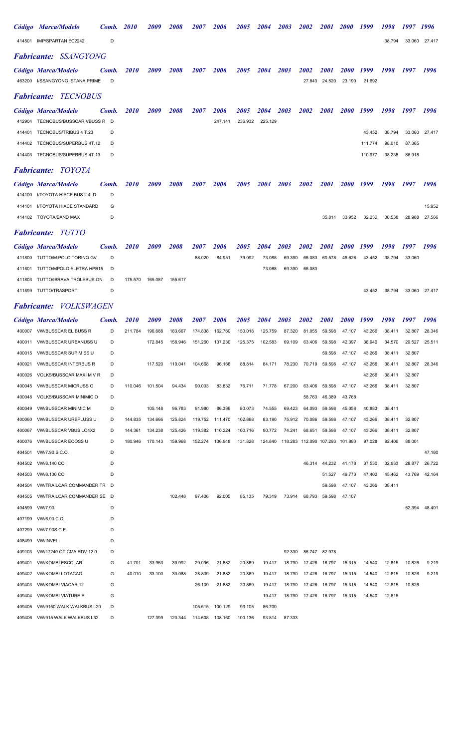| *Código* | *Marca/Modelo* | *Comb.* | *2010* | *2009* | *2008* | *2007* | *2006* | *2005* | *2004* | *2003* | *2002* | *2001* | *2000* | *1999* | *1998* | *1997* | *1996* |
|---|---|---|---|---|---|---|---|---|---|---|---|---|---|---|---|---|---|
| 414501 | IMP/SPARTAN EC2242 | D | | | | | | | | | | | | | 38.794 | 33.060 | 27.417 |

## *Fabricante: SSANGYONG*

| *Código* | *Marca/Modelo* | *Comb.* | *2010* | *2009* | *2008* | *2007* | *2006* | *2005* | *2004* | *2003* | *2002* | *2001* | *2000* | *1999* | *1998* | *1997* | *1996* |
|---|---|---|---|---|---|---|---|---|---|---|---|---|---|---|---|---|---|
| 463200 | I/SSANGYONG ISTANA PRIME | D | | | | | | | | | 27.843 | 24.520 | 23.190 | 21.692 | | | |

## *Fabricante: TECNOBUS*

| *Código* | *Marca/Modelo* | *Comb.* | *2010* | *2009* | *2008* | *2007* | *2006* | *2005* | *2004* | *2003* | *2002* | *2001* | *2000* | *1999* | *1998* | *1997* | *1996* |
|---|---|---|---|---|---|---|---|---|---|---|---|---|---|---|---|---|---|
| 412904 | TECNOBUS/BUSSCAR VBUSS R | D | | | | | 247.141 | 236.932 | 225.129 | | | | | | | | |
| 414401 | TECNOBUS/TRIBUS 4 T.23 | D | | | | | | | | | | | | 43.452 | 38.794 | 33.060 | 27.417 |
| 414402 | TECNOBUS/SUPERBUS 4T.12 | D | | | | | | | | | | | | 111.774 | 98.010 | 87.365 | |
| 414403 | TECNOBUS/SUPERBUS 4T.13 | D | | | | | | | | | | | | 110.977 | 98.235 | 86.918 | |

## *Fabricante: TOYOTA*

| *Código* | *Marca/Modelo* | *Comb.* | *2010* | *2009* | *2008* | *2007* | *2006* | *2005* | *2004* | *2003* | *2002* | *2001* | *2000* | *1999* | *1998* | *1997* | *1996* |
|---|---|---|---|---|---|---|---|---|---|---|---|---|---|---|---|---|---|
| 414100 | I/TOYOTA HIACE BUS 2.4LD | D | | | | | | | | | | | | | | | |
| 414101 | I/TOYOTA HIACE STANDARD | G | | | | | | | | | | | | | | | 15.952 |
| 414102 | TOYOTA/BAND MAX | D | | | | | | | | | | 35.811 | 33.952 | 32.232 | 30.538 | 28.988 | 27.566 |

## *Fabricante: TUTTO*

| *Código* | *Marca/Modelo* | *Comb.* | *2010* | *2009* | *2008* | *2007* | *2006* | *2005* | *2004* | *2003* | *2002* | *2001* | *2000* | *1999* | *1998* | *1997* | *1996* |
|---|---|---|---|---|---|---|---|---|---|---|---|---|---|---|---|---|---|
| 411800 | TUTTO/M.POLO TORINO GV | D | | | | 88.020 | 84.951 | 79.092 | 73.088 | 69.390 | 66.083 | 60.578 | 46.626 | 43.452 | 38.794 | 33.060 | |
| 411801 | TUTTO/MPOLO ELETRA HPB15 | D | | | | | | | 73.088 | 69.390 | 66.083 | | | | | | |
| 411803 | TUTTO/IBRAVA TROLEBUS.ON | D | 175.570 | 165.087 | 155.617 | | | | | | | | | | | | |
| 411899 | TUTTO/TRASPORTI | D | | | | | | | | | | | | 43.452 | 38.794 | 33.060 | 27.417 |

## *Fabricante: VOLKSWAGEN*

| *Código* | *Marca/Modelo* | *Comb.* | *2010* | *2009* | *2008* | *2007* | *2006* | *2005* | *2004* | *2003* | *2002* | *2001* | *2000* | *1999* | *1998* | *1997* | *1996* |
|---|---|---|---|---|---|---|---|---|---|---|---|---|---|---|---|---|---|
| 400007 | VW/BUSSCAR EL BUSS R | D | 211.784 | 196.688 | 183.667 | 174.838 | 162.760 | 150.018 | 125.759 | 87.320 | 81.055 | 59.598 | 47.107 | 43.266 | 38.411 | 32.807 | 28.346 |
| 400011 | VW/BUSSCAR URBANUSS U | D | | 172.845 | 158.946 | 151.260 | 137.230 | 125.375 | 102.583 | 69.109 | 63.406 | 59.598 | 42.397 | 38.940 | 34.570 | 29.527 | 25.511 |
| 400015 | VW/BUSSCAR SUP M SS U | D | | | | | | | | | | 59.598 | 47.107 | 43.266 | 38.411 | 32.807 | |
| 400021 | VW/BUSSCAR INTERBUS R | D | | 117.520 | 110.041 | 104.668 | 96.166 | 88.814 | 84.171 | 78.230 | 70.719 | 59.598 | 47.107 | 43.266 | 38.411 | 32.807 | 28.346 |
| 400026 | VOLKS/BUSSCAR MAXI M V R | D | | | | | | | | | | | | 43.266 | 38.411 | 32.807 | |
| 400045 | VW/BUSSCAR MICRUSS O | D | 110.046 | 101.504 | 94.434 | 90.003 | 83.832 | 76.711 | 71.778 | 67.200 | 63.406 | 59.598 | 47.107 | 43.266 | 38.411 | 32.807 | |
| 400048 | VOLKS/BUSSCAR MINIMIC O | D | | | | | | | | | 58.763 | 46.389 | 43.768 | | | | |
| 400049 | VW/BUSSCAR MINIMIC M | D | | 105.148 | 96.783 | 91.980 | 86.386 | 80.073 | 74.555 | 69.423 | 64.093 | 59.598 | 45.058 | 40.883 | 38.411 | | |
| 400060 | VW/BUSSCAR URBPLUSS U | D | 144.835 | 134.666 | 125.824 | 119.752 | 111.470 | 102.868 | 83.190 | 75.912 | 70.086 | 59.598 | 47.107 | 43.266 | 38.411 | 32.807 | |
| 400067 | VW/BUSSCAR VBUS LO4X2 | D | 144.361 | 134.238 | 125.426 | 119.382 | 110.224 | 100.716 | 90.772 | 74.241 | 68.651 | 59.598 | 47.107 | 43.266 | 38.411 | 32.807 | |
| 400076 | VW/BUSSCAR ECOSS U | D | 180.946 | 170.143 | 159.968 | 152.274 | 136.948 | 131.828 | 124.840 | 118.283 | 112.090 | 107.293 | 101.883 | 97.028 | 92.406 | 88.001 | |
| 404501 | VW/7.90 S C.O. | D | | | | | | | | | | | | | | | 47.180 |
| 404502 | VW/8.140 CO | D | | | | | | | | | 46.314 | 44.232 | 41.178 | 37.530 | 32.933 | 28.877 | 26.722 |
| 404503 | VW/8.130 CO | D | | | | | | | | | | 51.527 | 49.773 | 47.402 | 45.462 | 43.769 | 42.164 |
| 404504 | VW/TRAILCAR COMMANDER TR | D | | | | | | | | | | 59.598 | 47.107 | 43.266 | 38.411 | | |
| 404505 | VW/TRAILCAR COMMANDER SE | D | | | 102.448 | 97.406 | 92.005 | 85.135 | 79.319 | 73.914 | 68.793 | 59.598 | 47.107 | | | | |
| 404599 | VW/7.90 | D | | | | | | | | | | | | | | 52.394 | 48.401 |
| 407199 | VW/6.90 C.O. | D | | | | | | | | | | | | | | | |
| 407299 | VW/7.90S C.E. | D | | | | | | | | | | | | | | | |
| 408499 | VW/INVEL | D | | | | | | | | | | | | | | | |
| 409103 | VW/17240 OT CMA RDV 12.0 | D | | | | | | | | 92.330 | 86.747 | 82.978 | | | | | |
| 409401 | VW/KOMBI ESCOLAR | G | 41.701 | 33.953 | 30.992 | 29.096 | 21.882 | 20.869 | 19.417 | 18.790 | 17.428 | 16.797 | 15.315 | 14.540 | 12.815 | 10.826 | 9.219 |
| 409402 | VW/KOMBI LOTACAO | G | 40.010 | 33.100 | 30.088 | 28.839 | 21.882 | 20.869 | 19.417 | 18.790 | 17.428 | 16.797 | 15.315 | 14.540 | 12.815 | 10.826 | 9.219 |
| 409403 | VW/KOMBI VIACAR 12 | G | | | | 26.109 | 21.882 | 20.869 | 19.417 | 18.790 | 17.428 | 16.797 | 15.315 | 14.540 | 12.815 | 10.826 | |
| 409404 | VW/KOMBI VIATURE E | G | | | | | | | 19.417 | 18.790 | 17.428 | 16.797 | 15.315 | 14.540 | 12.815 | | |
| 409405 | VW/9150 WALK WALKBUS L20 | D | | | | 105.615 | 100.129 | 93.105 | 86.700 | | | | | | | | |
| 409406 | VW/915 WALK WALKBUS L32 | D | | 127.399 | 120.344 | 114.608 | 108.160 | 100.136 | 93.814 | 87.333 | | | | | | | |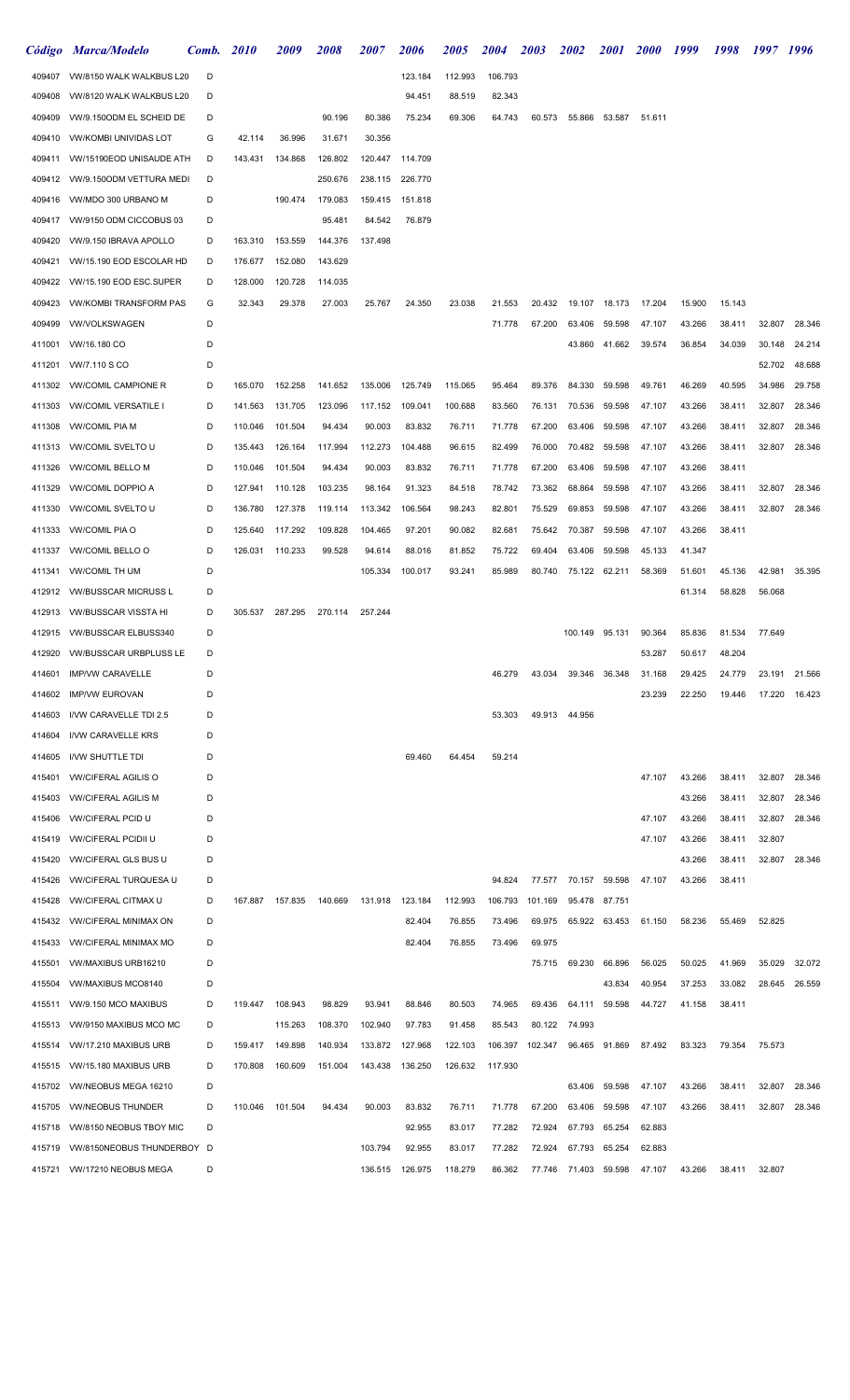| Código | Marca/Modelo | Comb. | 2010 | 2009 | 2008 | 2007 | 2006 | 2005 | 2004 | 2003 | 2002 | 2001 | 2000 | 1999 | 1998 | 1997 | 1996 |
|---|---|---|---|---|---|---|---|---|---|---|---|---|---|---|---|---|---|
| 409407 | VW/8150 WALK WALKBUS L20 | D | | | | | 123.184 | 112.993 | 106.793 | | | | | | | | |
| 409408 | VW/8120 WALK WALKBUS L20 | D | | | | | 94.451 | 88.519 | 82.343 | | | | | | | | |
| 409409 | VW/9.150ODM EL SCHEID DE | D | | | 90.196 | 80.386 | 75.234 | 69.306 | 64.743 | 60.573 | 55.866 | 53.587 | 51.611 | | | | |
| 409410 | VW/KOMBI UNIVIDAS LOT | G | 42.114 | 36.996 | 31.671 | 30.356 | | | | | | | | | | | |
| 409411 | VW/15190EOD UNISAUDE ATH | D | 143.431 | 134.868 | 126.802 | 120.447 | 114.709 | | | | | | | | | | |
| 409412 | VW/9.150ODM VETTURA MEDI | D | | | 250.676 | 238.115 | 226.770 | | | | | | | | | | |
| 409416 | VW/MDO 300 URBANO M | D | | 190.474 | 179.083 | 159.415 | 151.818 | | | | | | | | | | |
| 409417 | VW/9150 ODM CICCOBUS 03 | D | | | 95.481 | 84.542 | 76.879 | | | | | | | | | | |
| 409420 | VW/9.150 IBRAVA APOLLO | D | 163.310 | 153.559 | 144.376 | 137.498 | | | | | | | | | | | |
| 409421 | VW/15.190 EOD ESCOLAR HD | D | 176.677 | 152.080 | 143.629 | | | | | | | | | | | | |
| 409422 | VW/15.190 EOD ESC.SUPER | D | 128.000 | 120.728 | 114.035 | | | | | | | | | | | | |
| 409423 | VW/KOMBI TRANSFORM PAS | G | 32.343 | 29.378 | 27.003 | 25.767 | 24.350 | 23.038 | 21.553 | 20.432 | 19.107 | 18.173 | 17.204 | 15.900 | 15.143 | | |
| 409499 | VW/VOLKSWAGEN | D | | | | | | | 71.778 | 67.200 | 63.406 | 59.598 | 47.107 | 43.266 | 38.411 | 32.807 | 28.346 |
| 411001 | VW/16.180 CO | D | | | | | | | | | 43.860 | 41.662 | 39.574 | 36.854 | 34.039 | 30.148 | 24.214 |
| 411201 | VW/7.110 S CO | D | | | | | | | | | | | | | | 52.702 | 48.688 |
| 411302 | VW/COMIL CAMPIONE R | D | 165.070 | 152.258 | 141.652 | 135.006 | 125.749 | 115.065 | 95.464 | 89.376 | 84.330 | 59.598 | 49.761 | 46.269 | 40.595 | 34.986 | 29.758 |
| 411303 | VW/COMIL VERSATILE I | D | 141.563 | 131.705 | 123.096 | 117.152 | 109.041 | 100.688 | 83.560 | 76.131 | 70.536 | 59.598 | 47.107 | 43.266 | 38.411 | 32.807 | 28.346 |
| 411308 | VW/COMIL PIA M | D | 110.046 | 101.504 | 94.434 | 90.003 | 83.832 | 76.711 | 71.778 | 67.200 | 63.406 | 59.598 | 47.107 | 43.266 | 38.411 | 32.807 | 28.346 |
| 411313 | VW/COMIL SVELTO U | D | 135.443 | 126.164 | 117.994 | 112.273 | 104.488 | 96.615 | 82.499 | 76.000 | 70.482 | 59.598 | 47.107 | 43.266 | 38.411 | 32.807 | 28.346 |
| 411326 | VW/COMIL BELLO M | D | 110.046 | 101.504 | 94.434 | 90.003 | 83.832 | 76.711 | 71.778 | 67.200 | 63.406 | 59.598 | 47.107 | 43.266 | 38.411 | | |
| 411329 | VW/COMIL DOPPIO A | D | 127.941 | 110.128 | 103.235 | 98.164 | 91.323 | 84.518 | 78.742 | 73.362 | 68.864 | 59.598 | 47.107 | 43.266 | 38.411 | 32.807 | 28.346 |
| 411330 | VW/COMIL SVELTO U | D | 136.780 | 127.378 | 119.114 | 113.342 | 106.564 | 98.243 | 82.801 | 75.529 | 69.853 | 59.598 | 47.107 | 43.266 | 38.411 | 32.807 | 28.346 |
| 411333 | VW/COMIL PIA O | D | 125.640 | 117.292 | 109.828 | 104.465 | 97.201 | 90.082 | 82.681 | 75.642 | 70.387 | 59.598 | 47.107 | 43.266 | 38.411 | | |
| 411337 | VW/COMIL BELLO O | D | 126.031 | 110.233 | 99.528 | 94.614 | 88.016 | 81.852 | 75.722 | 69.404 | 63.406 | 59.598 | 45.133 | 41.347 | | | |
| 411341 | VW/COMIL TH UM | D | | | | 105.334 | 100.017 | 93.241 | 85.989 | 80.740 | 75.122 | 62.211 | 58.369 | 51.601 | 45.136 | 42.981 | 35.395 |
| 412912 | VW/BUSSCAR MICRUSS L | D | | | | | | | | | | | | 61.314 | 58.828 | 56.068 | |
| 412913 | VW/BUSSCAR VISSTA HI | D | 305.537 | 287.295 | 270.114 | 257.244 | | | | | | | | | | | |
| 412915 | VW/BUSSCAR ELBUSS340 | D | | | | | | | | | 100.149 | 95.131 | 90.364 | 85.836 | 81.534 | 77.649 | |
| 412920 | VW/BUSSCAR URBPLUSS LE | D | | | | | | | | | | | 53.287 | 50.617 | 48.204 | | |
| 414601 | IMP/VW CARAVELLE | D | | | | | | | 46.279 | 43.034 | 39.346 | 36.348 | 31.168 | 29.425 | 24.779 | 23.191 | 21.566 |
| 414602 | IMP/VW EUROVAN | D | | | | | | | | | | | 23.239 | 22.250 | 19.446 | 17.220 | 16.423 |
| 414603 | I/VW CARAVELLE TDI 2.5 | D | | | | | | | 53.303 | 49.913 | 44.956 | | | | | | |
| 414604 | I/VW CARAVELLE KRS | D | | | | | | | | | | | | | | | |
| 414605 | I/VW SHUTTLE TDI | D | | | | | 69.460 | 64.454 | 59.214 | | | | | | | | |
| 415401 | VW/CIFERAL AGILIS O | D | | | | | | | | | | | 47.107 | 43.266 | 38.411 | 32.807 | 28.346 |
| 415403 | VW/CIFERAL AGILIS M | D | | | | | | | | | | | | 43.266 | 38.411 | 32.807 | 28.346 |
| 415406 | VW/CIFERAL PCID U | D | | | | | | | | | | | 47.107 | 43.266 | 38.411 | 32.807 | 28.346 |
| 415419 | VW/CIFERAL PCIDII U | D | | | | | | | | | | | 47.107 | 43.266 | 38.411 | 32.807 | |
| 415420 | VW/CIFERAL GLS BUS U | D | | | | | | | | | | | | 43.266 | 38.411 | 32.807 | 28.346 |
| 415426 | VW/CIFERAL TURQUESA U | D | | | | | | | 94.824 | 77.577 | 70.157 | 59.598 | 47.107 | 43.266 | 38.411 | | |
| 415428 | VW/CIFERAL CITMAX U | D | 167.887 | 157.835 | 140.669 | 131.918 | 123.184 | 112.993 | 106.793 | 101.169 | 95.478 | 87.751 | | | | | |
| 415432 | VW/CIFERAL MINIMAX ON | D | | | | | 82.404 | 76.855 | 73.496 | 69.975 | 65.922 | 63.453 | 61.150 | 58.236 | 55.469 | 52.825 | |
| 415433 | VW/CIFERAL MINIMAX MO | D | | | | | 82.404 | 76.855 | 73.496 | 69.975 | | | | | | | |
| 415501 | VW/MAXIBUS URB16210 | D | | | | | | | | 75.715 | 69.230 | 66.896 | 56.025 | 50.025 | 41.969 | 35.029 | 32.072 |
| 415504 | VW/MAXIBUS MCO8140 | D | | | | | | | | | | 43.834 | 40.954 | 37.253 | 33.082 | 28.645 | 26.559 |
| 415511 | VW/9.150 MCO MAXIBUS | D | 119.447 | 108.943 | 98.829 | 93.941 | 88.846 | 80.503 | 74.965 | 69.436 | 64.111 | 59.598 | 44.727 | 41.158 | 38.411 | | |
| 415513 | VW/9150 MAXIBUS MCO MC | D | | 115.263 | 108.370 | 102.940 | 97.783 | 91.458 | 85.543 | 80.122 | 74.993 | | | | | | |
| 415514 | VW/17.210 MAXIBUS URB | D | 159.417 | 149.898 | 140.934 | 133.872 | 127.968 | 122.103 | 106.397 | 102.347 | 96.465 | 91.869 | 87.492 | 83.323 | 79.354 | 75.573 | |
| 415515 | VW/15.180 MAXIBUS URB | D | 170.808 | 160.609 | 151.004 | 143.438 | 136.250 | 126.632 | 117.930 | | | | | | | | |
| 415702 | VW/NEOBUS MEGA 16210 | D | | | | | | | | | 63.406 | 59.598 | 47.107 | 43.266 | 38.411 | 32.807 | 28.346 |
| 415705 | VW/NEOBUS THUNDER | D | 110.046 | 101.504 | 94.434 | 90.003 | 83.832 | 76.711 | 71.778 | 67.200 | 63.406 | 59.598 | 47.107 | 43.266 | 38.411 | 32.807 | 28.346 |
| 415718 | VW/8150 NEOBUS TBOY MIC | D | | | | | 92.955 | 83.017 | 77.282 | 72.924 | 67.793 | 65.254 | 62.883 | | | | |
| 415719 | VW/8150NEOBUS THUNDERBOY | D | | | | 103.794 | 92.955 | 83.017 | 77.282 | 72.924 | 67.793 | 65.254 | 62.883 | | | | |
| 415721 | VW/17210 NEOBUS MEGA | D | | | | 136.515 | 126.975 | 118.279 | 86.362 | 77.746 | 71.403 | 59.598 | 47.107 | 43.266 | 38.411 | 32.807 | |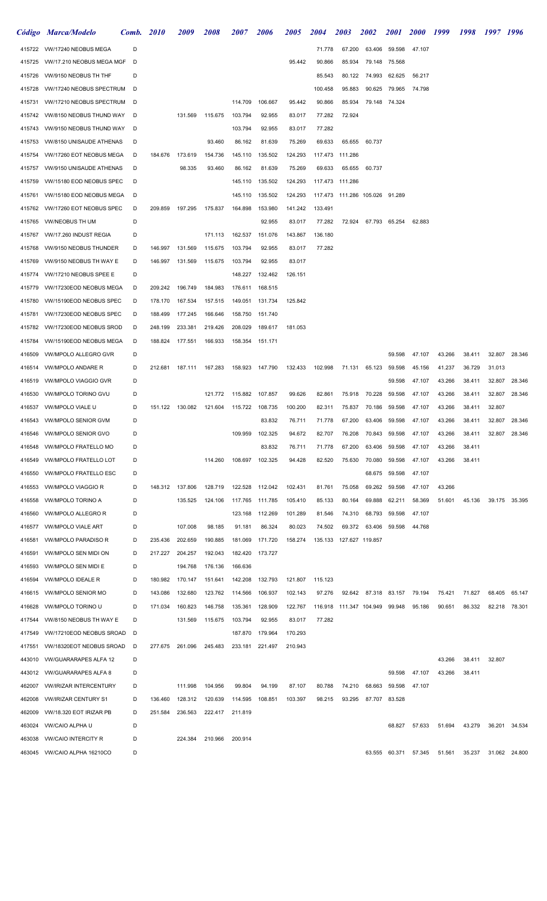| Código | Marca/Modelo | Comb. | 2010 | 2009 | 2008 | 2007 | 2006 | 2005 | 2004 | 2003 | 2002 | 2001 | 2000 | 1999 | 1998 | 1997 | 1996 |
|---|---|---|---|---|---|---|---|---|---|---|---|---|---|---|---|---|---|
| 415722 | VW/17240 NEOBUS MEGA | D | | | | | | | 71.778 | 67.200 | 63.406 | 59.598 | 47.107 | | | | |
| 415725 | VW/17.210 NEOBUS MEGA MGF | D | | | | | | 95.442 | 90.866 | 85.934 | 79.148 | 75.568 | | | | | |
| 415726 | VW/9150 NEOBUS TH THF | D | | | | | | | 85.543 | 80.122 | 74.993 | 62.625 | 56.217 | | | | |
| 415728 | VW/17240 NEOBUS SPECTRUM | D | | | | | | | 100.458 | 95.883 | 90.625 | 79.965 | 74.798 | | | | |
| 415731 | VW/17210 NEOBUS SPECTRUM | D | | | | 114.709 | 106.667 | 95.442 | 90.866 | 85.934 | 79.148 | 74.324 | | | | | |
| 415742 | VW/8150 NEOBUS THUND WAY | D | | 131.569 | 115.675 | 103.794 | 92.955 | 83.017 | 77.282 | 72.924 | | | | | | | |
| 415743 | VW/9150 NEOBUS THUND WAY | D | | | | 103.794 | 92.955 | 83.017 | 77.282 | | | | | | | | |
| 415753 | VW/8150 UNISAUDE ATHENAS | D | | | 93.460 | 86.162 | 81.639 | 75.269 | 69.633 | 65.655 | 60.737 | | | | | | |
| 415754 | VW/17260 EOT NEOBUS MEGA | D | 184.676 | 173.619 | 154.736 | 145.110 | 135.502 | 124.293 | 117.473 | 111.286 | | | | | | | |
| 415757 | VW/9150 UNISAUDE ATHENAS | D | | 98.335 | 93.460 | 86.162 | 81.639 | 75.269 | 69.633 | 65.655 | 60.737 | | | | | | |
| 415759 | VW/15180 EOD NEOBUS SPEC | D | | | | 145.110 | 135.502 | 124.293 | 117.473 | 111.286 | | | | | | | |
| 415761 | VW/15180 EOD NEOBUS MEGA | D | | | | 145.110 | 135.502 | 124.293 | 117.473 | 111.286 | 105.026 | 91.289 | | | | | |
| 415762 | VW/17260 EOT NEOBUS SPEC | D | 209.859 | 197.295 | 175.837 | 164.898 | 153.980 | 141.242 | 133.491 | | | | | | | | |
| 415765 | VW/NEOBUS TH UM | D | | | | | 92.955 | 83.017 | 77.282 | 72.924 | 67.793 | 65.254 | 62.883 | | | | |
| 415767 | VW/17.260 INDUST REGIA | D | | | 171.113 | 162.537 | 151.076 | 143.867 | 136.180 | | | | | | | | |
| 415768 | VW/9150 NEOBUS THUNDER | D | 146.997 | 131.569 | 115.675 | 103.794 | 92.955 | 83.017 | 77.282 | | | | | | | | |
| 415769 | VW/9150 NEOBUS TH WAY E | D | 146.997 | 131.569 | 115.675 | 103.794 | 92.955 | 83.017 | | | | | | | | | |
| 415774 | VW/17210 NEOBUS SPEE E | D | | | | 148.227 | 132.462 | 126.151 | | | | | | | | | |
| 415779 | VW/17230EOD NEOBUS MEGA | D | 209.242 | 196.749 | 184.983 | 176.611 | 168.515 | | | | | | | | | | |
| 415780 | VW/15190EOD NEOBUS SPEC | D | 178.170 | 167.534 | 157.515 | 149.051 | 131.734 | 125.842 | | | | | | | | | |
| 415781 | VW/17230EOD NEOBUS SPEC | D | 188.499 | 177.245 | 166.646 | 158.750 | 151.740 | | | | | | | | | | |
| 415782 | VW/17230EOD NEOBUS SROD | D | 248.199 | 233.381 | 219.426 | 208.029 | 189.617 | 181.053 | | | | | | | | | |
| 415784 | VW/15190EOD NEOBUS MEGA | D | 188.824 | 177.551 | 166.933 | 158.354 | 151.171 | | | | | | | | | | |
| 416509 | VW/MPOLO ALLEGRO GVR | D | | | | | | | | | | 59.598 | 47.107 | 43.266 | 38.411 | 32.807 | 28.346 |
| 416514 | VW/MPOLO ANDARE R | D | 212.681 | 187.111 | 167.283 | 158.923 | 147.790 | 132.433 | 102.998 | 71.131 | 65.123 | 59.598 | 45.156 | 41.237 | 36.729 | 31.013 | |
| 416519 | VW/MPOLO VIAGGIO GVR | D | | | | | | | | | | 59.598 | 47.107 | 43.266 | 38.411 | 32.807 | 28.346 |
| 416530 | VW/MPOLO TORINO GVU | D | | | 121.772 | 115.882 | 107.857 | 99.626 | 82.861 | 75.918 | 70.228 | 59.598 | 47.107 | 43.266 | 38.411 | 32.807 | 28.346 |
| 416537 | VW/MPOLO VIALE U | D | 151.122 | 130.082 | 121.604 | 115.722 | 108.735 | 100.200 | 82.311 | 75.837 | 70.186 | 59.598 | 47.107 | 43.266 | 38.411 | 32.807 | |
| 416543 | VW/MPOLO SENIOR GVM | D | | | | | 83.832 | 76.711 | 71.778 | 67.200 | 63.406 | 59.598 | 47.107 | 43.266 | 38.411 | 32.807 | 28.346 |
| 416546 | VW/MPOLO SENIOR GVO | D | | | | 109.959 | 102.325 | 94.672 | 82.707 | 76.208 | 70.843 | 59.598 | 47.107 | 43.266 | 38.411 | 32.807 | 28.346 |
| 416548 | VW/MPOLO FRATELLO MO | D | | | | | 83.832 | 76.711 | 71.778 | 67.200 | 63.406 | 59.598 | 47.107 | 43.266 | 38.411 | | |
| 416549 | VW/MPOLO FRATELLO LOT | D | | | 114.260 | 108.697 | 102.325 | 94.428 | 82.520 | 75.630 | 70.080 | 59.598 | 47.107 | 43.266 | 38.411 | | |
| 416550 | VW/MPOLO FRATELLO ESC | D | | | | | | | | | 68.675 | 59.598 | 47.107 | | | | |
| 416553 | VW/MPOLO VIAGGIO R | D | 148.312 | 137.806 | 128.719 | 122.528 | 112.042 | 102.431 | 81.761 | 75.058 | 69.262 | 59.598 | 47.107 | 43.266 | | | |
| 416558 | VW/MPOLO TORINO A | D | | 135.525 | 124.106 | 117.765 | 111.785 | 105.410 | 85.133 | 80.164 | 69.888 | 62.211 | 58.369 | 51.601 | 45.136 | 39.175 | 35.395 |
| 416560 | VW/MPOLO ALLEGRO R | D | | | | 123.168 | 112.269 | 101.289 | 81.546 | 74.310 | 68.793 | 59.598 | 47.107 | | | | |
| 416577 | VW/MPOLO VIALE ART | D | | 107.008 | 98.185 | 91.181 | 86.324 | 80.023 | 74.502 | 69.372 | 63.406 | 59.598 | 44.768 | | | | |
| 416581 | VW/MPOLO PARADISO R | D | 235.436 | 202.659 | 190.885 | 181.069 | 171.720 | 158.274 | 135.133 | 127.627 | 119.857 | | | | | | |
| 416591 | VW/MPOLO SEN MIDI ON | D | 217.227 | 204.257 | 192.043 | 182.420 | 173.727 | | | | | | | | | | |
| 416593 | VW/MPOLO SEN MIDI E | D | | 194.768 | 176.136 | 166.636 | | | | | | | | | | | |
| 416594 | VW/MPOLO IDEALE R | D | 180.982 | 170.147 | 151.641 | 142.208 | 132.793 | 121.807 | 115.123 | | | | | | | | |
| 416615 | VW/MPOLO SENIOR MO | D | 143.086 | 132.680 | 123.762 | 114.566 | 106.937 | 102.143 | 97.276 | 92.642 | 87.318 | 83.157 | 79.194 | 75.421 | 71.827 | 68.405 | 65.147 |
| 416628 | VW/MPOLO TORINO U | D | 171.034 | 160.823 | 146.758 | 135.361 | 128.909 | 122.767 | 116.918 | 111.347 | 104.949 | 99.948 | 95.186 | 90.651 | 86.332 | 82.218 | 78.301 |
| 417544 | VW/8150 NEOBUS TH WAY E | D | | 131.569 | 115.675 | 103.794 | 92.955 | 83.017 | 77.282 | | | | | | | | |
| 417549 | VW/17210EOD NEOBUS SROAD | D | | | | 187.870 | 179.964 | 170.293 | | | | | | | | | |
| 417551 | VW/18320EOT NEOBUS SROAD | D | 277.675 | 261.096 | 245.483 | 233.181 | 221.497 | 210.943 | | | | | | | | | |
| 443010 | VW/GUARARAPES ALFA 12 | D | | | | | | | | | | | | 43.266 | 38.411 | 32.807 | |
| 443012 | VW/GUARARAPES ALFA 8 | D | | | | | | | | | | 59.598 | 47.107 | 43.266 | 38.411 | | |
| 462007 | VW/IRIZAR INTERCENTURY | D | | 111.998 | 104.956 | 99.804 | 94.199 | 87.107 | 80.788 | 74.210 | 68.663 | 59.598 | 47.107 | | | | |
| 462008 | VW/IRIZAR CENTURY S1 | D | 136.460 | 128.312 | 120.639 | 114.595 | 108.851 | 103.397 | 98.215 | 93.295 | 87.707 | 83.528 | | | | | |
| 462009 | VW/18.320 EOT IRIZAR PB | D | 251.584 | 236.563 | 222.417 | 211.819 | | | | | | | | | | | |
| 463024 | VW/CAIO ALPHA U | D | | | | | | | | | | 68.827 | 57.633 | 51.694 | 43.279 | 36.201 | 34.534 |
| 463038 | VW/CAIO INTERCITY R | D | | 224.384 | 210.966 | 200.914 | | | | | | | | | | | |
| 463045 | VW/CAIO ALPHA 16210CO | D | | | | | | | | | 63.555 | 60.371 | 57.345 | 51.561 | 35.237 | 31.062 | 24.800 |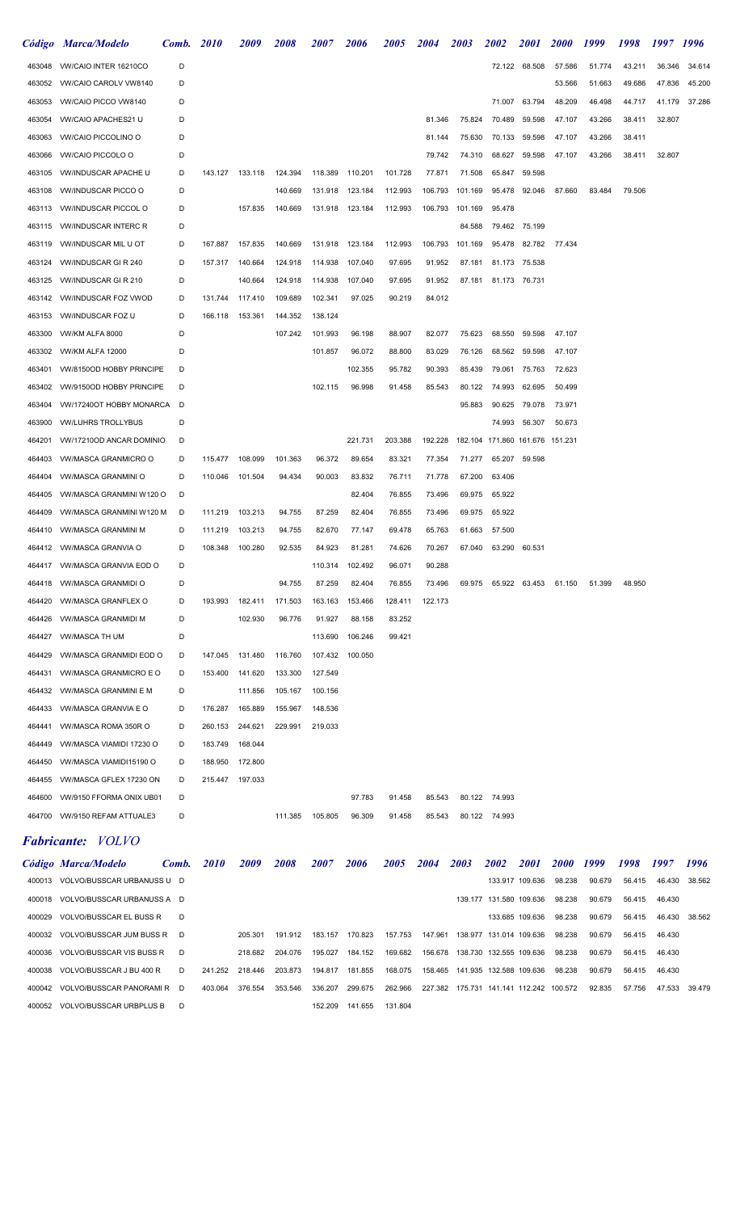| Código | Marca/Modelo | Comb. | 2010 | 2009 | 2008 | 2007 | 2006 | 2005 | 2004 | 2003 | 2002 | 2001 | 2000 | 1999 | 1998 | 1997 | 1996 |
|---|---|---|---|---|---|---|---|---|---|---|---|---|---|---|---|---|---|
| 463048 | VW/CAIO INTER 16210CO | D | | | | | | | | | 72.122 | 68.508 | 57.586 | 51.774 | 43.211 | 36.346 | 34.614 |
| 463052 | VW/CAIO CAROLV VW8140 | D | | | | | | | | | | | 53.566 | 51.663 | 49.686 | 47.836 | 45.200 |
| 463053 | VW/CAIO PICCO VW8140 | D | | | | | | | | | 71.007 | 63.794 | 48.209 | 46.498 | 44.717 | 41.179 | 37.286 |
| 463054 | VW/CAIO APACHES21 U | D | | | | | | | 81.346 | 75.824 | 70.489 | 59.598 | 47.107 | 43.266 | 38.411 | 32.807 | |
| 463063 | VW/CAIO PICCOLINO O | D | | | | | | | 81.144 | 75.630 | 70.133 | 59.598 | 47.107 | 43.266 | 38.411 | | |
| 463066 | VW/CAIO PICCOLO O | D | | | | | | | 79.742 | 74.310 | 68.627 | 59.598 | 47.107 | 43.266 | 38.411 | 32.807 | |
| 463105 | VW/INDUSCAR APACHE U | D | 143.127 | 133.118 | 124.394 | 118.389 | 110.201 | 101.728 | 77.871 | 71.508 | 65.847 | 59.598 | | | | | |
| 463108 | VW/INDUSCAR PICCO O | D | | | 140.669 | 131.918 | 123.184 | 112.993 | 106.793 | 101.169 | 95.478 | 92.046 | 87.660 | 83.484 | 79.506 | | |
| 463113 | VW/INDUSCAR PICCOL O | D | | 157.835 | 140.669 | 131.918 | 123.184 | 112.993 | 106.793 | 101.169 | 95.478 | | | | | | |
| 463115 | VW/INDUSCAR INTERC R | D | | | | | | | | 84.588 | 79.462 | 75.199 | | | | | |
| 463119 | VW/INDUSCAR MIL U OT | D | 167.887 | 157.835 | 140.669 | 131.918 | 123.184 | 112.993 | 106.793 | 101.169 | 95.478 | 82.782 | 77.434 | | | | |
| 463124 | VW/INDUSCAR GI R 240 | D | 157.317 | 140.664 | 124.918 | 114.938 | 107.040 | 97.695 | 91.952 | 87.181 | 81.173 | 75.538 | | | | | |
| 463125 | VW/INDUSCAR GI R 210 | D | | 140.664 | 124.918 | 114.938 | 107.040 | 97.695 | 91.952 | 87.181 | 81.173 | 76.731 | | | | | |
| 463142 | VW/INDUSCAR FOZ VWOD | D | 131.744 | 117.410 | 109.689 | 102.341 | 97.025 | 90.219 | 84.012 | | | | | | | | |
| 463153 | VW/INDUSCAR FOZ U | D | 166.118 | 153.361 | 144.352 | 138.124 | | | | | | | | | | | |
| 463300 | VW/KM ALFA 8000 | D | | | 107.242 | 101.993 | 96.198 | 88.907 | 82.077 | 75.623 | 68.550 | 59.598 | 47.107 | | | | |
| 463302 | VW/KM ALFA 12000 | D | | | | 101.857 | 96.072 | 88.800 | 83.029 | 76.126 | 68.562 | 59.598 | 47.107 | | | | |
| 463401 | VW/8150OD HOBBY PRINCIPE | D | | | | | 102.355 | 95.782 | 90.393 | 85.439 | 79.061 | 75.763 | 72.623 | | | | |
| 463402 | VW/9150OD HOBBY PRINCIPE | D | | | | 102.115 | 96.998 | 91.458 | 85.543 | 80.122 | 74.993 | 62.695 | 50.499 | | | | |
| 463404 | VW/17240OT HOBBY MONARCA | D | | | | | | | | 95.883 | 90.625 | 79.078 | 73.971 | | | | |
| 463900 | VW/LUHRS TROLLYBUS | D | | | | | | | | | 74.993 | 56.307 | 50.673 | | | | |
| 464201 | VW/17210OD ANCAR DOMINIO | D | | | | | 221.731 | 203.388 | 192.228 | 182.104 | 171.860 | 161.676 | 151.231 | | | | |
| 464403 | VW/MASCA GRANMICRO O | D | 115.477 | 108.099 | 101.363 | 96.372 | 89.654 | 83.321 | 77.354 | 71.277 | 65.207 | 59.598 | | | | | |
| 464404 | VW/MASCA GRANMINI O | D | 110.046 | 101.504 | 94.434 | 90.003 | 83.832 | 76.711 | 71.778 | 67.200 | 63.406 | | | | | | |
| 464405 | VW/MASCA GRANMINI W120 O | D | | | | | 82.404 | 76.855 | 73.496 | 69.975 | 65.922 | | | | | | |
| 464409 | VW/MASCA GRANMINI W120 M | D | 111.219 | 103.213 | 94.755 | 87.259 | 82.404 | 76.855 | 73.496 | 69.975 | 65.922 | | | | | | |
| 464410 | VW/MASCA GRANMINI M | D | 111.219 | 103.213 | 94.755 | 82.670 | 77.147 | 69.478 | 65.763 | 61.663 | 57.500 | | | | | | |
| 464412 | VW/MASCA GRANVIA O | D | 108.348 | 100.280 | 92.535 | 84.923 | 81.281 | 74.626 | 70.267 | 67.040 | 63.290 | 60.531 | | | | | |
| 464417 | VW/MASCA GRANVIA EOD O | D | | | | 110.314 | 102.492 | 96.071 | 90.288 | | | | | | | | |
| 464418 | VW/MASCA GRANMIDI O | D | | | 94.755 | 87.259 | 82.404 | 76.855 | 73.496 | 69.975 | 65.922 | 63.453 | 61.150 | 51.399 | 48.950 | | |
| 464420 | VW/MASCA GRANFLEX O | D | 193.993 | 182.411 | 171.503 | 163.163 | 153.466 | 128.411 | 122.173 | | | | | | | | |
| 464426 | VW/MASCA GRANMIDI M | D | | 102.930 | 96.776 | 91.927 | 88.158 | 83.252 | | | | | | | | | |
| 464427 | VW/MASCA TH UM | D | | | | 113.690 | 106.246 | 99.421 | | | | | | | | | |
| 464429 | VW/MASCA GRANMIDI EOD O | D | 147.045 | 131.480 | 116.760 | 107.432 | 100.050 | | | | | | | | | | |
| 464431 | VW/MASCA GRANMICRO E O | D | 153.400 | 141.620 | 133.300 | 127.549 | | | | | | | | | | | |
| 464432 | VW/MASCA GRANMINI E M | D | | 111.856 | 105.167 | 100.156 | | | | | | | | | | | |
| 464433 | VW/MASCA GRANVIA E O | D | 176.287 | 165.889 | 155.967 | 148.536 | | | | | | | | | | | |
| 464441 | VW/MASCA ROMA 350R O | D | 260.153 | 244.621 | 229.991 | 219.033 | | | | | | | | | | | |
| 464449 | VW/MASCA VIAMIDI 17230 O | D | 183.749 | 168.044 | | | | | | | | | | | | | |
| 464450 | VW/MASCA VIAMIDI15190 O | D | 188.950 | 172.800 | | | | | | | | | | | | | |
| 464455 | VW/MASCA GFLEX 17230 ON | D | 215.447 | 197.033 | | | | | | | | | | | | | |
| 464600 | VW/9150 FFORMA ONIX UB01 | D | | | | | 97.783 | 91.458 | 85.543 | 80.122 | 74.993 | | | | | | |
| 464700 | VW/9150 REFAM ATTUALE3 | D | | | 111.385 | 105.805 | 96.309 | 91.458 | 85.543 | 80.122 | 74.993 | | | | | | |

## *Fabricante: VOLVO*

| Código | Marca/Modelo | Comb. | 2010 | 2009 | 2008 | 2007 | 2006 | 2005 | 2004 | 2003 | 2002 | 2001 | 2000 | 1999 | 1998 | 1997 | 1996 |
|---|---|---|---|---|---|---|---|---|---|---|---|---|---|---|---|---|---|
| 400013 | VOLVO/BUSSCAR URBANUSS U | D | | | | | | | | | 133.917 | 109.636 | 98.238 | 90.679 | 56.415 | 46.430 | 38.562 |
| 400018 | VOLVO/BUSSCAR URBANUSS A | D | | | | | | | | 139.177 | 131.580 | 109.636 | 98.238 | 90.679 | 56.415 | 46.430 | |
| 400029 | VOLVO/BUSSCAR EL BUSS R | D | | | | | | | | | 133.685 | 109.636 | 98.238 | 90.679 | 56.415 | 46.430 | 38.562 |
| 400032 | VOLVO/BUSSCAR JUM BUSS R | D | | 205.301 | 191.912 | 183.157 | 170.823 | 157.753 | 147.961 | 138.977 | 131.014 | 109.636 | 98.238 | 90.679 | 56.415 | 46.430 | |
| 400036 | VOLVO/BUSSCAR VIS BUSS R | D | | 218.682 | 204.076 | 195.027 | 184.152 | 169.682 | 156.678 | 138.730 | 132.555 | 109.636 | 98.238 | 90.679 | 56.415 | 46.430 | |
| 400038 | VOLVO/BUSSCAR J BU 400 R | D | 241.252 | 218.446 | 203.873 | 194.817 | 181.855 | 168.075 | 158.465 | 141.935 | 132.588 | 109.636 | 98.238 | 90.679 | 56.415 | 46.430 | |
| 400042 | VOLVO/BUSSCAR PANORAMI R | D | 403.064 | 376.554 | 353.546 | 336.207 | 299.675 | 262.966 | 227.382 | 175.731 | 141.141 | 112.242 | 100.572 | 92.835 | 57.756 | 47.533 | 39.479 |
| 400052 | VOLVO/BUSSCAR URBPLUS B | D | | | | 152.209 | 141.655 | 131.804 | | | | | | | | | |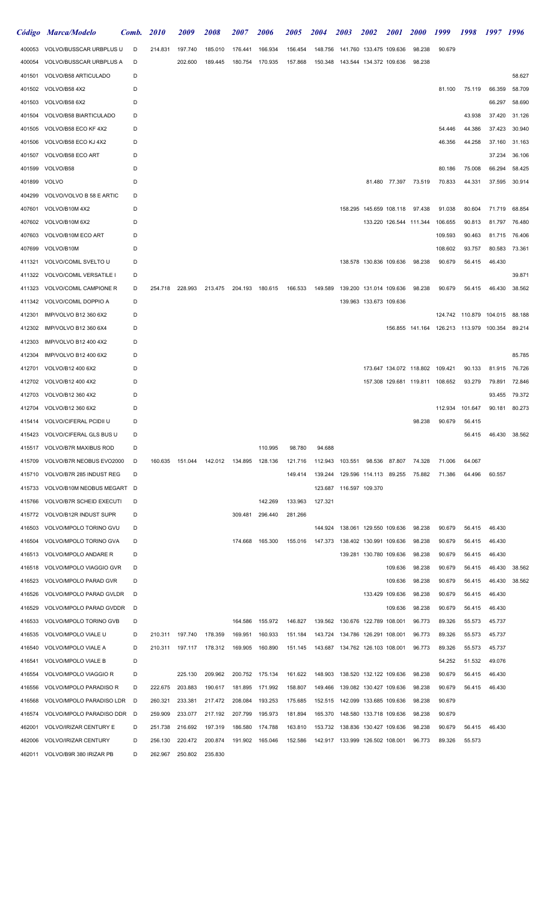| Código | Marca/Modelo | Comb. | 2010 | 2009 | 2008 | 2007 | 2006 | 2005 | 2004 | 2003 | 2002 | 2001 | 2000 | 1999 | 1998 | 1997 | 1996 |
|---|---|---|---|---|---|---|---|---|---|---|---|---|---|---|---|---|---|
| 400053 | VOLVO/BUSSCAR URBPLUS U | D | 214.831 | 197.740 | 185.010 | 176.441 | 166.934 | 156.454 | 148.756 | 141.760 | 133.475 | 109.636 | 98.238 | 90.679 | | | |
| 400054 | VOLVO/BUSSCAR URBPLUS A | D | | 202.600 | 189.445 | 180.754 | 170.935 | 157.868 | 150.348 | 143.544 | 134.372 | 109.636 | 98.238 | | | | |
| 401501 | VOLVO/B58 ARTICULADO | D | | | | | | | | | | | | | | | 58.627 |
| 401502 | VOLVO/B58 4X2 | D | | | | | | | | | | | | 81.100 | 75.119 | 66.359 | 58.709 |
| 401503 | VOLVO/B58 6X2 | D | | | | | | | | | | | | | | 66.297 | 58.690 |
| 401504 | VOLVO/B58 BIARTICULADO | D | | | | | | | | | | | | | 43.938 | 37.420 | 31.126 |
| 401505 | VOLVO/B58 ECO KF 4X2 | D | | | | | | | | | | | | 54.446 | 44.386 | 37.423 | 30.940 |
| 401506 | VOLVO/B58 ECO KJ 4X2 | D | | | | | | | | | | | | 46.356 | 44.258 | 37.160 | 31.163 |
| 401507 | VOLVO/B58 ECO ART | D | | | | | | | | | | | | | | 37.234 | 36.106 |
| 401599 | VOLVO/B58 | D | | | | | | | | | | | | 80.186 | 75.008 | 66.294 | 58.425 |
| 401899 | VOLVO | D | | | | | | | | | 81.480 | 77.397 | 73.519 | 70.833 | 44.331 | 37.595 | 30.914 |
| 404299 | VOLVO/VOLVO B 58 E ARTIC | D | | | | | | | | | | | | | | | |
| 407601 | VOLVO/B10M 4X2 | D | | | | | | | | 158.295 | 145.659 | 108.118 | 97.438 | 91.038 | 80.604 | 71.719 | 68.854 |
| 407602 | VOLVO/B10M 6X2 | D | | | | | | | | | 133.220 | 126.544 | 111.344 | 106.655 | 90.813 | 81.797 | 76.480 |
| 407603 | VOLVO/B10M ECO ART | D | | | | | | | | | | | | 109.593 | 90.463 | 81.715 | 76.406 |
| 407699 | VOLVO/B10M | D | | | | | | | | | | | | 108.602 | 93.757 | 80.583 | 73.361 |
| 411321 | VOLVO/COMIL SVELTO U | D | | | | | | | | 138.578 | 130.836 | 109.636 | 98.238 | 90.679 | 56.415 | 46.430 | |
| 411322 | VOLVO/COMIL VERSATILE I | D | | | | | | | | | | | | | | | 39.871 |
| 411323 | VOLVO/COMIL CAMPIONE R | D | 254.718 | 228.993 | 213.475 | 204.193 | 180.615 | 166.533 | 149.589 | 139.200 | 131.014 | 109.636 | 98.238 | 90.679 | 56.415 | 46.430 | 38.562 |
| 411342 | VOLVO/COMIL DOPPIO A | D | | | | | | | | 139.963 | 133.673 | 109.636 | | | | | |
| 412301 | IMP/VOLVO B12 360 6X2 | D | | | | | | | | | | | | 124.742 | 110.879 | 104.015 | 88.188 |
| 412302 | IMP/VOLVO B12 360 6X4 | D | | | | | | | | | | 156.855 | 141.164 | 126.213 | 113.979 | 100.354 | 89.214 |
| 412303 | IMP/VOLVO B12 400 4X2 | D | | | | | | | | | | | | | | | |
| 412304 | IMP/VOLVO B12 400 6X2 | D | | | | | | | | | | | | | | | 85.785 |
| 412701 | VOLVO/B12 400 6X2 | D | | | | | | | | | 173.647 | 134.072 | 118.802 | 109.421 | 90.133 | 81.915 | 76.726 |
| 412702 | VOLVO/B12 400 4X2 | D | | | | | | | | | 157.308 | 129.681 | 119.811 | 108.652 | 93.279 | 79.891 | 72.846 |
| 412703 | VOLVO/B12 360 4X2 | D | | | | | | | | | | | | | | 93.455 | 79.372 |
| 412704 | VOLVO/B12 360 6X2 | D | | | | | | | | | | | | 112.934 | 101.647 | 90.181 | 80.273 |
| 415414 | VOLVO/CIFERAL PCIDII U | D | | | | | | | | | | | 98.238 | 90.679 | 56.415 | | |
| 415423 | VOLVO/CIFERAL GLS BUS U | D | | | | | | | | | | | | | 56.415 | 46.430 | 38.562 |
| 415517 | VOLVO/B7R MAXIBUS ROD | D | | | | | 110.995 | 98.780 | 94.688 | | | | | | | | |
| 415709 | VOLVO/B7R NEOBUS EVO2000 | D | 160.635 | 151.044 | 142.012 | 134.895 | 128.136 | 121.716 | 112.943 | 103.551 | 98.536 | 87.807 | 74.328 | 71.006 | 64.067 | | |
| 415710 | VOLVO/B7R 285 INDUST REG | D | | | | | | 149.414 | 139.244 | 129.596 | 114.113 | 89.255 | 75.882 | 71.386 | 64.496 | 60.557 | |
| 415733 | VOLVO/B10M NEOBUS MEGART | D | | | | | | | 123.687 | 116.597 | 109.370 | | | | | | |
| 415766 | VOLVO/B7R SCHEID EXECUTI | D | | | | | 142.269 | 133.963 | 127.321 | | | | | | | | |
| 415772 | VOLVO/B12R INDUST SUPR | D | | | | 309.481 | 296.440 | 281.266 | | | | | | | | | |
| 416503 | VOLVO/MPOLO TORINO GVU | D | | | | | | | 144.924 | 138.061 | 129.550 | 109.636 | 98.238 | 90.679 | 56.415 | 46.430 | |
| 416504 | VOLVO/MPOLO TORINO GVA | D | | | | 174.668 | 165.300 | 155.016 | 147.373 | 138.402 | 130.991 | 109.636 | 98.238 | 90.679 | 56.415 | 46.430 | |
| 416513 | VOLVO/MPOLO ANDARE R | D | | | | | | | | 139.281 | 130.780 | 109.636 | 98.238 | 90.679 | 56.415 | 46.430 | |
| 416518 | VOLVO/MPOLO VIAGGIO GVR | D | | | | | | | | | | 109.636 | 98.238 | 90.679 | 56.415 | 46.430 | 38.562 |
| 416523 | VOLVO/MPOLO PARAD GVR | D | | | | | | | | | | 109.636 | 98.238 | 90.679 | 56.415 | 46.430 | 38.562 |
| 416526 | VOLVO/MPOLO PARAD GVLDR | D | | | | | | | | | 133.429 | 109.636 | 98.238 | 90.679 | 56.415 | 46.430 | |
| 416529 | VOLVO/MPOLO PARAD GVDDR | D | | | | | | | | | | 109.636 | 98.238 | 90.679 | 56.415 | 46.430 | |
| 416533 | VOLVO/MPOLO TORINO GVB | D | | | | 164.586 | 155.972 | 146.827 | 139.562 | 130.676 | 122.789 | 108.001 | 96.773 | 89.326 | 55.573 | 45.737 | |
| 416535 | VOLVO/MPOLO VIALE U | D | 210.311 | 197.740 | 178.359 | 169.951 | 160.933 | 151.184 | 143.724 | 134.786 | 126.291 | 108.001 | 96.773 | 89.326 | 55.573 | 45.737 | |
| 416540 | VOLVO/MPOLO VIALE A | D | 210.311 | 197.117 | 178.312 | 169.905 | 160.890 | 151.145 | 143.687 | 134.762 | 126.103 | 108.001 | 96.773 | 89.326 | 55.573 | 45.737 | |
| 416541 | VOLVO/MPOLO VIALE B | D | | | | | | | | | | | | 54.252 | 51.532 | 49.076 | |
| 416554 | VOLVO/MPOLO VIAGGIO R | D | | 225.130 | 209.962 | 200.752 | 175.134 | 161.622 | 148.903 | 138.520 | 132.122 | 109.636 | 98.238 | 90.679 | 56.415 | 46.430 | |
| 416556 | VOLVO/MPOLO PARADISO R | D | 222.675 | 203.883 | 190.617 | 181.895 | 171.992 | 158.807 | 149.466 | 139.082 | 130.427 | 109.636 | 98.238 | 90.679 | 56.415 | 46.430 | |
| 416568 | VOLVO/MPOLO PARADISO LDR | D | 260.321 | 233.381 | 217.472 | 208.084 | 193.253 | 175.685 | 152.515 | 142.099 | 133.685 | 109.636 | 98.238 | 90.679 | | | |
| 416574 | VOLVO/MPOLO PARADISO DDR | D | 259.909 | 233.077 | 217.192 | 207.799 | 195.973 | 181.894 | 165.370 | 148.580 | 133.718 | 109.636 | 98.238 | 90.679 | | | |
| 462001 | VOLVO/IRIZAR CENTURY E | D | 251.738 | 216.692 | 197.319 | 186.580 | 174.788 | 163.810 | 153.732 | 138.836 | 130.427 | 109.636 | 98.238 | 90.679 | 56.415 | 46.430 | |
| 462006 | VOLVO/IRIZAR CENTURY | D | 256.130 | 220.472 | 200.874 | 191.902 | 165.046 | 152.586 | 142.917 | 133.999 | 126.502 | 108.001 | 96.773 | 89.326 | 55.573 | | |
| 462011 | VOLVO/B9R 380 IRIZAR PB | D | 262.967 | 250.802 | 235.830 | | | | | | | | | | | | |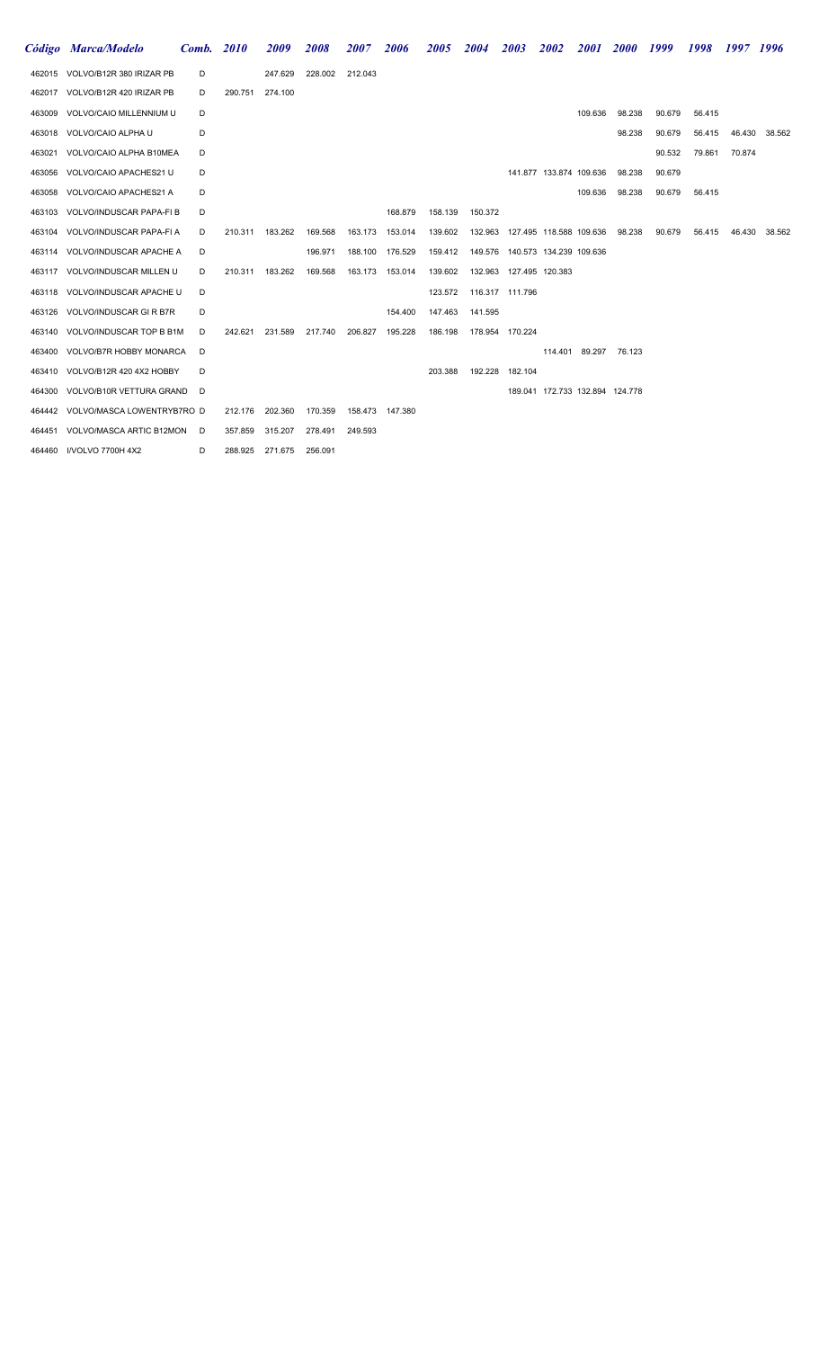| Código | Marca/Modelo | Comb. | 2010 | 2009 | 2008 | 2007 | 2006 | 2005 | 2004 | 2003 | 2002 | 2001 | 2000 | 1999 | 1998 | 1997 | 1996 |
|---|---|---|---|---|---|---|---|---|---|---|---|---|---|---|---|---|---|
| 462015 | VOLVO/B12R 380 IRIZAR PB | D | | 247.629 | 228.002 | 212.043 | | | | | | | | | | | |
| 462017 | VOLVO/B12R 420 IRIZAR PB | D | 290.751 | 274.100 | | | | | | | | | | | | | |
| 463009 | VOLVO/CAIO MILLENNIUM U | D | | | | | | | | | | 109.636 | 98.238 | 90.679 | 56.415 | | |
| 463018 | VOLVO/CAIO ALPHA U | D | | | | | | | | | | | 98.238 | 90.679 | 56.415 | 46.430 | 38.562 |
| 463021 | VOLVO/CAIO ALPHA B10MEA | D | | | | | | | | | | | | 90.532 | 79.861 | 70.874 | |
| 463056 | VOLVO/CAIO APACHES21 U | D | | | | | | | | 141.877 | 133.874 | 109.636 | 98.238 | 90.679 | | | |
| 463058 | VOLVO/CAIO APACHES21 A | D | | | | | | | | | | 109.636 | 98.238 | 90.679 | 56.415 | | |
| 463103 | VOLVO/INDUSCAR PAPA-FI B | D | | | | | 168.879 | 158.139 | 150.372 | | | | | | | | |
| 463104 | VOLVO/INDUSCAR PAPA-FI A | D | 210.311 | 183.262 | 169.568 | 163.173 | 153.014 | 139.602 | 132.963 | 127.495 | 118.588 | 109.636 | 98.238 | 90.679 | 56.415 | 46.430 | 38.562 |
| 463114 | VOLVO/INDUSCAR APACHE A | D | | | 196.971 | 188.100 | 176.529 | 159.412 | 149.576 | 140.573 | 134.239 | 109.636 | | | | | |
| 463117 | VOLVO/INDUSCAR MILLEN U | D | 210.311 | 183.262 | 169.568 | 163.173 | 153.014 | 139.602 | 132.963 | 127.495 | 120.383 | | | | | | |
| 463118 | VOLVO/INDUSCAR APACHE U | D | | | | | | 123.572 | 116.317 | 111.796 | | | | | | | |
| 463126 | VOLVO/INDUSCAR GI R B7R | D | | | | | 154.400 | 147.463 | 141.595 | | | | | | | | |
| 463140 | VOLVO/INDUSCAR TOP B B1M | D | 242.621 | 231.589 | 217.740 | 206.827 | 195.228 | 186.198 | 178.954 | 170.224 | | | | | | | |
| 463400 | VOLVO/B7R HOBBY MONARCA | D | | | | | | | | | 114.401 | 89.297 | 76.123 | | | | |
| 463410 | VOLVO/B12R 420 4X2 HOBBY | D | | | | | | 203.388 | 192.228 | 182.104 | | | | | | | |
| 464300 | VOLVO/B10R VETTURA GRAND | D | | | | | | | | 189.041 | 172.733 | 132.894 | 124.778 | | | | |
| 464442 | VOLVO/MASCA LOWENTRYB7RO | D | 212.176 | 202.360 | 170.359 | 158.473 | 147.380 | | | | | | | | | | |
| 464451 | VOLVO/MASCA ARTIC B12MON | D | 357.859 | 315.207 | 278.491 | 249.593 | | | | | | | | | | | |
| 464460 | I/VOLVO 7700H 4X2 | D | 288.925 | 271.675 | 256.091 | | | | | | | | | | | | |